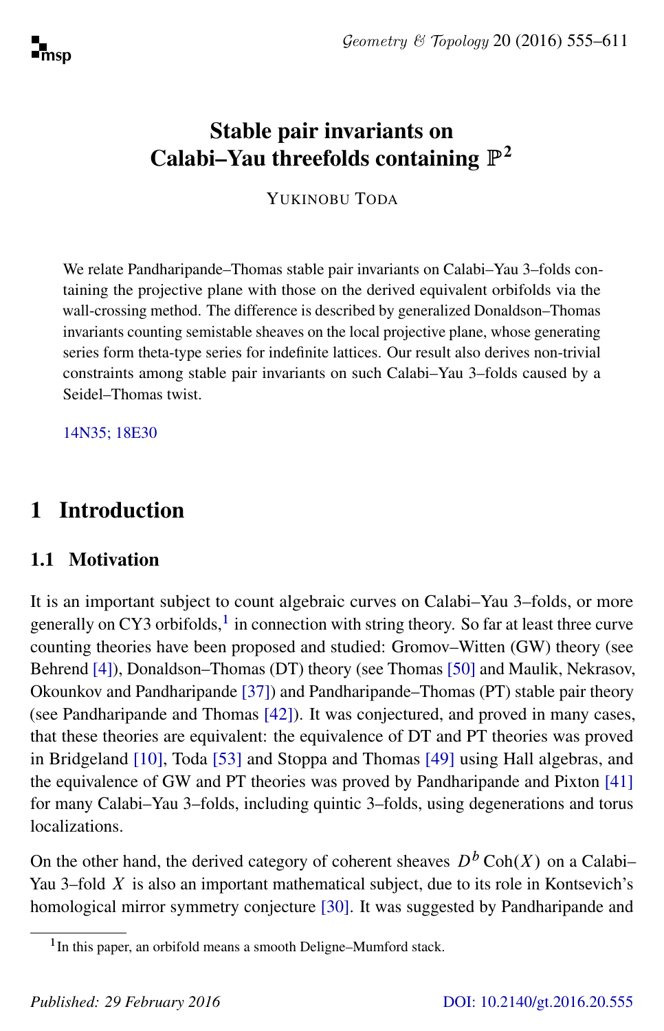# Stable pair invariants on Calabi–Yau threefolds containing $\mathbb{P}^2$

YUKINOBU TODA

We relate Pandharipande–Thomas stable pair invariants on Calabi–Yau 3–folds containing the projective plane with those on the derived equivalent orbifolds via the wall-crossing method. The difference is described by generalized Donaldson–Thomas invariants counting semistable sheaves on the local projective plane, whose generating series form theta-type series for indefinite lattices. Our result also derives non-trivial constraints among stable pair invariants on such Calabi–Yau 3–folds caused by a Seidel–Thomas twist.

14N35; 18E30

## 1 Introduction

### 1.1 Motivation

It is an important subject to count algebraic curves on Calabi–Yau 3–folds, or more generally on CY3 orbifolds,[1] in connection with string theory. So far at least three curve counting theories have been proposed and studied: Gromov–Witten (GW) theory (see Behrend [4]), Donaldson–Thomas (DT) theory (see Thomas [50] and Maulik, Nekrasov, Okounkov and Pandharipande [37]) and Pandharipande–Thomas (PT) stable pair theory (see Pandharipande and Thomas [42]). It was conjectured, and proved in many cases, that these theories are equivalent: the equivalence of DT and PT theories was proved in Bridgeland [10], Toda [53] and Stoppa and Thomas [49] using Hall algebras, and the equivalence of GW and PT theories was proved by Pandharipande and Pixton [41] for many Calabi–Yau 3–folds, including quintic 3–folds, using degenerations and torus localizations.

On the other hand, the derived category of coherent sheaves $D^b \operatorname{Coh}(X)$ on a Calabi–Yau 3–fold $X$ is also an important mathematical subject, due to its role in Kontsevich's homological mirror symmetry conjecture [30]. It was suggested by Pandharipande and

[1] In this paper, an orbifold means a smooth Deligne–Mumford stack.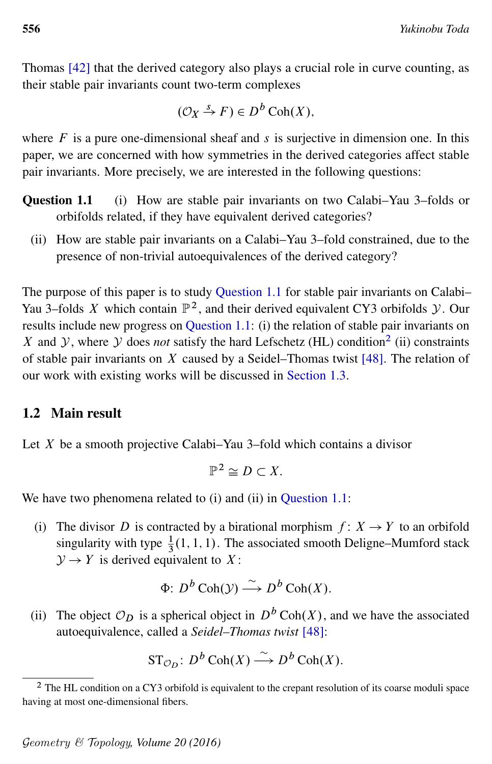Thomas [42] that the derived category also plays a crucial role in curve counting, as their stable pair invariants count two-term complexes

$$(\mathcal{O}_X \xrightarrow{s} F) \in D^b \operatorname{Coh}(X),$$

where $F$ is a pure one-dimensional sheaf and $s$ is surjective in dimension one. In this paper, we are concerned with how symmetries in the derived categories affect stable pair invariants. More precisely, we are interested in the following questions:

**Question 1.1** (i) How are stable pair invariants on two Calabi–Yau 3–folds or orbifolds related, if they have equivalent derived categories?

(ii) How are stable pair invariants on a Calabi–Yau 3–fold constrained, due to the presence of non-trivial autoequivalences of the derived category?

The purpose of this paper is to study Question 1.1 for stable pair invariants on Calabi–Yau 3–folds $X$ which contain $\mathbb{P}^2$, and their derived equivalent CY3 orbifolds $\mathcal{Y}$. Our results include new progress on Question 1.1: (i) the relation of stable pair invariants on $X$ and $\mathcal{Y}$, where $\mathcal{Y}$ does *not* satisfy the hard Lefschetz (HL) condition[2] (ii) constraints of stable pair invariants on $X$ caused by a Seidel–Thomas twist [48]. The relation of our work with existing works will be discussed in Section 1.3.

## 1.2 Main result

Let $X$ be a smooth projective Calabi–Yau 3–fold which contains a divisor

$$\mathbb{P}^2 \cong D \subset X.$$

We have two phenomena related to (i) and (ii) in Question 1.1:

(i) The divisor $D$ is contracted by a birational morphism $f\colon X \to Y$ to an orbifold singularity with type $\frac{1}{3}(1,1,1)$. The associated smooth Deligne–Mumford stack $\mathcal{Y} \to Y$ is derived equivalent to $X$:

$$\Phi\colon D^b \operatorname{Coh}(\mathcal{Y}) \xrightarrow{\sim} D^b \operatorname{Coh}(X).$$

(ii) The object $\mathcal{O}_D$ is a spherical object in $D^b \operatorname{Coh}(X)$, and we have the associated autoequivalence, called a *Seidel–Thomas twist* [48]:

$$\operatorname{ST}_{\mathcal{O}_D}\colon D^b \operatorname{Coh}(X) \xrightarrow{\sim} D^b \operatorname{Coh}(X).$$

[2] The HL condition on a CY3 orbifold is equivalent to the crepant resolution of its coarse moduli space having at most one-dimensional fibers.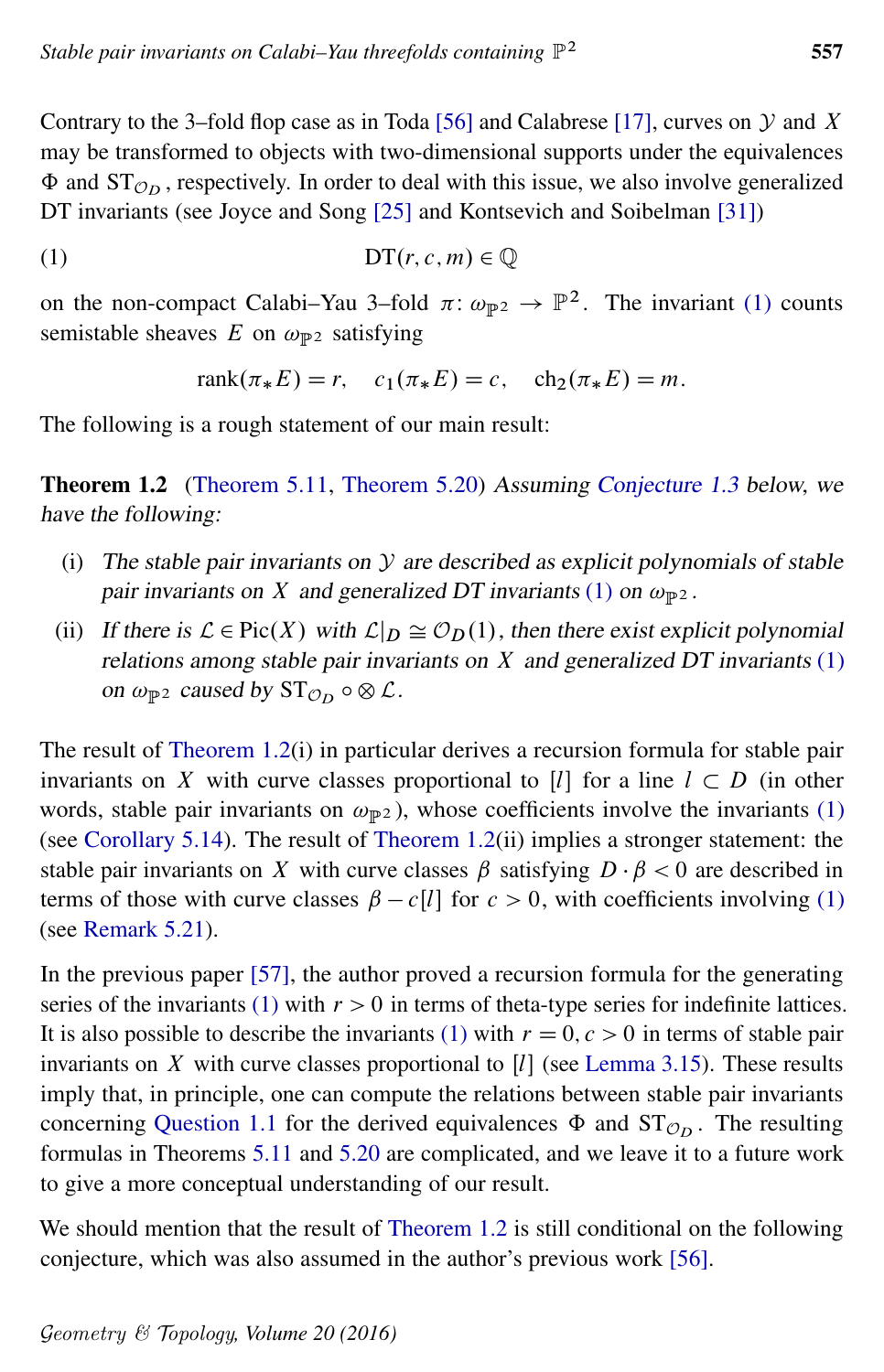Contrary to the 3–fold flop case as in Toda [56] and Calabrese [17], curves on $\mathcal{Y}$ and $X$ may be transformed to objects with two-dimensional supports under the equivalences $\Phi$ and $\mathrm{ST}_{\mathcal{O}_D}$, respectively. In order to deal with this issue, we also involve generalized DT invariants (see Joyce and Song [25] and Kontsevich and Soibelman [31])

$$\mathrm{DT}(r, c, m) \in \mathbb{Q} \tag{1}$$

on the non-compact Calabi–Yau 3–fold $\pi\colon \omega_{\mathbb{P}^2} \to \mathbb{P}^2$. The invariant (1) counts semistable sheaves $E$ on $\omega_{\mathbb{P}^2}$ satisfying

$$\operatorname{rank}(\pi_* E) = r, \quad c_1(\pi_* E) = c, \quad \mathrm{ch}_2(\pi_* E) = m.$$

The following is a rough statement of our main result:

**Theorem 1.2** (Theorem 5.11, Theorem 5.20) *Assuming Conjecture 1.3 below, we have the following:*

(i) *The stable pair invariants on $\mathcal{Y}$ are described as explicit polynomials of stable pair invariants on $X$ and generalized DT invariants (1) on $\omega_{\mathbb{P}^2}$.*

(ii) *If there is $\mathcal{L} \in \mathrm{Pic}(X)$ with $\mathcal{L}|_D \cong \mathcal{O}_D(1)$, then there exist explicit polynomial relations among stable pair invariants on $X$ and generalized DT invariants (1) on $\omega_{\mathbb{P}^2}$ caused by $\mathrm{ST}_{\mathcal{O}_D} \circ \otimes \mathcal{L}$.*

The result of Theorem 1.2(i) in particular derives a recursion formula for stable pair invariants on $X$ with curve classes proportional to $[l]$ for a line $l \subset D$ (in other words, stable pair invariants on $\omega_{\mathbb{P}^2}$), whose coefficients involve the invariants (1) (see Corollary 5.14). The result of Theorem 1.2(ii) implies a stronger statement: the stable pair invariants on $X$ with curve classes $\beta$ satisfying $D \cdot \beta < 0$ are described in terms of those with curve classes $\beta - c[l]$ for $c > 0$, with coefficients involving (1) (see Remark 5.21).

In the previous paper [57], the author proved a recursion formula for the generating series of the invariants (1) with $r > 0$ in terms of theta-type series for indefinite lattices. It is also possible to describe the invariants (1) with $r = 0, c > 0$ in terms of stable pair invariants on $X$ with curve classes proportional to $[l]$ (see Lemma 3.15). These results imply that, in principle, one can compute the relations between stable pair invariants concerning Question 1.1 for the derived equivalences $\Phi$ and $\mathrm{ST}_{\mathcal{O}_D}$. The resulting formulas in Theorems 5.11 and 5.20 are complicated, and we leave it to a future work to give a more conceptual understanding of our result.

We should mention that the result of Theorem 1.2 is still conditional on the following conjecture, which was also assumed in the author's previous work [56].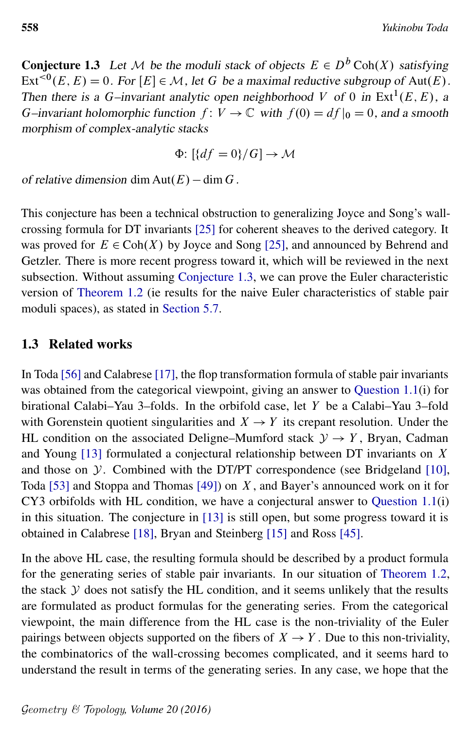**Conjecture 1.3** *Let $\mathcal{M}$ be the moduli stack of objects $E \in D^b \operatorname{Coh}(X)$ satisfying $\operatorname{Ext}^{<0}(E,E) = 0$. For $[E] \in \mathcal{M}$, let $G$ be a maximal reductive subgroup of $\operatorname{Aut}(E)$. Then there is a $G$–invariant analytic open neighborhood $V$ of $0$ in $\operatorname{Ext}^1(E,E)$, a $G$–invariant holomorphic function $f \colon V \to \mathbb{C}$ with $f(0) = df|_0 = 0$, and a smooth morphism of complex-analytic stacks*

$$\Phi\colon [\{df = 0\}/G] \to \mathcal{M}$$

*of relative dimension* $\dim \operatorname{Aut}(E) - \dim G$.

This conjecture has been a technical obstruction to generalizing Joyce and Song's wall-crossing formula for DT invariants [25] for coherent sheaves to the derived category. It was proved for $E \in \operatorname{Coh}(X)$ by Joyce and Song [25], and announced by Behrend and Getzler. There is more recent progress toward it, which will be reviewed in the next subsection. Without assuming Conjecture 1.3, we can prove the Euler characteristic version of Theorem 1.2 (ie results for the naive Euler characteristics of stable pair moduli spaces), as stated in Section 5.7.

## 1.3 Related works

In Toda [56] and Calabrese [17], the flop transformation formula of stable pair invariants was obtained from the categorical viewpoint, giving an answer to Question 1.1(i) for birational Calabi–Yau 3–folds. In the orbifold case, let $Y$ be a Calabi–Yau 3–fold with Gorenstein quotient singularities and $X \to Y$ its crepant resolution. Under the HL condition on the associated Deligne–Mumford stack $\mathcal{Y} \to Y$, Bryan, Cadman and Young [13] formulated a conjectural relationship between DT invariants on $X$ and those on $\mathcal{Y}$. Combined with the DT/PT correspondence (see Bridgeland [10], Toda [53] and Stoppa and Thomas [49]) on $X$, and Bayer's announced work on it for CY3 orbifolds with HL condition, we have a conjectural answer to Question 1.1(i) in this situation. The conjecture in [13] is still open, but some progress toward it is obtained in Calabrese [18], Bryan and Steinberg [15] and Ross [45].

In the above HL case, the resulting formula should be described by a product formula for the generating series of stable pair invariants. In our situation of Theorem 1.2, the stack $\mathcal{Y}$ does not satisfy the HL condition, and it seems unlikely that the results are formulated as product formulas for the generating series. From the categorical viewpoint, the main difference from the HL case is the non-triviality of the Euler pairings between objects supported on the fibers of $X \to Y$. Due to this non-triviality, the combinatorics of the wall-crossing becomes complicated, and it seems hard to understand the result in terms of the generating series. In any case, we hope that the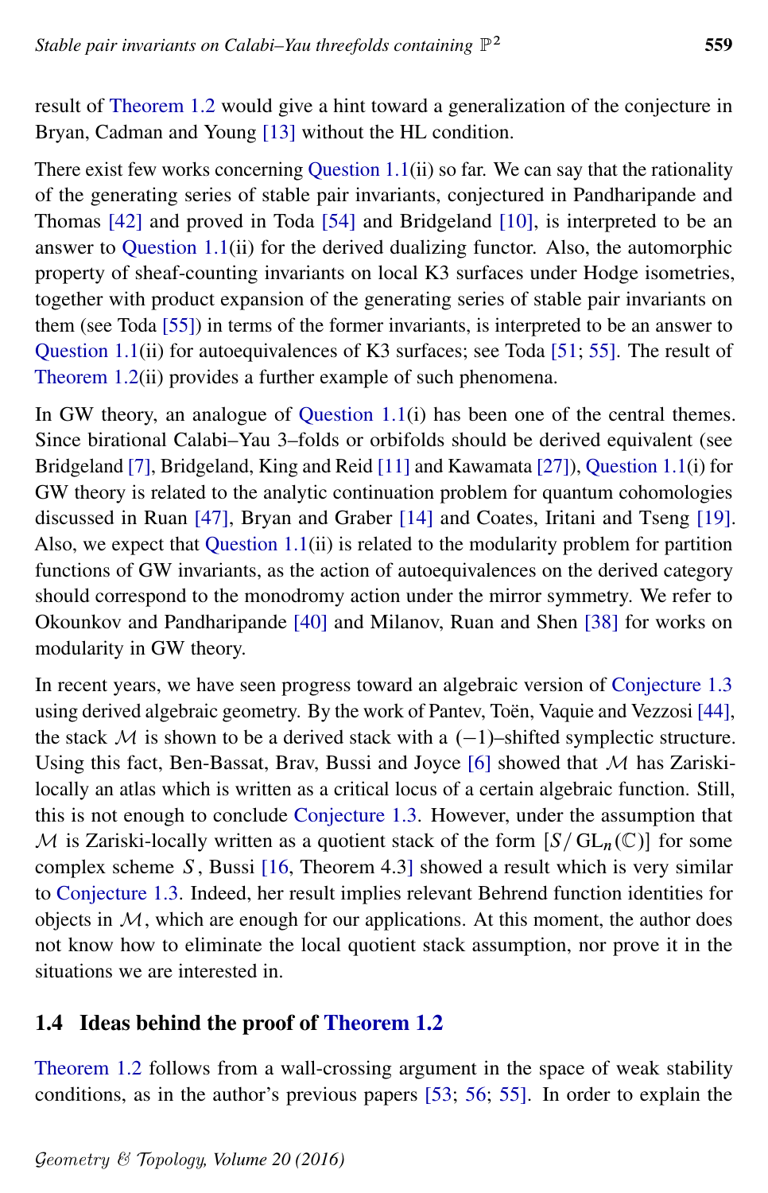result of Theorem 1.2 would give a hint toward a generalization of the conjecture in Bryan, Cadman and Young [13] without the HL condition.

There exist few works concerning Question 1.1(ii) so far. We can say that the rationality of the generating series of stable pair invariants, conjectured in Pandharipande and Thomas [42] and proved in Toda [54] and Bridgeland [10], is interpreted to be an answer to Question 1.1(ii) for the derived dualizing functor. Also, the automorphic property of sheaf-counting invariants on local K3 surfaces under Hodge isometries, together with product expansion of the generating series of stable pair invariants on them (see Toda [55]) in terms of the former invariants, is interpreted to be an answer to Question 1.1(ii) for autoequivalences of K3 surfaces; see Toda [51; 55]. The result of Theorem 1.2(ii) provides a further example of such phenomena.

In GW theory, an analogue of Question 1.1(i) has been one of the central themes. Since birational Calabi–Yau 3–folds or orbifolds should be derived equivalent (see Bridgeland [7], Bridgeland, King and Reid [11] and Kawamata [27]), Question 1.1(i) for GW theory is related to the analytic continuation problem for quantum cohomologies discussed in Ruan [47], Bryan and Graber [14] and Coates, Iritani and Tseng [19]. Also, we expect that Question 1.1(ii) is related to the modularity problem for partition functions of GW invariants, as the action of autoequivalences on the derived category should correspond to the monodromy action under the mirror symmetry. We refer to Okounkov and Pandharipande [40] and Milanov, Ruan and Shen [38] for works on modularity in GW theory.

In recent years, we have seen progress toward an algebraic version of Conjecture 1.3 using derived algebraic geometry. By the work of Pantev, Toën, Vaquie and Vezzosi [44], the stack $\mathcal{M}$ is shown to be a derived stack with a $(-1)$–shifted symplectic structure. Using this fact, Ben-Bassat, Brav, Bussi and Joyce [6] showed that $\mathcal{M}$ has Zariski-locally an atlas which is written as a critical locus of a certain algebraic function. Still, this is not enough to conclude Conjecture 1.3. However, under the assumption that $\mathcal{M}$ is Zariski-locally written as a quotient stack of the form $[S/\mathrm{GL}_n(\mathbb{C})]$ for some complex scheme $S$, Bussi [16, Theorem 4.3] showed a result which is very similar to Conjecture 1.3. Indeed, her result implies relevant Behrend function identities for objects in $\mathcal{M}$, which are enough for our applications. At this moment, the author does not know how to eliminate the local quotient stack assumption, nor prove it in the situations we are interested in.

## 1.4 Ideas behind the proof of Theorem 1.2

Theorem 1.2 follows from a wall-crossing argument in the space of weak stability conditions, as in the author's previous papers [53; 56; 55]. In order to explain the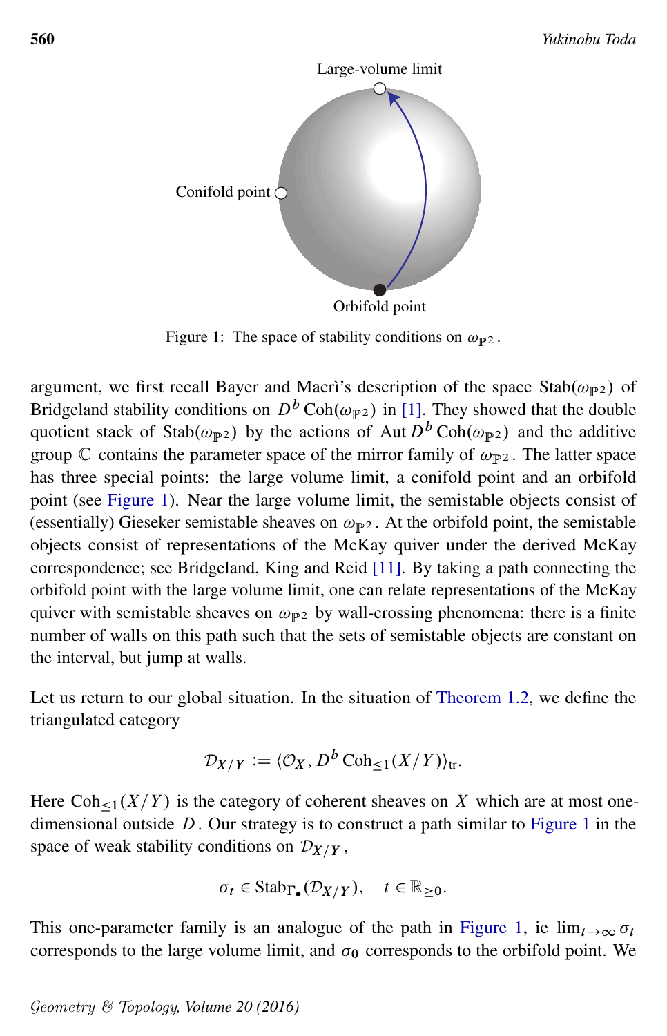Large-volume limit

Conifold point

Orbifold point

Figure 1: The space of stability conditions on $\omega_{\mathbb{P}^2}$.

argument, we first recall Bayer and Macrì's description of the space $\mathrm{Stab}(\omega_{\mathbb{P}^2})$ of Bridgeland stability conditions on $D^b\,\mathrm{Coh}(\omega_{\mathbb{P}^2})$ in [1]. They showed that the double quotient stack of $\mathrm{Stab}(\omega_{\mathbb{P}^2})$ by the actions of $\mathrm{Aut}\,D^b\,\mathrm{Coh}(\omega_{\mathbb{P}^2})$ and the additive group $\mathbb{C}$ contains the parameter space of the mirror family of $\omega_{\mathbb{P}^2}$. The latter space has three special points: the large volume limit, a conifold point and an orbifold point (see Figure 1). Near the large volume limit, the semistable objects consist of (essentially) Gieseker semistable sheaves on $\omega_{\mathbb{P}^2}$. At the orbifold point, the semistable objects consist of representations of the McKay quiver under the derived McKay correspondence; see Bridgeland, King and Reid [11]. By taking a path connecting the orbifold point with the large volume limit, one can relate representations of the McKay quiver with semistable sheaves on $\omega_{\mathbb{P}^2}$ by wall-crossing phenomena: there is a finite number of walls on this path such that the sets of semistable objects are constant on the interval, but jump at walls.

Let us return to our global situation. In the situation of Theorem 1.2, we define the triangulated category

$$\mathcal{D}_{X/Y} := \langle \mathcal{O}_X, D^b\,\mathrm{Coh}_{\leq 1}(X/Y)\rangle_{\mathrm{tr}}.$$

Here $\mathrm{Coh}_{\leq 1}(X/Y)$ is the category of coherent sheaves on $X$ which are at most one-dimensional outside $D$. Our strategy is to construct a path similar to Figure 1 in the space of weak stability conditions on $\mathcal{D}_{X/Y}$,

$$\sigma_t \in \mathrm{Stab}_{\Gamma_\bullet}(\mathcal{D}_{X/Y}), \quad t \in \mathbb{R}_{\geq 0}.$$

This one-parameter family is an analogue of the path in Figure 1, ie $\lim_{t\to\infty}\sigma_t$ corresponds to the large volume limit, and $\sigma_0$ corresponds to the orbifold point. We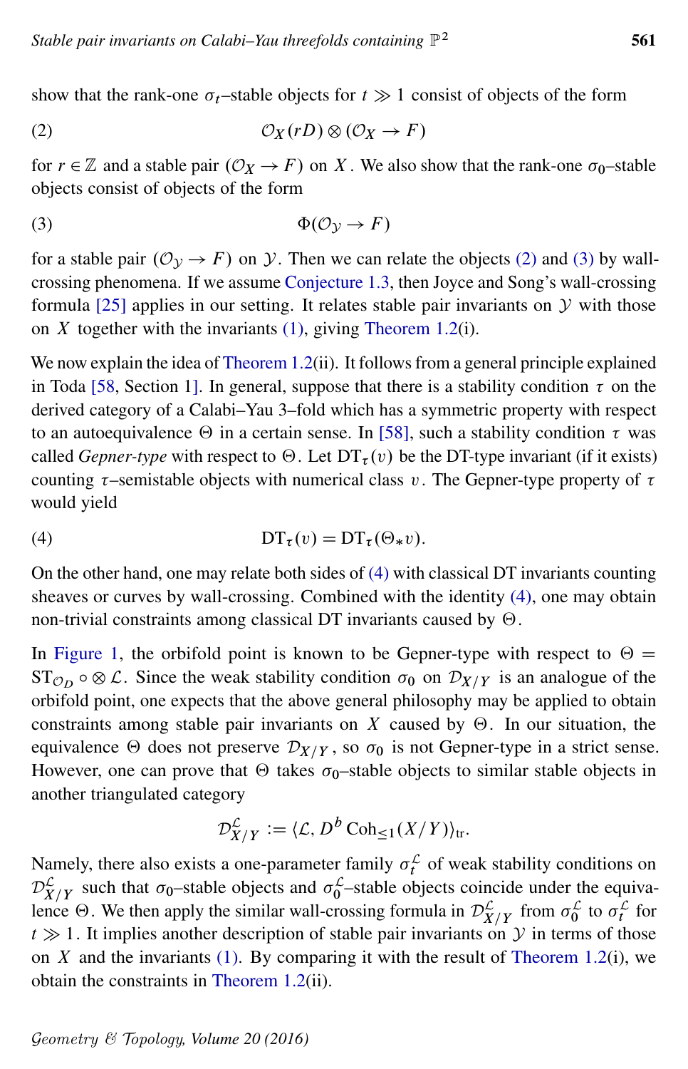show that the rank-one $\sigma_t$–stable objects for $t \gg 1$ consist of objects of the form

$$\mathcal{O}_X(rD) \otimes (\mathcal{O}_X \to F) \tag{2}$$

for $r \in \mathbb{Z}$ and a stable pair $(\mathcal{O}_X \to F)$ on $X$. We also show that the rank-one $\sigma_0$–stable objects consist of objects of the form

$$\Phi(\mathcal{O}_{\mathcal{Y}} \to F) \tag{3}$$

for a stable pair $(\mathcal{O}_{\mathcal{Y}} \to F)$ on $\mathcal{Y}$. Then we can relate the objects (2) and (3) by wall-crossing phenomena. If we assume Conjecture 1.3, then Joyce and Song's wall-crossing formula [25] applies in our setting. It relates stable pair invariants on $\mathcal{Y}$ with those on $X$ together with the invariants (1), giving Theorem 1.2(i).

We now explain the idea of Theorem 1.2(ii). It follows from a general principle explained in Toda [58, Section 1]. In general, suppose that there is a stability condition $\tau$ on the derived category of a Calabi–Yau 3–fold which has a symmetric property with respect to an autoequivalence $\Theta$ in a certain sense. In [58], such a stability condition $\tau$ was called *Gepner-type* with respect to $\Theta$. Let $\mathrm{DT}_\tau(v)$ be the DT-type invariant (if it exists) counting $\tau$–semistable objects with numerical class $v$. The Gepner-type property of $\tau$ would yield

$$\mathrm{DT}_\tau(v) = \mathrm{DT}_\tau(\Theta_* v). \tag{4}$$

On the other hand, one may relate both sides of (4) with classical DT invariants counting sheaves or curves by wall-crossing. Combined with the identity (4), one may obtain non-trivial constraints among classical DT invariants caused by $\Theta$.

In Figure 1, the orbifold point is known to be Gepner-type with respect to $\Theta = \mathrm{ST}_{\mathcal{O}_D} \circ \otimes \mathcal{L}$. Since the weak stability condition $\sigma_0$ on $\mathcal{D}_{X/Y}$ is an analogue of the orbifold point, one expects that the above general philosophy may be applied to obtain constraints among stable pair invariants on $X$ caused by $\Theta$. In our situation, the equivalence $\Theta$ does not preserve $\mathcal{D}_{X/Y}$, so $\sigma_0$ is not Gepner-type in a strict sense. However, one can prove that $\Theta$ takes $\sigma_0$–stable objects to similar stable objects in another triangulated category

$$\mathcal{D}_{X/Y}^{\mathcal{L}} := \langle \mathcal{L}, D^b \operatorname{Coh}_{\le 1}(X/Y) \rangle_{\mathrm{tr}}.$$

Namely, there also exists a one-parameter family $\sigma_t^{\mathcal{L}}$ of weak stability conditions on $\mathcal{D}_{X/Y}^{\mathcal{L}}$ such that $\sigma_0$–stable objects and $\sigma_0^{\mathcal{L}}$–stable objects coincide under the equivalence $\Theta$. We then apply the similar wall-crossing formula in $\mathcal{D}_{X/Y}^{\mathcal{L}}$ from $\sigma_0^{\mathcal{L}}$ to $\sigma_t^{\mathcal{L}}$ for $t \gg 1$. It implies another description of stable pair invariants on $\mathcal{Y}$ in terms of those on $X$ and the invariants (1). By comparing it with the result of Theorem 1.2(i), we obtain the constraints in Theorem 1.2(ii).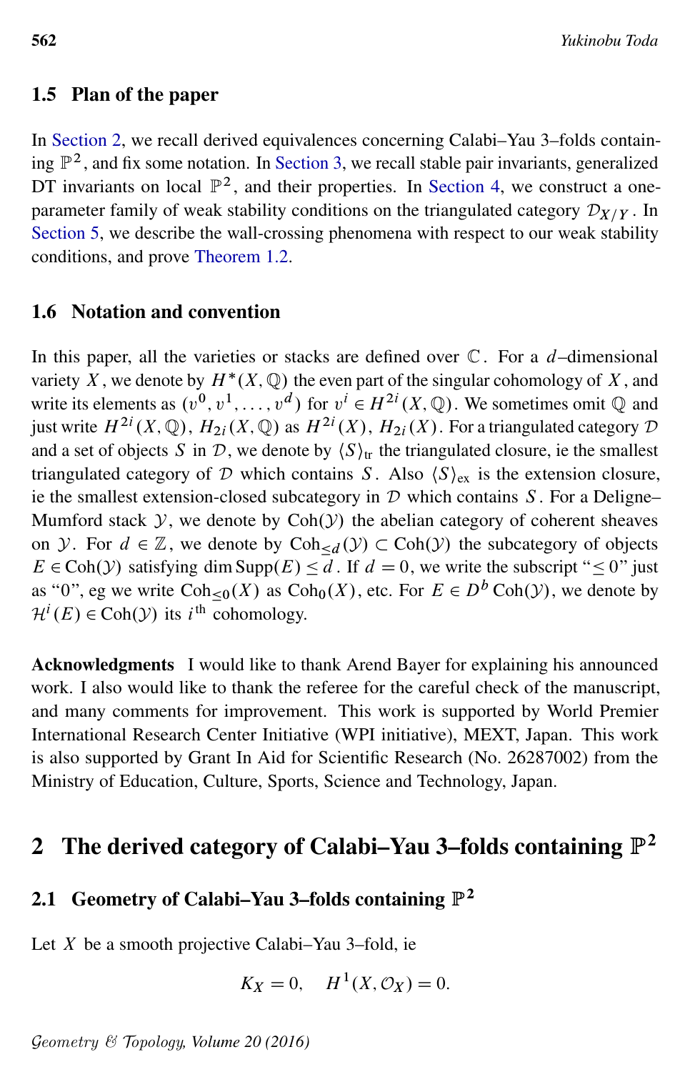### 1.5 Plan of the paper

In Section 2, we recall derived equivalences concerning Calabi–Yau 3–folds containing $\mathbb{P}^2$, and fix some notation. In Section 3, we recall stable pair invariants, generalized DT invariants on local $\mathbb{P}^2$, and their properties. In Section 4, we construct a one-parameter family of weak stability conditions on the triangulated category $\mathcal{D}_{X/Y}$. In Section 5, we describe the wall-crossing phenomena with respect to our weak stability conditions, and prove Theorem 1.2.

### 1.6 Notation and convention

In this paper, all the varieties or stacks are defined over $\mathbb{C}$. For a $d$–dimensional variety $X$, we denote by $H^*(X, \mathbb{Q})$ the even part of the singular cohomology of $X$, and write its elements as $(v^0, v^1, \dots, v^d)$ for $v^i \in H^{2i}(X, \mathbb{Q})$. We sometimes omit $\mathbb{Q}$ and just write $H^{2i}(X, \mathbb{Q})$, $H_{2i}(X, \mathbb{Q})$ as $H^{2i}(X)$, $H_{2i}(X)$. For a triangulated category $\mathcal{D}$ and a set of objects $S$ in $\mathcal{D}$, we denote by $\langle S \rangle_{\mathrm{tr}}$ the triangulated closure, ie the smallest triangulated category of $\mathcal{D}$ which contains $S$. Also $\langle S \rangle_{\mathrm{ex}}$ is the extension closure, ie the smallest extension-closed subcategory in $\mathcal{D}$ which contains $S$. For a Deligne–Mumford stack $\mathcal{Y}$, we denote by $\mathrm{Coh}(\mathcal{Y})$ the abelian category of coherent sheaves on $\mathcal{Y}$. For $d \in \mathbb{Z}$, we denote by $\mathrm{Coh}_{\le d}(\mathcal{Y}) \subset \mathrm{Coh}(\mathcal{Y})$ the subcategory of objects $E \in \mathrm{Coh}(\mathcal{Y})$ satisfying $\dim \mathrm{Supp}(E) \le d$. If $d = 0$, we write the subscript "$\le 0$" just as "0", eg we write $\mathrm{Coh}_{\le 0}(X)$ as $\mathrm{Coh}_0(X)$, etc. For $E \in D^b \mathrm{Coh}(\mathcal{Y})$, we denote by $\mathcal{H}^i(E) \in \mathrm{Coh}(\mathcal{Y})$ its $i^{\mathrm{th}}$ cohomology.

**Acknowledgments** I would like to thank Arend Bayer for explaining his announced work. I also would like to thank the referee for the careful check of the manuscript, and many comments for improvement. This work is supported by World Premier International Research Center Initiative (WPI initiative), MEXT, Japan. This work is also supported by Grant In Aid for Scientific Research (No. 26287002) from the Ministry of Education, Culture, Sports, Science and Technology, Japan.

## 2 The derived category of Calabi–Yau 3–folds containing $\mathbb{P}^2$

### 2.1 Geometry of Calabi–Yau 3–folds containing $\mathbb{P}^2$

Let $X$ be a smooth projective Calabi–Yau 3–fold, ie

$$K_X = 0, \quad H^1(X, \mathcal{O}_X) = 0.$$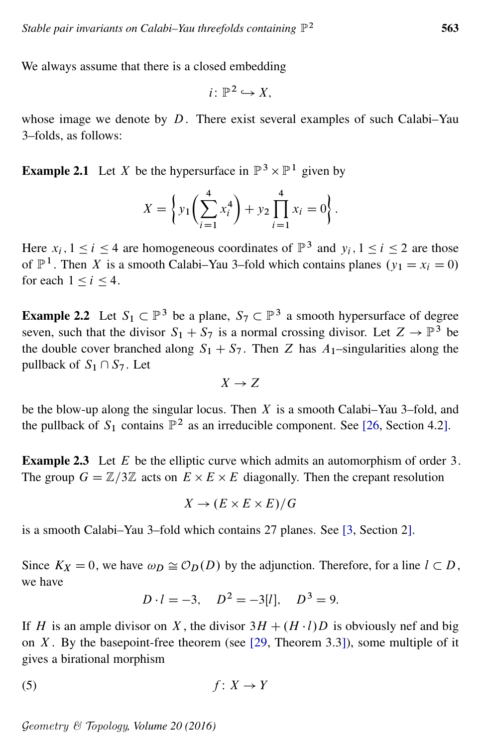We always assume that there is a closed embedding

$$i\colon \mathbb{P}^2 \hookrightarrow X,$$

whose image we denote by $D$. There exist several examples of such Calabi–Yau 3–folds, as follows:

**Example 2.1** Let $X$ be the hypersurface in $\mathbb{P}^3 \times \mathbb{P}^1$ given by

$$X = \left\{ y_1 \left( \sum_{i=1}^{4} x_i^4 \right) + y_2 \prod_{i=1}^{4} x_i = 0 \right\}.$$

Here $x_i$, $1 \le i \le 4$ are homogeneous coordinates of $\mathbb{P}^3$ and $y_i$, $1 \le i \le 2$ are those of $\mathbb{P}^1$. Then $X$ is a smooth Calabi–Yau 3–fold which contains planes $(y_1 = x_i = 0)$ for each $1 \le i \le 4$.

**Example 2.2** Let $S_1 \subset \mathbb{P}^3$ be a plane, $S_7 \subset \mathbb{P}^3$ a smooth hypersurface of degree seven, such that the divisor $S_1 + S_7$ is a normal crossing divisor. Let $Z \to \mathbb{P}^3$ be the double cover branched along $S_1 + S_7$. Then $Z$ has $A_1$–singularities along the pullback of $S_1 \cap S_7$. Let

$$X \to Z$$

be the blow-up along the singular locus. Then $X$ is a smooth Calabi–Yau 3–fold, and the pullback of $S_1$ contains $\mathbb{P}^2$ as an irreducible component. See [26, Section 4.2].

**Example 2.3** Let $E$ be the elliptic curve which admits an automorphism of order 3. The group $G = \mathbb{Z}/3\mathbb{Z}$ acts on $E \times E \times E$ diagonally. Then the crepant resolution

$$X \to (E \times E \times E)/G$$

is a smooth Calabi–Yau 3–fold which contains 27 planes. See [3, Section 2].

Since $K_X = 0$, we have $\omega_D \cong \mathcal{O}_D(D)$ by the adjunction. Therefore, for a line $l \subset D$, we have

$$D \cdot l = -3, \quad D^2 = -3[l], \quad D^3 = 9.$$

If $H$ is an ample divisor on $X$, the divisor $3H + (H \cdot l)D$ is obviously nef and big on $X$. By the basepoint-free theorem (see [29, Theorem 3.3]), some multiple of it gives a birational morphism

$$f\colon X \to Y \tag{5}$$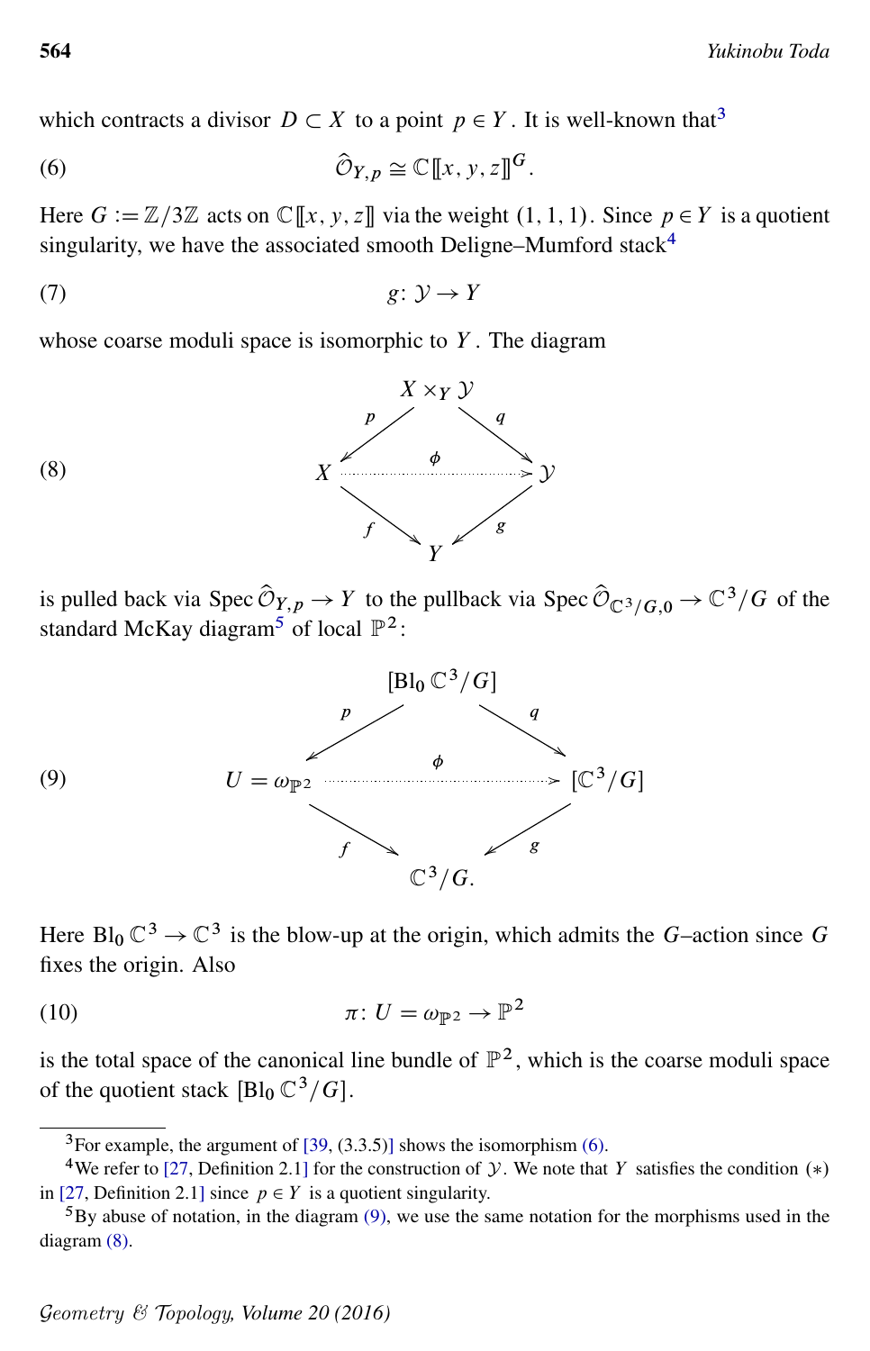which contracts a divisor $D \subset X$ to a point $p \in Y$. It is well-known that[3]

$$\widehat{\mathcal{O}}_{Y,p} \cong \mathbb{C}[\![x,y,z]\!]^G. \tag{6}$$

Here $G := \mathbb{Z}/3\mathbb{Z}$ acts on $\mathbb{C}[\![x,y,z]\!]$ via the weight $(1,1,1)$. Since $p \in Y$ is a quotient singularity, we have the associated smooth Deligne–Mumford stack[4]

$$g \colon \mathcal{Y} \to Y \tag{7}$$

whose coarse moduli space is isomorphic to $Y$. The diagram

$$\begin{array}{ccccc} & & X \times_Y \mathcal{Y} & & \\ & \swarrow^{p} & & \searrow^{q} & \\ X & & \overset{\phi}{\dashrightarrow} & & \mathcal{Y} \\ & \searrow_{f} & & \swarrow_{g} & \\ & & Y & & \end{array} \tag{8}$$

is pulled back via $\operatorname{Spec} \widehat{\mathcal{O}}_{Y,p} \to Y$ to the pullback via $\operatorname{Spec} \widehat{\mathcal{O}}_{\mathbb{C}^3/G,0} \to \mathbb{C}^3/G$ of the standard McKay diagram[5] of local $\mathbb{P}^2$:

$$\begin{array}{ccccc} & & [\operatorname{Bl}_0 \mathbb{C}^3/G] & & \\ & \swarrow^{p} & & \searrow^{q} & \\ U = \omega_{\mathbb{P}^2} & & \overset{\phi}{\dashrightarrow} & & [\mathbb{C}^3/G] \\ & \searrow_{f} & & \swarrow_{g} & \\ & & \mathbb{C}^3/G. & & \end{array} \tag{9}$$

Here $\operatorname{Bl}_0 \mathbb{C}^3 \to \mathbb{C}^3$ is the blow-up at the origin, which admits the $G$–action since $G$ fixes the origin. Also

$$\pi \colon U = \omega_{\mathbb{P}^2} \to \mathbb{P}^2 \tag{10}$$

is the total space of the canonical line bundle of $\mathbb{P}^2$, which is the coarse moduli space of the quotient stack $[\operatorname{Bl}_0 \mathbb{C}^3/G]$.

---

[3] For example, the argument of [39, (3.3.5)] shows the isomorphism (6).

[4] We refer to [27, Definition 2.1] for the construction of $\mathcal{Y}$. We note that $Y$ satisfies the condition $(*)$ in [27, Definition 2.1] since $p \in Y$ is a quotient singularity.

[5] By abuse of notation, in the diagram (9), we use the same notation for the morphisms used in the diagram (8).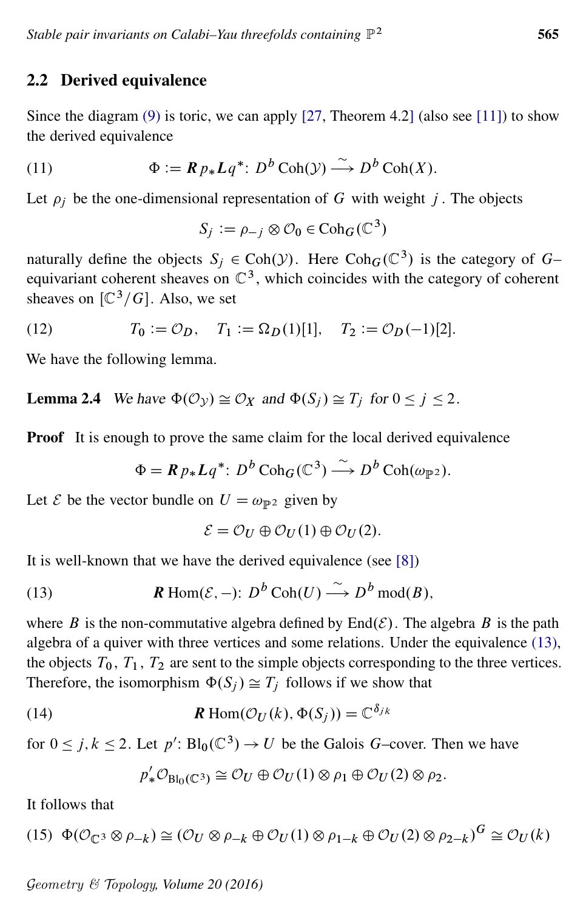## 2.2 Derived equivalence

Since the diagram (9) is toric, we can apply [27, Theorem 4.2] (also see [11]) to show the derived equivalence

$$\Phi := \boldsymbol{R}p_*\boldsymbol{L}q^* \colon D^b\operatorname{Coh}(\mathcal{Y}) \xrightarrow{\sim} D^b\operatorname{Coh}(X). \tag{11}$$

Let $\rho_j$ be the one-dimensional representation of $G$ with weight $j$. The objects

$$S_j := \rho_{-j} \otimes \mathcal{O}_0 \in \operatorname{Coh}_G(\mathbb{C}^3)$$

naturally define the objects $S_j \in \operatorname{Coh}(\mathcal{Y})$. Here $\operatorname{Coh}_G(\mathbb{C}^3)$ is the category of $G$–equivariant coherent sheaves on $\mathbb{C}^3$, which coincides with the category of coherent sheaves on $[\mathbb{C}^3/G]$. Also, we set

$$T_0 := \mathcal{O}_D, \quad T_1 := \Omega_D(1)[1], \quad T_2 := \mathcal{O}_D(-1)[2]. \tag{12}$$

We have the following lemma.

**Lemma 2.4** *We have $\Phi(\mathcal{O}_{\mathcal{Y}}) \cong \mathcal{O}_X$ and $\Phi(S_j) \cong T_j$ for $0 \le j \le 2$.*

**Proof** It is enough to prove the same claim for the local derived equivalence

$$\Phi = \boldsymbol{R}p_*\boldsymbol{L}q^* \colon D^b\operatorname{Coh}_G(\mathbb{C}^3) \xrightarrow{\sim} D^b\operatorname{Coh}(\omega_{\mathbb{P}^2}).$$

Let $\mathcal{E}$ be the vector bundle on $U = \omega_{\mathbb{P}^2}$ given by

$$\mathcal{E} = \mathcal{O}_U \oplus \mathcal{O}_U(1) \oplus \mathcal{O}_U(2).$$

It is well-known that we have the derived equivalence (see [8])

$$\boldsymbol{R}\operatorname{Hom}(\mathcal{E}, -) \colon D^b\operatorname{Coh}(U) \xrightarrow{\sim} D^b\operatorname{mod}(B), \tag{13}$$

where $B$ is the non-commutative algebra defined by $\operatorname{End}(\mathcal{E})$. The algebra $B$ is the path algebra of a quiver with three vertices and some relations. Under the equivalence (13), the objects $T_0$, $T_1$, $T_2$ are sent to the simple objects corresponding to the three vertices. Therefore, the isomorphism $\Phi(S_j) \cong T_j$ follows if we show that

$$\boldsymbol{R}\operatorname{Hom}(\mathcal{O}_U(k), \Phi(S_j)) = \mathbb{C}^{\delta_{jk}} \tag{14}$$

for $0 \le j, k \le 2$. Let $p' \colon \operatorname{Bl}_0(\mathbb{C}^3) \to U$ be the Galois $G$–cover. Then we have

$$p'_*\mathcal{O}_{\operatorname{Bl}_0(\mathbb{C}^3)} \cong \mathcal{O}_U \oplus \mathcal{O}_U(1) \otimes \rho_1 \oplus \mathcal{O}_U(2) \otimes \rho_2.$$

It follows that

$$\Phi(\mathcal{O}_{\mathbb{C}^3} \otimes \rho_{-k}) \cong (\mathcal{O}_U \otimes \rho_{-k} \oplus \mathcal{O}_U(1) \otimes \rho_{1-k} \oplus \mathcal{O}_U(2) \otimes \rho_{2-k})^G \cong \mathcal{O}_U(k) \tag{15}$$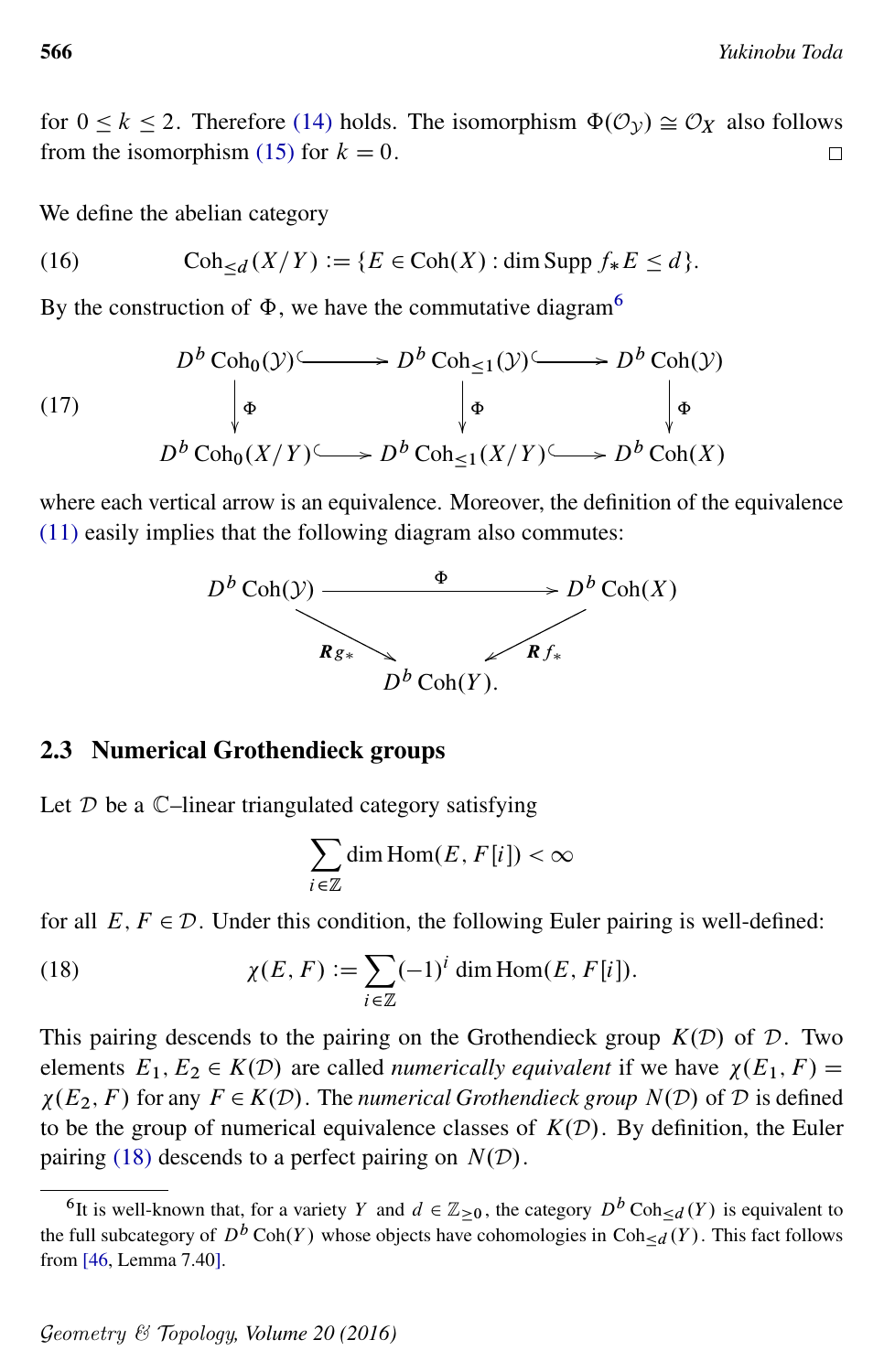for $0 \le k \le 2$. Therefore (14) holds. The isomorphism $\Phi(\mathcal{O}_{\mathcal{Y}}) \cong \mathcal{O}_X$ also follows from the isomorphism (15) for $k = 0$. □

We define the abelian category

$$\mathrm{Coh}_{\le d}(X/Y) := \{E \in \mathrm{Coh}(X) : \dim \mathrm{Supp}\, f_* E \le d\}. \tag{16}$$

By the construction of $\Phi$, we have the commutative diagram[6]

$$\begin{array}{ccccc} D^b \mathrm{Coh}_0(\mathcal{Y}) & \hookrightarrow & D^b \mathrm{Coh}_{\le 1}(\mathcal{Y}) & \hookrightarrow & D^b \mathrm{Coh}(\mathcal{Y}) \\ \downarrow \Phi & & \downarrow \Phi & & \downarrow \Phi \\ D^b \mathrm{Coh}_0(X/Y) & \hookrightarrow & D^b \mathrm{Coh}_{\le 1}(X/Y) & \hookrightarrow & D^b \mathrm{Coh}(X) \end{array} \tag{17}$$

where each vertical arrow is an equivalence. Moreover, the definition of the equivalence (11) easily implies that the following diagram also commutes:

$$\begin{array}{ccc} D^b \mathrm{Coh}(\mathcal{Y}) & \xrightarrow{\Phi} & D^b \mathrm{Coh}(X) \\ & {\scriptstyle \mathbf{R}g_*} \searrow \quad \swarrow {\scriptstyle \mathbf{R}f_*} & \\ & D^b \mathrm{Coh}(Y). & \end{array}$$

## 2.3 Numerical Grothendieck groups

Let $\mathcal{D}$ be a $\mathbb{C}$–linear triangulated category satisfying

$$\sum_{i \in \mathbb{Z}} \dim \mathrm{Hom}(E, F[i]) < \infty$$

for all $E, F \in \mathcal{D}$. Under this condition, the following Euler pairing is well-defined:

$$\chi(E, F) := \sum_{i \in \mathbb{Z}} (-1)^i \dim \mathrm{Hom}(E, F[i]). \tag{18}$$

This pairing descends to the pairing on the Grothendieck group $K(\mathcal{D})$ of $\mathcal{D}$. Two elements $E_1, E_2 \in K(\mathcal{D})$ are called *numerically equivalent* if we have $\chi(E_1, F) = \chi(E_2, F)$ for any $F \in K(\mathcal{D})$. The *numerical Grothendieck group* $N(\mathcal{D})$ of $\mathcal{D}$ is defined to be the group of numerical equivalence classes of $K(\mathcal{D})$. By definition, the Euler pairing (18) descends to a perfect pairing on $N(\mathcal{D})$.

---

[6] It is well-known that, for a variety $Y$ and $d \in \mathbb{Z}_{\ge 0}$, the category $D^b \mathrm{Coh}_{\le d}(Y)$ is equivalent to the full subcategory of $D^b \mathrm{Coh}(Y)$ whose objects have cohomologies in $\mathrm{Coh}_{\le d}(Y)$. This fact follows from [46, Lemma 7.40].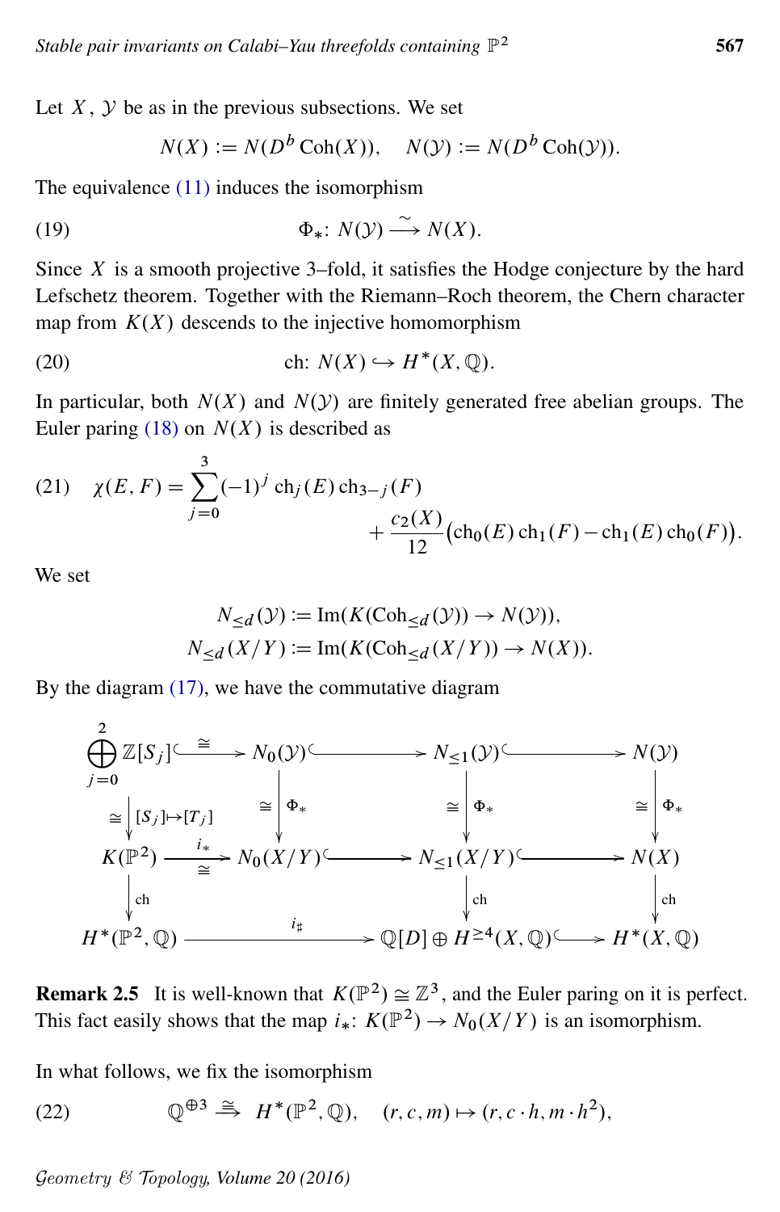Let $X$, $\mathcal{Y}$ be as in the previous subsections. We set

$$N(X) := N(D^b \operatorname{Coh}(X)), \quad N(\mathcal{Y}) := N(D^b \operatorname{Coh}(\mathcal{Y})).$$

The equivalence (11) induces the isomorphism

$$\Phi_* \colon N(\mathcal{Y}) \xrightarrow{\sim} N(X). \tag{19}$$

Since $X$ is a smooth projective 3–fold, it satisfies the Hodge conjecture by the hard Lefschetz theorem. Together with the Riemann–Roch theorem, the Chern character map from $K(X)$ descends to the injective homomorphism

$$\operatorname{ch} \colon N(X) \hookrightarrow H^*(X, \mathbb{Q}). \tag{20}$$

In particular, both $N(X)$ and $N(\mathcal{Y})$ are finitely generated free abelian groups. The Euler paring (18) on $N(X)$ is described as

$$\chi(E,F) = \sum_{j=0}^{3} (-1)^j \operatorname{ch}_j(E) \operatorname{ch}_{3-j}(F) + \frac{c_2(X)}{12}\big(\operatorname{ch}_0(E)\operatorname{ch}_1(F) - \operatorname{ch}_1(E)\operatorname{ch}_0(F)\big). \tag{21}$$

We set

$$N_{\le d}(\mathcal{Y}) := \operatorname{Im}(K(\operatorname{Coh}_{\le d}(\mathcal{Y})) \to N(\mathcal{Y})),$$
$$N_{\le d}(X/Y) := \operatorname{Im}(K(\operatorname{Coh}_{\le d}(X/Y)) \to N(X)).$$

By the diagram (17), we have the commutative diagram

$$\begin{array}{ccccccc}
\bigoplus_{j=0}^{2} \mathbb{Z}[S_j] & \xrightarrow{\cong} & N_0(\mathcal{Y}) & \hookrightarrow & N_{\le 1}(\mathcal{Y}) & \hookrightarrow & N(\mathcal{Y}) \\
\cong \big\downarrow [S_j]\mapsto[T_j] & & \cong \big\downarrow \Phi_* & & \cong \big\downarrow \Phi_* & & \cong \big\downarrow \Phi_* \\
K(\mathbb{P}^2) & \xrightarrow[\cong]{i_*} & N_0(X/Y) & \hookrightarrow & N_{\le 1}(X/Y) & \hookrightarrow & N(X) \\
\big\downarrow \operatorname{ch} & & & & \big\downarrow \operatorname{ch} & & \big\downarrow \operatorname{ch} \\
H^*(\mathbb{P}^2, \mathbb{Q}) & & \xrightarrow{\quad i_\sharp \quad} & & \mathbb{Q}[D] \oplus H^{\ge 4}(X, \mathbb{Q}) & \hookrightarrow & H^*(X, \mathbb{Q})
\end{array}$$

**Remark 2.5** It is well-known that $K(\mathbb{P}^2) \cong \mathbb{Z}^3$, and the Euler paring on it is perfect. This fact easily shows that the map $i_* \colon K(\mathbb{P}^2) \to N_0(X/Y)$ is an isomorphism.

In what follows, we fix the isomorphism

$$\mathbb{Q}^{\oplus 3} \xrightarrow{\cong} H^*(\mathbb{P}^2, \mathbb{Q}), \quad (r, c, m) \mapsto (r, c \cdot h, m \cdot h^2), \tag{22}$$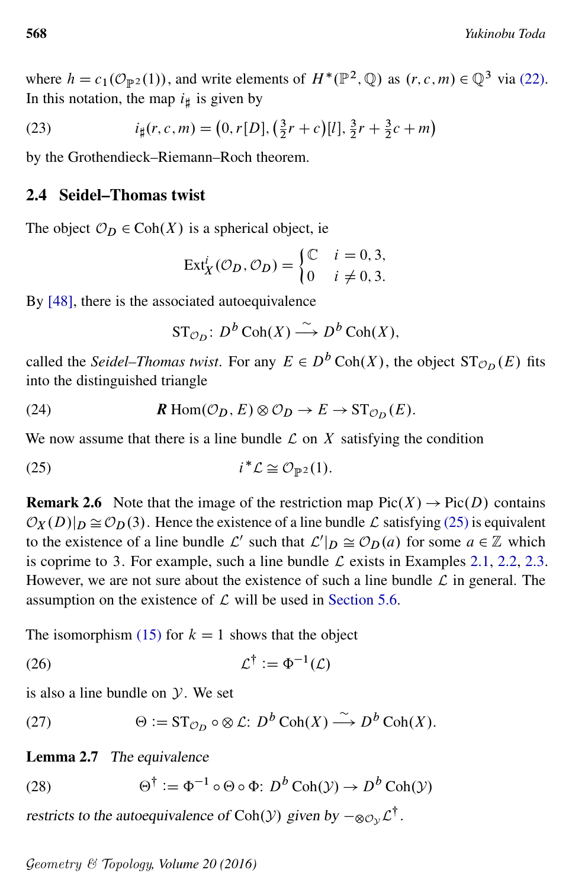where $h = c_1(\mathcal{O}_{\mathbb{P}^2}(1))$, and write elements of $H^*(\mathbb{P}^2, \mathbb{Q})$ as $(r, c, m) \in \mathbb{Q}^3$ via (22). In this notation, the map $i_\sharp$ is given by

$$i_\sharp(r, c, m) = \left(0, r[D], \left(\tfrac{3}{2}r + c\right)[l], \tfrac{3}{2}r + \tfrac{3}{2}c + m\right) \tag{23}$$

by the Grothendieck–Riemann–Roch theorem.

## 2.4 Seidel–Thomas twist

The object $\mathcal{O}_D \in \operatorname{Coh}(X)$ is a spherical object, ie

$$\operatorname{Ext}^i_X(\mathcal{O}_D, \mathcal{O}_D) = \begin{cases} \mathbb{C} & i = 0, 3, \\ 0 & i \neq 0, 3. \end{cases}$$

By [48], there is the associated autoequivalence

$$\operatorname{ST}_{\mathcal{O}_D} \colon D^b \operatorname{Coh}(X) \xrightarrow{\sim} D^b \operatorname{Coh}(X),$$

called the *Seidel–Thomas twist*. For any $E \in D^b \operatorname{Coh}(X)$, the object $\operatorname{ST}_{\mathcal{O}_D}(E)$ fits into the distinguished triangle

$$\boldsymbol{R}\operatorname{Hom}(\mathcal{O}_D, E) \otimes \mathcal{O}_D \to E \to \operatorname{ST}_{\mathcal{O}_D}(E). \tag{24}$$

We now assume that there is a line bundle $\mathcal{L}$ on $X$ satisfying the condition

$$i^*\mathcal{L} \cong \mathcal{O}_{\mathbb{P}^2}(1). \tag{25}$$

**Remark 2.6** Note that the image of the restriction map $\operatorname{Pic}(X) \to \operatorname{Pic}(D)$ contains $\mathcal{O}_X(D)|_D \cong \mathcal{O}_D(3)$. Hence the existence of a line bundle $\mathcal{L}$ satisfying (25) is equivalent to the existence of a line bundle $\mathcal{L}'$ such that $\mathcal{L}'|_D \cong \mathcal{O}_D(a)$ for some $a \in \mathbb{Z}$ which is coprime to 3. For example, such a line bundle $\mathcal{L}$ exists in Examples 2.1, 2.2, 2.3. However, we are not sure about the existence of such a line bundle $\mathcal{L}$ in general. The assumption on the existence of $\mathcal{L}$ will be used in Section 5.6.

The isomorphism (15) for $k = 1$ shows that the object

$$\mathcal{L}^\dagger := \Phi^{-1}(\mathcal{L}) \tag{26}$$

is also a line bundle on $\mathcal{Y}$. We set

$$\Theta := \operatorname{ST}_{\mathcal{O}_D} \circ \otimes \mathcal{L} \colon D^b \operatorname{Coh}(X) \xrightarrow{\sim} D^b \operatorname{Coh}(X). \tag{27}$$

**Lemma 2.7** *The equivalence*

$$\Theta^\dagger := \Phi^{-1} \circ \Theta \circ \Phi \colon D^b \operatorname{Coh}(\mathcal{Y}) \to D^b \operatorname{Coh}(\mathcal{Y}) \tag{28}$$

*restricts to the autoequivalence of* $\operatorname{Coh}(\mathcal{Y})$ *given by* $- \otimes_{\mathcal{O}_\mathcal{Y}} \mathcal{L}^\dagger$.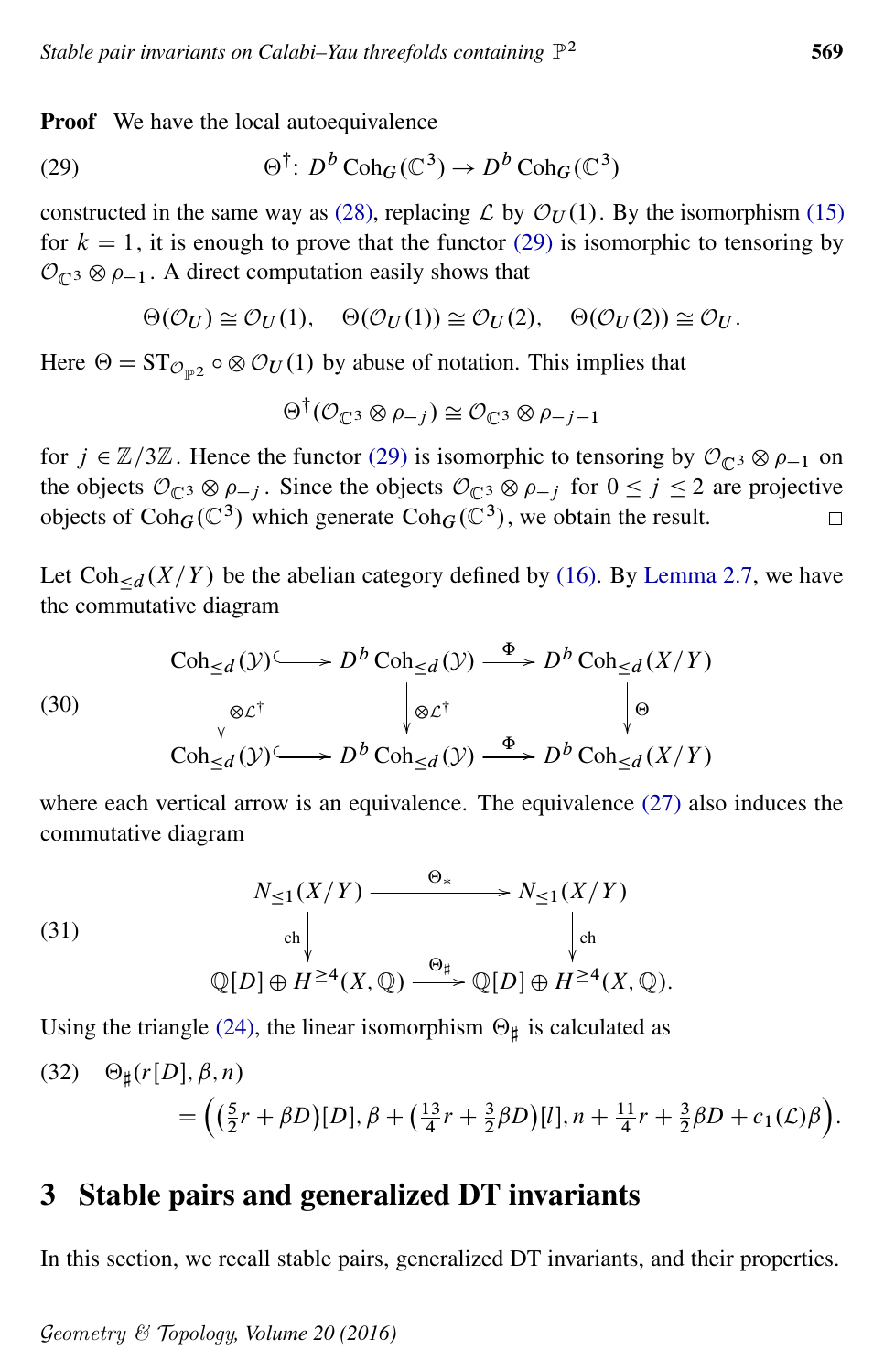**Proof** We have the local autoequivalence

$$\Theta^{\dagger}\colon D^b \operatorname{Coh}_G(\mathbb{C}^3) \to D^b \operatorname{Coh}_G(\mathbb{C}^3) \tag{29}$$

constructed in the same way as (28), replacing $\mathcal{L}$ by $\mathcal{O}_U(1)$. By the isomorphism (15) for $k=1$, it is enough to prove that the functor (29) is isomorphic to tensoring by $\mathcal{O}_{\mathbb{C}^3} \otimes \rho_{-1}$. A direct computation easily shows that

$$\Theta(\mathcal{O}_U) \cong \mathcal{O}_U(1), \quad \Theta(\mathcal{O}_U(1)) \cong \mathcal{O}_U(2), \quad \Theta(\mathcal{O}_U(2)) \cong \mathcal{O}_U.$$

Here $\Theta = \mathrm{ST}_{\mathcal{O}_{\mathbb{P}^2}} \circ \otimes \mathcal{O}_U(1)$ by abuse of notation. This implies that

$$\Theta^{\dagger}(\mathcal{O}_{\mathbb{C}^3} \otimes \rho_{-j}) \cong \mathcal{O}_{\mathbb{C}^3} \otimes \rho_{-j-1}$$

for $j \in \mathbb{Z}/3\mathbb{Z}$. Hence the functor (29) is isomorphic to tensoring by $\mathcal{O}_{\mathbb{C}^3} \otimes \rho_{-1}$ on the objects $\mathcal{O}_{\mathbb{C}^3} \otimes \rho_{-j}$. Since the objects $\mathcal{O}_{\mathbb{C}^3} \otimes \rho_{-j}$ for $0 \le j \le 2$ are projective objects of $\operatorname{Coh}_G(\mathbb{C}^3)$ which generate $\operatorname{Coh}_G(\mathbb{C}^3)$, we obtain the result. $\square$

Let $\operatorname{Coh}_{\le d}(X/Y)$ be the abelian category defined by (16). By Lemma 2.7, we have the commutative diagram

$$\begin{array}{ccccc}
\operatorname{Coh}_{\le d}(\mathcal{Y}) & \hookrightarrow & D^b \operatorname{Coh}_{\le d}(\mathcal{Y}) & \xrightarrow{\Phi} & D^b \operatorname{Coh}_{\le d}(X/Y) \\
\downarrow {\scriptstyle \otimes \mathcal{L}^{\dagger}} & & \downarrow {\scriptstyle \otimes \mathcal{L}^{\dagger}} & & \downarrow {\scriptstyle \Theta} \\
\operatorname{Coh}_{\le d}(\mathcal{Y}) & \hookrightarrow & D^b \operatorname{Coh}_{\le d}(\mathcal{Y}) & \xrightarrow{\Phi} & D^b \operatorname{Coh}_{\le d}(X/Y)
\end{array} \tag{30}$$

where each vertical arrow is an equivalence. The equivalence (27) also induces the commutative diagram

$$\begin{array}{ccc}
N_{\le 1}(X/Y) & \xrightarrow{\Theta_*} & N_{\le 1}(X/Y) \\
\downarrow {\scriptstyle \mathrm{ch}} & & \downarrow {\scriptstyle \mathrm{ch}} \\
\mathbb{Q}[D] \oplus H^{\ge 4}(X,\mathbb{Q}) & \xrightarrow{\Theta_{\sharp}} & \mathbb{Q}[D] \oplus H^{\ge 4}(X,\mathbb{Q}).
\end{array} \tag{31}$$

Using the triangle (24), the linear isomorphism $\Theta_{\sharp}$ is calculated as

$$\begin{aligned}
&\Theta_{\sharp}(r[D], \beta, n) \\
&\quad = \Big( \big(\tfrac{5}{2} r + \beta D\big)[D], \beta + \big(\tfrac{13}{4} r + \tfrac{3}{2}\beta D\big)[l], n + \tfrac{11}{4} r + \tfrac{3}{2}\beta D + c_1(\mathcal{L})\beta \Big).
\end{aligned} \tag{32}$$

## 3 Stable pairs and generalized DT invariants

In this section, we recall stable pairs, generalized DT invariants, and their properties.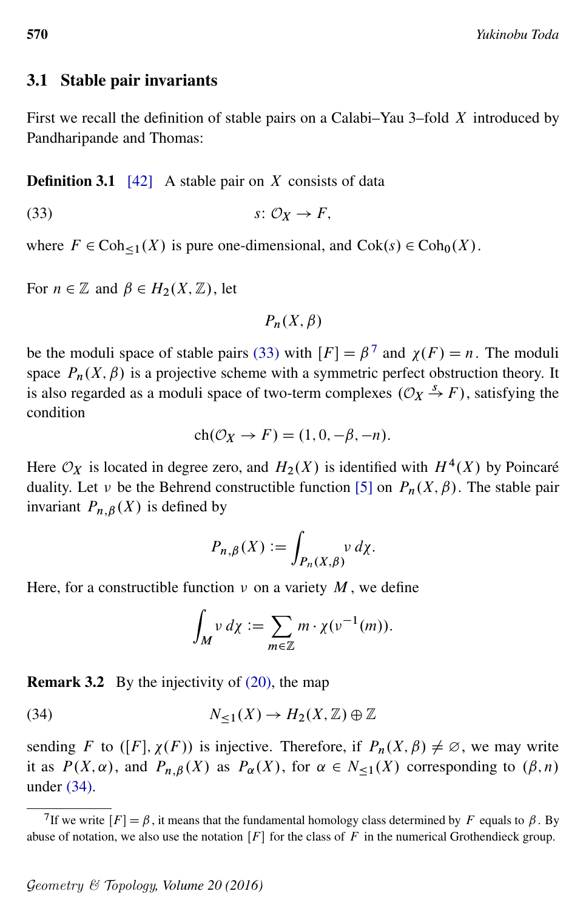### 3.1 Stable pair invariants

First we recall the definition of stable pairs on a Calabi–Yau 3–fold $X$ introduced by Pandharipande and Thomas:

**Definition 3.1** [42] A stable pair on $X$ consists of data

$$s\colon \mathcal{O}_X \to F, \tag{33}$$

where $F \in \mathrm{Coh}_{\leq 1}(X)$ is pure one-dimensional, and $\mathrm{Cok}(s) \in \mathrm{Coh}_0(X)$.

For $n \in \mathbb{Z}$ and $\beta \in H_2(X, \mathbb{Z})$, let

$$P_n(X, \beta)$$

be the moduli space of stable pairs (33) with $[F] = \beta$[7] and $\chi(F) = n$. The moduli space $P_n(X, \beta)$ is a projective scheme with a symmetric perfect obstruction theory. It is also regarded as a moduli space of two-term complexes $(\mathcal{O}_X \xrightarrow{s} F)$, satisfying the condition

$$\mathrm{ch}(\mathcal{O}_X \to F) = (1, 0, -\beta, -n).$$

Here $\mathcal{O}_X$ is located in degree zero, and $H_2(X)$ is identified with $H^4(X)$ by Poincaré duality. Let $\nu$ be the Behrend constructible function [5] on $P_n(X, \beta)$. The stable pair invariant $P_{n,\beta}(X)$ is defined by

$$P_{n,\beta}(X) := \int_{P_n(X,\beta)} \nu \, d\chi.$$

Here, for a constructible function $\nu$ on a variety $M$, we define

$$\int_M \nu \, d\chi := \sum_{m \in \mathbb{Z}} m \cdot \chi(\nu^{-1}(m)).$$

**Remark 3.2** By the injectivity of (20), the map

$$N_{\leq 1}(X) \to H_2(X, \mathbb{Z}) \oplus \mathbb{Z} \tag{34}$$

sending $F$ to $([F], \chi(F))$ is injective. Therefore, if $P_n(X, \beta) \neq \varnothing$, we may write it as $P(X, \alpha)$, and $P_{n,\beta}(X)$ as $P_\alpha(X)$, for $\alpha \in N_{\leq 1}(X)$ corresponding to $(\beta, n)$ under (34).

---

[7] If we write $[F] = \beta$, it means that the fundamental homology class determined by $F$ equals to $\beta$. By abuse of notation, we also use the notation $[F]$ for the class of $F$ in the numerical Grothendieck group.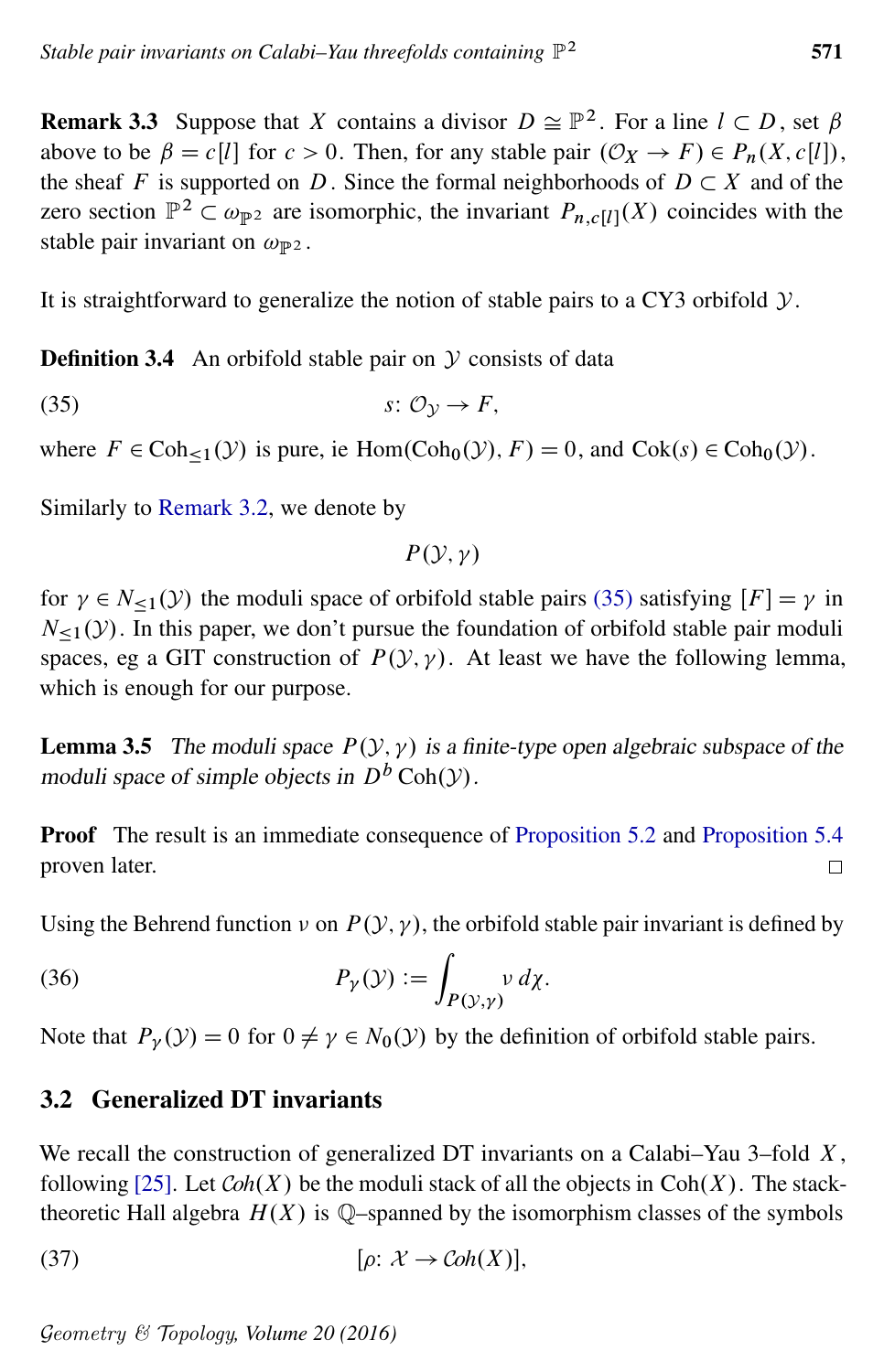**Remark 3.3** Suppose that $X$ contains a divisor $D \cong \mathbb{P}^2$. For a line $l \subset D$, set $\beta$ above to be $\beta = c[l]$ for $c > 0$. Then, for any stable pair $(\mathcal{O}_X \to F) \in P_n(X, c[l])$, the sheaf $F$ is supported on $D$. Since the formal neighborhoods of $D \subset X$ and of the zero section $\mathbb{P}^2 \subset \omega_{\mathbb{P}^2}$ are isomorphic, the invariant $P_{n,c[l]}(X)$ coincides with the stable pair invariant on $\omega_{\mathbb{P}^2}$.

It is straightforward to generalize the notion of stable pairs to a CY3 orbifold $\mathcal{Y}$.

**Definition 3.4** An orbifold stable pair on $\mathcal{Y}$ consists of data

$$s\colon \mathcal{O}_{\mathcal{Y}} \to F, \tag{35}$$

where $F \in \mathrm{Coh}_{\leq 1}(\mathcal{Y})$ is pure, ie $\mathrm{Hom}(\mathrm{Coh}_0(\mathcal{Y}), F) = 0$, and $\mathrm{Cok}(s) \in \mathrm{Coh}_0(\mathcal{Y})$.

Similarly to Remark 3.2, we denote by

$$P(\mathcal{Y}, \gamma)$$

for $\gamma \in N_{\leq 1}(\mathcal{Y})$ the moduli space of orbifold stable pairs (35) satisfying $[F] = \gamma$ in $N_{\leq 1}(\mathcal{Y})$. In this paper, we don't pursue the foundation of orbifold stable pair moduli spaces, eg a GIT construction of $P(\mathcal{Y}, \gamma)$. At least we have the following lemma, which is enough for our purpose.

**Lemma 3.5** *The moduli space $P(\mathcal{Y}, \gamma)$ is a finite-type open algebraic subspace of the moduli space of simple objects in $D^b\,\mathrm{Coh}(\mathcal{Y})$.*

**Proof** The result is an immediate consequence of Proposition 5.2 and Proposition 5.4 proven later. □

Using the Behrend function $\nu$ on $P(\mathcal{Y}, \gamma)$, the orbifold stable pair invariant is defined by

$$P_\gamma(\mathcal{Y}) := \int_{P(\mathcal{Y},\gamma)} \nu \, d\chi. \tag{36}$$

Note that $P_\gamma(\mathcal{Y}) = 0$ for $0 \neq \gamma \in N_0(\mathcal{Y})$ by the definition of orbifold stable pairs.

## 3.2 Generalized DT invariants

We recall the construction of generalized DT invariants on a Calabi–Yau 3–fold $X$, following [25]. Let $\mathcal{C}oh(X)$ be the moduli stack of all the objects in $\mathrm{Coh}(X)$. The stack-theoretic Hall algebra $H(X)$ is $\mathbb{Q}$–spanned by the isomorphism classes of the symbols

$$[\rho\colon \mathcal{X} \to \mathcal{C}oh(X)], \tag{37}$$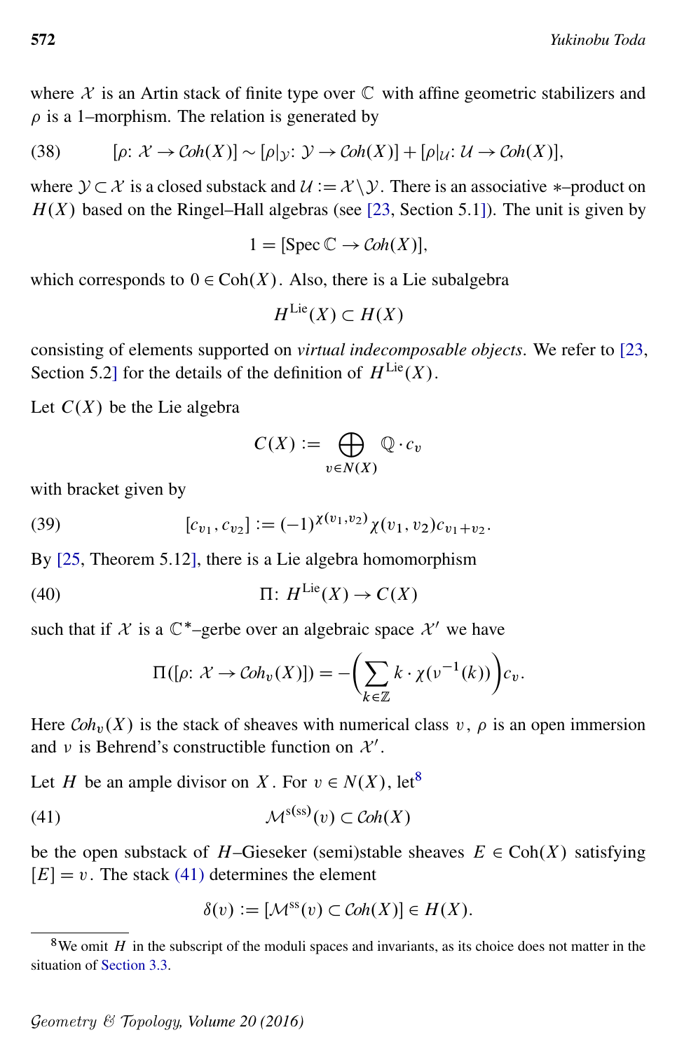where $\mathcal{X}$ is an Artin stack of finite type over $\mathbb{C}$ with affine geometric stabilizers and $\rho$ is a 1–morphism. The relation is generated by

$$[\rho\colon \mathcal{X} \to \mathcal{C}oh(X)] \sim [\rho|_{\mathcal{Y}}\colon \mathcal{Y} \to \mathcal{C}oh(X)] + [\rho|_{\mathcal{U}}\colon \mathcal{U} \to \mathcal{C}oh(X)], \tag{38}$$

where $\mathcal{Y} \subset \mathcal{X}$ is a closed substack and $\mathcal{U} := \mathcal{X} \setminus \mathcal{Y}$. There is an associative $*$–product on $H(X)$ based on the Ringel–Hall algebras (see [23, Section 5.1]). The unit is given by

$$1 = [\operatorname{Spec} \mathbb{C} \to \mathcal{C}oh(X)],$$

which corresponds to $0 \in \operatorname{Coh}(X)$. Also, there is a Lie subalgebra

$$H^{\mathrm{Lie}}(X) \subset H(X)$$

consisting of elements supported on *virtual indecomposable objects*. We refer to [23, Section 5.2] for the details of the definition of $H^{\mathrm{Lie}}(X)$.

Let $C(X)$ be the Lie algebra

$$C(X) := \bigoplus_{v \in N(X)} \mathbb{Q} \cdot c_v$$

with bracket given by

$$[c_{v_1}, c_{v_2}] := (-1)^{\chi(v_1, v_2)} \chi(v_1, v_2) c_{v_1 + v_2}. \tag{39}$$

By [25, Theorem 5.12], there is a Lie algebra homomorphism

$$\Pi\colon H^{\mathrm{Lie}}(X) \to C(X) \tag{40}$$

such that if $\mathcal{X}$ is a $\mathbb{C}^*$–gerbe over an algebraic space $\mathcal{X}'$ we have

$$\Pi([\rho\colon \mathcal{X} \to \mathcal{C}oh_v(X)]) = -\left(\sum_{k \in \mathbb{Z}} k \cdot \chi(\nu^{-1}(k))\right) c_v.$$

Here $\mathcal{C}oh_v(X)$ is the stack of sheaves with numerical class $v$, $\rho$ is an open immersion and $\nu$ is Behrend's constructible function on $\mathcal{X}'$.

Let $H$ be an ample divisor on $X$. For $v \in N(X)$, let[8]

$$\mathcal{M}^{\mathrm{s(ss)}}(v) \subset \mathcal{C}oh(X) \tag{41}$$

be the open substack of $H$–Gieseker (semi)stable sheaves $E \in \operatorname{Coh}(X)$ satisfying $[E] = v$. The stack (41) determines the element

$$\delta(v) := [\mathcal{M}^{\mathrm{ss}}(v) \subset \mathcal{C}oh(X)] \in H(X).$$

[8] We omit $H$ in the subscript of the moduli spaces and invariants, as its choice does not matter in the situation of Section 3.3.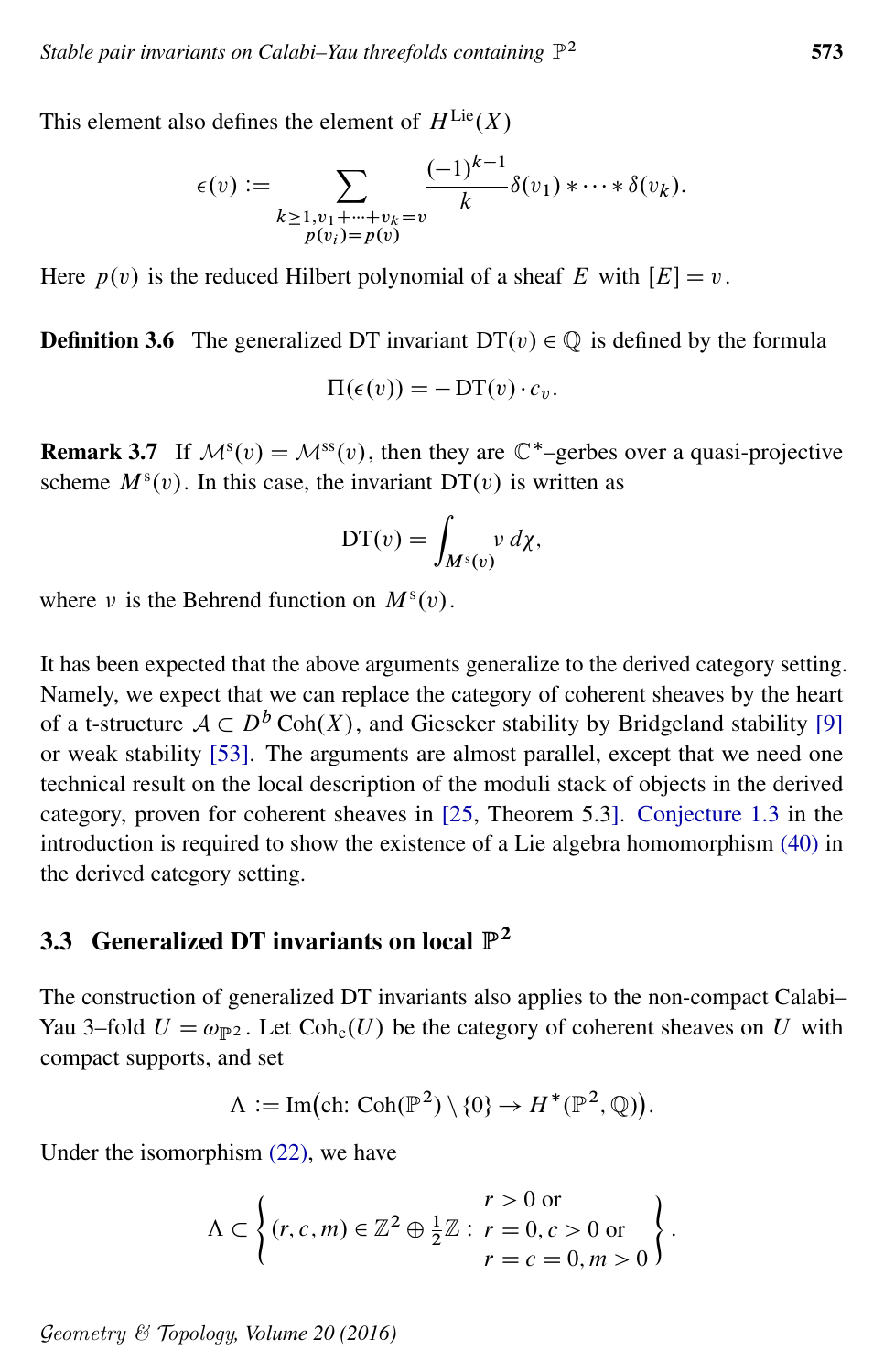This element also defines the element of $H^{\mathrm{Lie}}(X)$

$$\epsilon(v) := \sum_{\substack{k \geq 1, v_1 + \cdots + v_k = v \\ p(v_i) = p(v)}} \frac{(-1)^{k-1}}{k} \delta(v_1) * \cdots * \delta(v_k).$$

Here $p(v)$ is the reduced Hilbert polynomial of a sheaf $E$ with $[E] = v$.

**Definition 3.6** The generalized DT invariant $\mathrm{DT}(v) \in \mathbb{Q}$ is defined by the formula

$$\Pi(\epsilon(v)) = -\mathrm{DT}(v) \cdot c_v.$$

**Remark 3.7** If $\mathcal{M}^s(v) = \mathcal{M}^{ss}(v)$, then they are $\mathbb{C}^*$–gerbes over a quasi-projective scheme $M^s(v)$. In this case, the invariant $\mathrm{DT}(v)$ is written as

$$\mathrm{DT}(v) = \int_{M^s(v)} \nu \, d\chi,$$

where $\nu$ is the Behrend function on $M^s(v)$.

It has been expected that the above arguments generalize to the derived category setting. Namely, we expect that we can replace the category of coherent sheaves by the heart of a t-structure $\mathcal{A} \subset D^b \operatorname{Coh}(X)$, and Gieseker stability by Bridgeland stability [9] or weak stability [53]. The arguments are almost parallel, except that we need one technical result on the local description of the moduli stack of objects in the derived category, proven for coherent sheaves in [25, Theorem 5.3]. Conjecture 1.3 in the introduction is required to show the existence of a Lie algebra homomorphism (40) in the derived category setting.

## 3.3 Generalized DT invariants on local $\mathbb{P}^2$

The construction of generalized DT invariants also applies to the non-compact Calabi–Yau 3–fold $U = \omega_{\mathbb{P}^2}$. Let $\operatorname{Coh}_c(U)$ be the category of coherent sheaves on $U$ with compact supports, and set

$$\Lambda := \operatorname{Im}\big(\mathrm{ch} \colon \operatorname{Coh}(\mathbb{P}^2) \setminus \{0\} \to H^*(\mathbb{P}^2, \mathbb{Q})\big).$$

Under the isomorphism (22), we have

$$\Lambda \subset \left\{ (r, c, m) \in \mathbb{Z}^2 \oplus \tfrac{1}{2}\mathbb{Z} : \begin{array}{l} r > 0 \text{ or} \\ r = 0, c > 0 \text{ or} \\ r = c = 0, m > 0 \end{array} \right\}.$$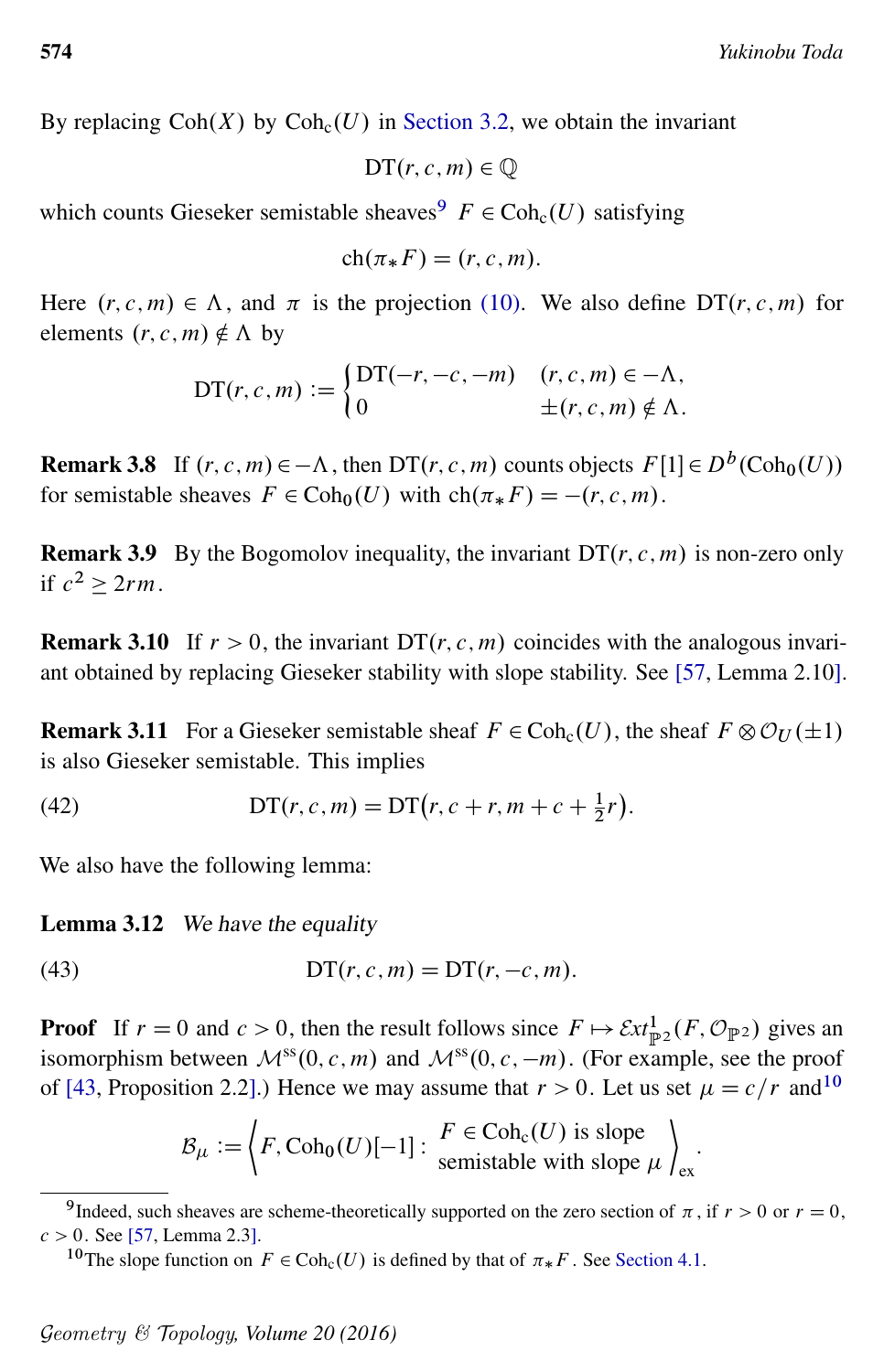By replacing $\mathrm{Coh}(X)$ by $\mathrm{Coh}_c(U)$ in Section 3.2, we obtain the invariant

$$\mathrm{DT}(r,c,m) \in \mathbb{Q}$$

which counts Gieseker semistable sheaves[9] $F \in \mathrm{Coh}_c(U)$ satisfying

$$\mathrm{ch}(\pi_* F) = (r,c,m).$$

Here $(r,c,m) \in \Lambda$, and $\pi$ is the projection (10). We also define $\mathrm{DT}(r,c,m)$ for elements $(r,c,m) \notin \Lambda$ by

$$\mathrm{DT}(r,c,m) := \begin{cases} \mathrm{DT}(-r,-c,-m) & (r,c,m) \in -\Lambda, \\ 0 & \pm(r,c,m) \notin \Lambda. \end{cases}$$

**Remark 3.8** If $(r,c,m) \in -\Lambda$, then $\mathrm{DT}(r,c,m)$ counts objects $F[1] \in D^b(\mathrm{Coh}_0(U))$ for semistable sheaves $F \in \mathrm{Coh}_0(U)$ with $\mathrm{ch}(\pi_* F) = -(r,c,m)$.

**Remark 3.9** By the Bogomolov inequality, the invariant $\mathrm{DT}(r,c,m)$ is non-zero only if $c^2 \geq 2rm$.

**Remark 3.10** If $r > 0$, the invariant $\mathrm{DT}(r,c,m)$ coincides with the analogous invariant obtained by replacing Gieseker stability with slope stability. See [57, Lemma 2.10].

**Remark 3.11** For a Gieseker semistable sheaf $F \in \mathrm{Coh}_c(U)$, the sheaf $F \otimes \mathcal{O}_U(\pm 1)$ is also Gieseker semistable. This implies

$$\mathrm{DT}(r,c,m) = \mathrm{DT}\big(r, c+r, m+c+\tfrac{1}{2}r\big). \tag{42}$$

We also have the following lemma:

**Lemma 3.12** *We have the equality*

$$\mathrm{DT}(r,c,m) = \mathrm{DT}(r,-c,m). \tag{43}$$

**Proof** If $r = 0$ and $c > 0$, then the result follows since $F \mapsto \mathcal{E}xt^1_{\mathbb{P}^2}(F, \mathcal{O}_{\mathbb{P}^2})$ gives an isomorphism between $\mathcal{M}^{\mathrm{ss}}(0,c,m)$ and $\mathcal{M}^{\mathrm{ss}}(0,c,-m)$. (For example, see the proof of [43, Proposition 2.2].) Hence we may assume that $r > 0$. Let us set $\mu = c/r$ and[10]

$$\mathcal{B}_\mu := \left\langle F, \mathrm{Coh}_0(U)[-1] : \begin{array}{l} F \in \mathrm{Coh}_c(U) \text{ is slope} \\ \text{semistable with slope } \mu \end{array} \right\rangle_{\mathrm{ex}}.$$

---

[9] Indeed, such sheaves are scheme-theoretically supported on the zero section of $\pi$, if $r > 0$ or $r = 0$, $c > 0$. See [57, Lemma 2.3].

[10] The slope function on $F \in \mathrm{Coh}_c(U)$ is defined by that of $\pi_* F$. See Section 4.1.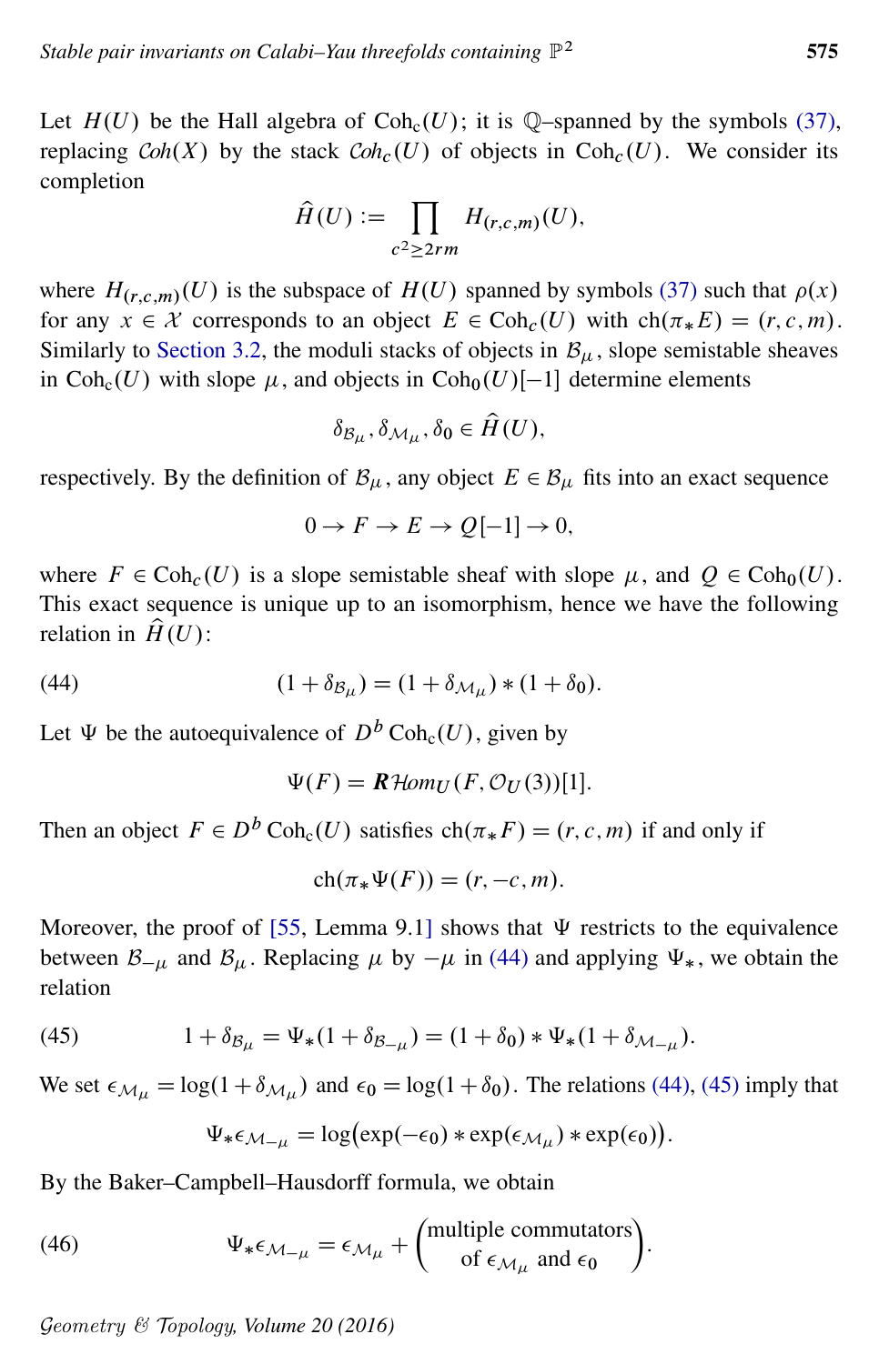Let $H(U)$ be the Hall algebra of $\mathrm{Coh}_c(U)$; it is $\mathbb{Q}$–spanned by the symbols (37), replacing $\mathcal{C}oh(X)$ by the stack $\mathcal{C}oh_c(U)$ of objects in $\mathrm{Coh}_c(U)$. We consider its completion

$$\widehat{H}(U) := \prod_{c^2 \geq 2rm} H_{(r,c,m)}(U),$$

where $H_{(r,c,m)}(U)$ is the subspace of $H(U)$ spanned by symbols (37) such that $\rho(x)$ for any $x \in \mathcal{X}$ corresponds to an object $E \in \mathrm{Coh}_c(U)$ with $\mathrm{ch}(\pi_* E) = (r,c,m)$. Similarly to Section 3.2, the moduli stacks of objects in $\mathcal{B}_\mu$, slope semistable sheaves in $\mathrm{Coh}_c(U)$ with slope $\mu$, and objects in $\mathrm{Coh}_0(U)[-1]$ determine elements

$$\delta_{\mathcal{B}_\mu}, \delta_{\mathcal{M}_\mu}, \delta_0 \in \widehat{H}(U),$$

respectively. By the definition of $\mathcal{B}_\mu$, any object $E \in \mathcal{B}_\mu$ fits into an exact sequence

$$0 \to F \to E \to Q[-1] \to 0,$$

where $F \in \mathrm{Coh}_c(U)$ is a slope semistable sheaf with slope $\mu$, and $Q \in \mathrm{Coh}_0(U)$. This exact sequence is unique up to an isomorphism, hence we have the following relation in $\widehat{H}(U)$:

$$(1 + \delta_{\mathcal{B}_\mu}) = (1 + \delta_{\mathcal{M}_\mu}) * (1 + \delta_0). \tag{44}$$

Let $\Psi$ be the autoequivalence of $D^b\,\mathrm{Coh}_c(U)$, given by

$$\Psi(F) = \boldsymbol{R}\mathcal{H}om_U(F, \mathcal{O}_U(3))[1].$$

Then an object $F \in D^b\,\mathrm{Coh}_c(U)$ satisfies $\mathrm{ch}(\pi_* F) = (r,c,m)$ if and only if

$$\mathrm{ch}(\pi_* \Psi(F)) = (r, -c, m).$$

Moreover, the proof of [55, Lemma 9.1] shows that $\Psi$ restricts to the equivalence between $\mathcal{B}_{-\mu}$ and $\mathcal{B}_\mu$. Replacing $\mu$ by $-\mu$ in (44) and applying $\Psi_*$, we obtain the relation

$$1 + \delta_{\mathcal{B}_\mu} = \Psi_*(1 + \delta_{\mathcal{B}_{-\mu}}) = (1 + \delta_0) * \Psi_*(1 + \delta_{\mathcal{M}_{-\mu}}). \tag{45}$$

We set $\epsilon_{\mathcal{M}_\mu} = \log(1 + \delta_{\mathcal{M}_\mu})$ and $\epsilon_0 = \log(1 + \delta_0)$. The relations (44), (45) imply that

$$\Psi_* \epsilon_{\mathcal{M}_{-\mu}} = \log\bigl(\exp(-\epsilon_0) * \exp(\epsilon_{\mathcal{M}_\mu}) * \exp(\epsilon_0)\bigr).$$

By the Baker–Campbell–Hausdorff formula, we obtain

$$\Psi_* \epsilon_{\mathcal{M}_{-\mu}} = \epsilon_{\mathcal{M}_\mu} + \begin{pmatrix} \text{multiple commutators} \\ \text{of } \epsilon_{\mathcal{M}_\mu} \text{ and } \epsilon_0 \end{pmatrix}. \tag{46}$$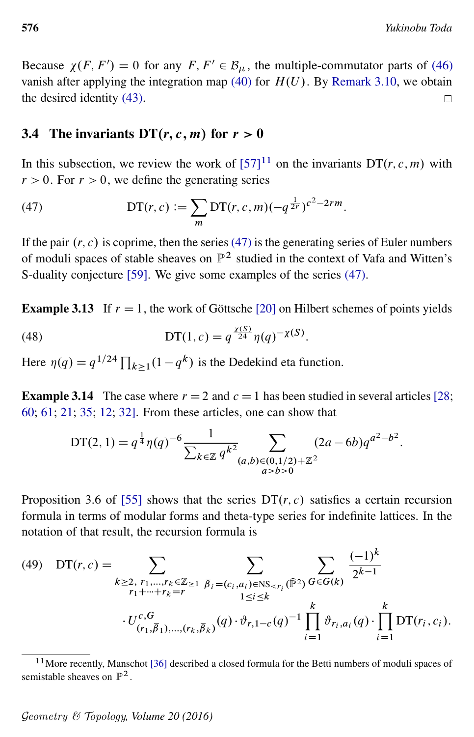Because $\chi(F, F') = 0$ for any $F, F' \in \mathcal{B}_\mu$, the multiple-commutator parts of (46) vanish after applying the integration map (40) for $H(U)$. By Remark 3.10, we obtain the desired identity (43). □

## 3.4 The invariants $\mathrm{DT}(r, c, m)$ for $r > 0$

In this subsection, we review the work of [57][11] on the invariants $\mathrm{DT}(r, c, m)$ with $r > 0$. For $r > 0$, we define the generating series

$$\mathrm{DT}(r, c) := \sum_m \mathrm{DT}(r, c, m)(-q^{\frac{1}{2r}})^{c^2 - 2rm}. \tag{47}$$

If the pair $(r, c)$ is coprime, then the series (47) is the generating series of Euler numbers of moduli spaces of stable sheaves on $\mathbb{P}^2$ studied in the context of Vafa and Witten's S-duality conjecture [59]. We give some examples of the series (47).

**Example 3.13** If $r = 1$, the work of Göttsche [20] on Hilbert schemes of points yields

$$\mathrm{DT}(1, c) = q^{\frac{\chi(S)}{24}} \eta(q)^{-\chi(S)}. \tag{48}$$

Here $\eta(q) = q^{1/24} \prod_{k \geq 1}(1 - q^k)$ is the Dedekind eta function.

**Example 3.14** The case where $r = 2$ and $c = 1$ has been studied in several articles [28; 60; 61; 21; 35; 12; 32]. From these articles, one can show that

$$\mathrm{DT}(2, 1) = q^{\frac{1}{4}} \eta(q)^{-6} \frac{1}{\sum_{k \in \mathbb{Z}} q^{k^2}} \sum_{\substack{(a,b) \in (0,1/2) + \mathbb{Z}^2 \\ a > b > 0}} (2a - 6b) q^{a^2 - b^2}.$$

Proposition 3.6 of [55] shows that the series $\mathrm{DT}(r, c)$ satisfies a certain recursion formula in terms of modular forms and theta-type series for indefinite lattices. In the notation of that result, the recursion formula is

$$\mathrm{DT}(r, c) = \sum_{\substack{k \geq 2,\ r_1, \ldots, r_k \in \mathbb{Z}_{\geq 1} \\ r_1 + \cdots + r_k = r}} \sum_{\substack{\bar{\beta}_i = (c_i, a_i) \in \mathrm{NS}_{<r_i}(\widehat{\mathbb{P}}^2) \\ 1 \leq i \leq k}} \sum_{G \in G(k)} \frac{(-1)^k}{2^{k-1}} \cdot U^{c, G}_{(r_1, \bar{\beta}_1), \ldots, (r_k, \bar{\beta}_k)}(q) \cdot \vartheta_{r, 1-c}(q)^{-1} \prod_{i=1}^{k} \vartheta_{r_i, a_i}(q) \cdot \prod_{i=1}^{k} \mathrm{DT}(r_i, c_i). \tag{49}$$

[11] More recently, Manschot [36] described a closed formula for the Betti numbers of moduli spaces of semistable sheaves on $\mathbb{P}^2$.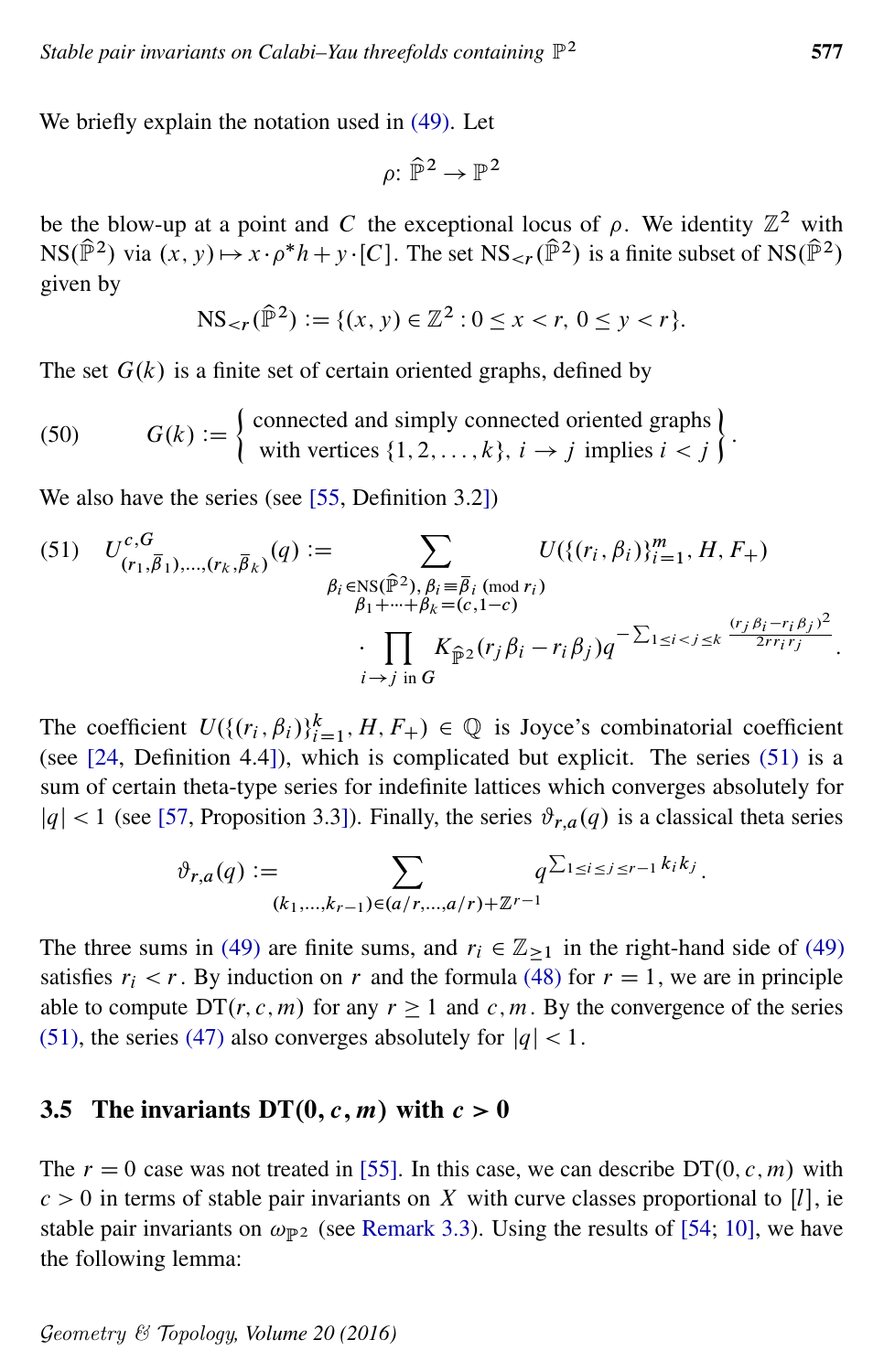We briefly explain the notation used in (49). Let

$$\rho\colon \widehat{\mathbb{P}}^2 \to \mathbb{P}^2$$

be the blow-up at a point and $C$ the exceptional locus of $\rho$. We identity $\mathbb{Z}^2$ with $\mathrm{NS}(\widehat{\mathbb{P}}^2)$ via $(x,y) \mapsto x \cdot \rho^* h + y \cdot [C]$. The set $\mathrm{NS}_{<r}(\widehat{\mathbb{P}}^2)$ is a finite subset of $\mathrm{NS}(\widehat{\mathbb{P}}^2)$ given by

$$\mathrm{NS}_{<r}(\widehat{\mathbb{P}}^2) := \{(x,y) \in \mathbb{Z}^2 : 0 \le x < r,\ 0 \le y < r\}.$$

The set $G(k)$ is a finite set of certain oriented graphs, defined by

$$G(k) := \left\{ \begin{array}{c} \text{connected and simply connected oriented graphs} \\ \text{with vertices } \{1,2,\dots,k\},\ i \to j \text{ implies } i < j \end{array} \right\}. \tag{50}$$

We also have the series (see [55, Definition 3.2])

$$U^{c,G}_{(r_1,\overline{\beta}_1),\dots,(r_k,\overline{\beta}_k)}(q) := \sum_{\substack{\beta_i \in \mathrm{NS}(\widehat{\mathbb{P}}^2),\ \beta_i \equiv \overline{\beta}_i \ (\mathrm{mod}\ r_i) \\ \beta_1 + \cdots + \beta_k = (c, 1-c)}} U(\{(r_i,\beta_i)\}_{i=1}^m, H, F_+) \cdot \prod_{i \to j \text{ in } G} K_{\widehat{\mathbb{P}}^2}(r_j\beta_i - r_i\beta_j) q^{-\sum_{1 \le i < j \le k} \frac{(r_j\beta_i - r_i\beta_j)^2}{2 r r_i r_j}}. \tag{51}$$

The coefficient $U(\{(r_i,\beta_i)\}_{i=1}^k, H, F_+) \in \mathbb{Q}$ is Joyce's combinatorial coefficient (see [24, Definition 4.4]), which is complicated but explicit. The series (51) is a sum of certain theta-type series for indefinite lattices which converges absolutely for $|q| < 1$ (see [57, Proposition 3.3]). Finally, the series $\vartheta_{r,a}(q)$ is a classical theta series

$$\vartheta_{r,a}(q) := \sum_{(k_1,\dots,k_{r-1}) \in (a/r,\dots,a/r) + \mathbb{Z}^{r-1}} q^{\sum_{1 \le i \le j \le r-1} k_i k_j}.$$

The three sums in (49) are finite sums, and $r_i \in \mathbb{Z}_{\ge 1}$ in the right-hand side of (49) satisfies $r_i < r$. By induction on $r$ and the formula (48) for $r = 1$, we are in principle able to compute $\mathrm{DT}(r,c,m)$ for any $r \ge 1$ and $c, m$. By the convergence of the series (51), the series (47) also converges absolutely for $|q| < 1$.

## 3.5 The invariants $\mathrm{DT}(0,c,m)$ with $c > 0$

The $r = 0$ case was not treated in [55]. In this case, we can describe $\mathrm{DT}(0,c,m)$ with $c > 0$ in terms of stable pair invariants on $X$ with curve classes proportional to $[l]$, ie stable pair invariants on $\omega_{\mathbb{P}^2}$ (see Remark 3.3). Using the results of [54; 10], we have the following lemma: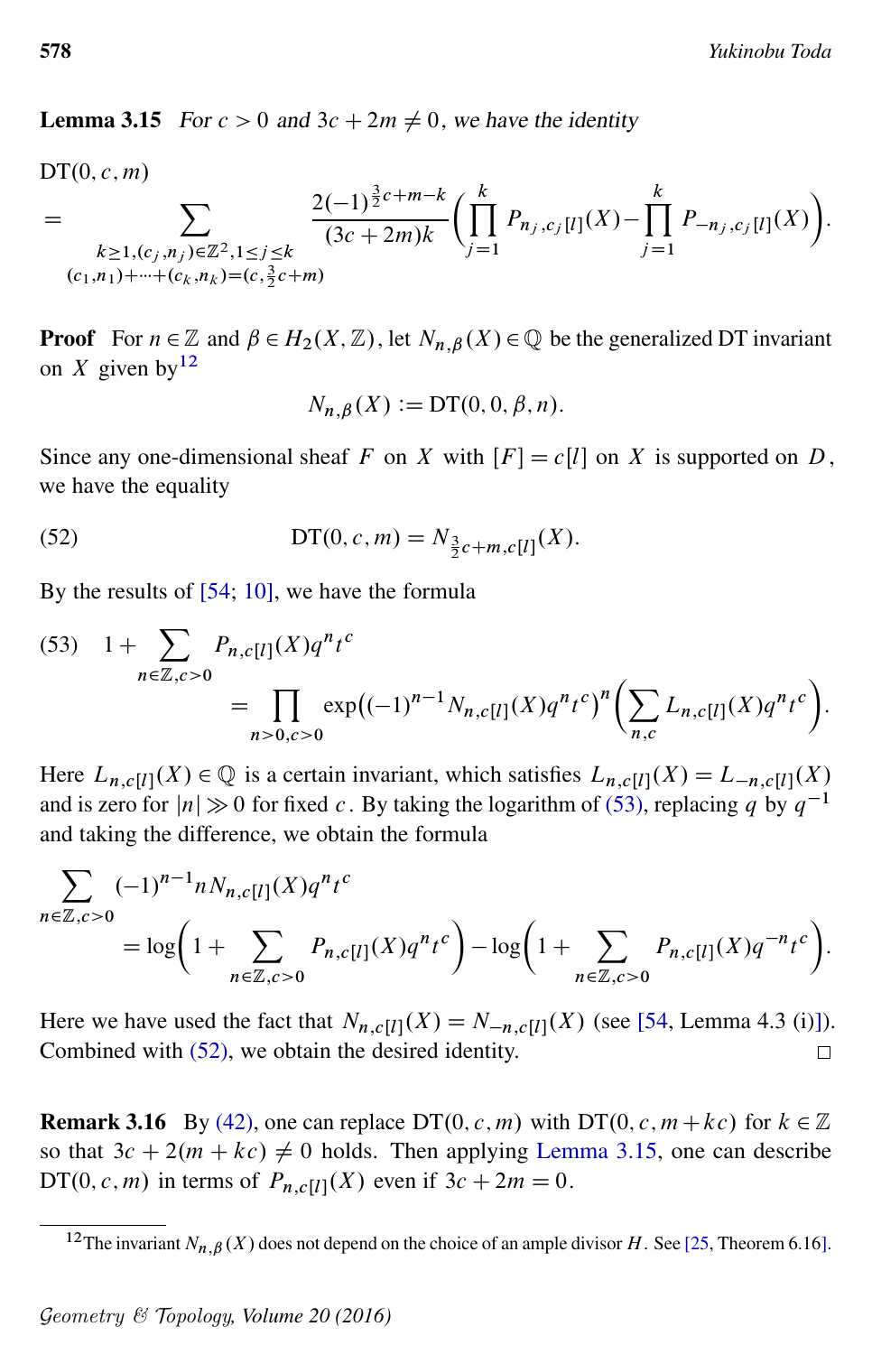**Lemma 3.15** *For $c > 0$ and $3c + 2m \neq 0$, we have the identity*

$$
\begin{aligned}
&\mathrm{DT}(0, c, m) \\
&= \sum_{\substack{k \geq 1, (c_j, n_j) \in \mathbb{Z}^2, 1 \leq j \leq k \\ (c_1, n_1) + \cdots + (c_k, n_k) = (c, \frac{3}{2}c + m)}} \frac{2(-1)^{\frac{3}{2}c + m - k}}{(3c + 2m)k} \left( \prod_{j=1}^{k} P_{n_j, c_j[l]}(X) - \prod_{j=1}^{k} P_{-n_j, c_j[l]}(X) \right).
\end{aligned}
$$

**Proof** For $n \in \mathbb{Z}$ and $\beta \in H_2(X, \mathbb{Z})$, let $N_{n,\beta}(X) \in \mathbb{Q}$ be the generalized DT invariant on $X$ given by[12]

$$
N_{n,\beta}(X) := \mathrm{DT}(0, 0, \beta, n).
$$

Since any one-dimensional sheaf $F$ on $X$ with $[F] = c[l]$ on $X$ is supported on $D$, we have the equality

$$
\mathrm{DT}(0, c, m) = N_{\frac{3}{2}c + m, c[l]}(X). \tag{52}
$$

By the results of [54; 10], we have the formula

$$
\begin{aligned}
1 + \sum_{n \in \mathbb{Z}, c > 0} & P_{n, c[l]}(X) q^n t^c \\
&= \prod_{n > 0, c > 0} \exp\left( (-1)^{n-1} N_{n, c[l]}(X) q^n t^c \right)^n \left( \sum_{n,c} L_{n, c[l]}(X) q^n t^c \right).
\end{aligned}
\tag{53}
$$

Here $L_{n,c[l]}(X) \in \mathbb{Q}$ is a certain invariant, which satisfies $L_{n,c[l]}(X) = L_{-n,c[l]}(X)$ and is zero for $|n| \gg 0$ for fixed $c$. By taking the logarithm of (53), replacing $q$ by $q^{-1}$ and taking the difference, we obtain the formula

$$
\begin{aligned}
\sum_{n \in \mathbb{Z}, c > 0} & (-1)^{n-1} n N_{n, c[l]}(X) q^n t^c \\
&= \log\left( 1 + \sum_{n \in \mathbb{Z}, c > 0} P_{n, c[l]}(X) q^n t^c \right) - \log\left( 1 + \sum_{n \in \mathbb{Z}, c > 0} P_{n, c[l]}(X) q^{-n} t^c \right).
\end{aligned}
$$

Here we have used the fact that $N_{n,c[l]}(X) = N_{-n,c[l]}(X)$ (see [54, Lemma 4.3 (i)]). Combined with (52), we obtain the desired identity. □

**Remark 3.16** By (42), one can replace $\mathrm{DT}(0, c, m)$ with $\mathrm{DT}(0, c, m + kc)$ for $k \in \mathbb{Z}$ so that $3c + 2(m + kc) \neq 0$ holds. Then applying Lemma 3.15, one can describe $\mathrm{DT}(0, c, m)$ in terms of $P_{n,c[l]}(X)$ even if $3c + 2m = 0$.

[12] The invariant $N_{n,\beta}(X)$ does not depend on the choice of an ample divisor $H$. See [25, Theorem 6.16].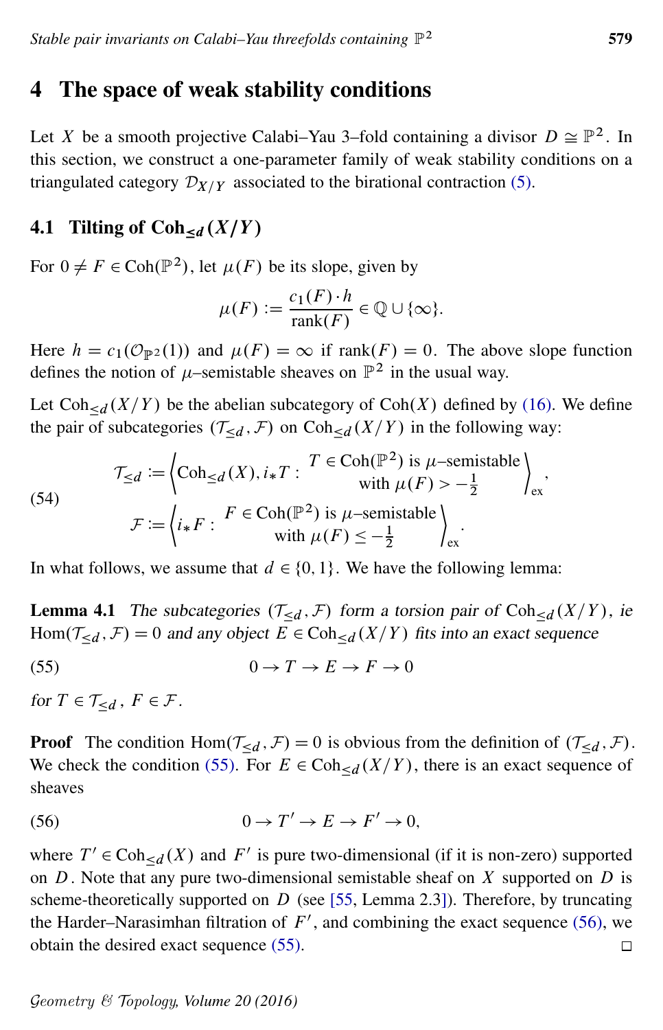## 4 The space of weak stability conditions

Let $X$ be a smooth projective Calabi–Yau 3–fold containing a divisor $D \cong \mathbb{P}^2$. In this section, we construct a one-parameter family of weak stability conditions on a triangulated category $\mathcal{D}_{X/Y}$ associated to the birational contraction (5).

### 4.1 Tilting of $\mathrm{Coh}_{\le d}(X/Y)$

For $0 \neq F \in \mathrm{Coh}(\mathbb{P}^2)$, let $\mu(F)$ be its slope, given by

$$\mu(F) := \frac{c_1(F) \cdot h}{\mathrm{rank}(F)} \in \mathbb{Q} \cup \{\infty\}.$$

Here $h = c_1(\mathcal{O}_{\mathbb{P}^2}(1))$ and $\mu(F) = \infty$ if $\mathrm{rank}(F) = 0$. The above slope function defines the notion of $\mu$–semistable sheaves on $\mathbb{P}^2$ in the usual way.

Let $\mathrm{Coh}_{\le d}(X/Y)$ be the abelian subcategory of $\mathrm{Coh}(X)$ defined by (16). We define the pair of subcategories $(\mathcal{T}_{\le d}, \mathcal{F})$ on $\mathrm{Coh}_{\le d}(X/Y)$ in the following way:

$$\begin{aligned} \mathcal{T}_{\le d} &:= \left\langle \mathrm{Coh}_{\le d}(X), i_*T : \begin{array}{c} T \in \mathrm{Coh}(\mathbb{P}^2) \text{ is } \mu\text{–semistable} \\ \text{with } \mu(F) > -\frac{1}{2} \end{array} \right\rangle_{\mathrm{ex}}, \\ \mathcal{F} &:= \left\langle i_*F : \begin{array}{c} F \in \mathrm{Coh}(\mathbb{P}^2) \text{ is } \mu\text{–semistable} \\ \text{with } \mu(F) \le -\frac{1}{2} \end{array} \right\rangle_{\mathrm{ex}}. \end{aligned} \tag{54}$$

In what follows, we assume that $d \in \{0, 1\}$. We have the following lemma:

**Lemma 4.1** *The subcategories $(\mathcal{T}_{\le d}, \mathcal{F})$ form a torsion pair of $\mathrm{Coh}_{\le d}(X/Y)$, ie $\mathrm{Hom}(\mathcal{T}_{\le d}, \mathcal{F}) = 0$ and any object $E \in \mathrm{Coh}_{\le d}(X/Y)$ fits into an exact sequence*

$$0 \to T \to E \to F \to 0 \tag{55}$$

*for $T \in \mathcal{T}_{\le d}$, $F \in \mathcal{F}$.*

**Proof** The condition $\mathrm{Hom}(\mathcal{T}_{\le d}, \mathcal{F}) = 0$ is obvious from the definition of $(\mathcal{T}_{\le d}, \mathcal{F})$. We check the condition (55). For $E \in \mathrm{Coh}_{\le d}(X/Y)$, there is an exact sequence of sheaves

$$0 \to T' \to E \to F' \to 0, \tag{56}$$

where $T' \in \mathrm{Coh}_{\le d}(X)$ and $F'$ is pure two-dimensional (if it is non-zero) supported on $D$. Note that any pure two-dimensional semistable sheaf on $X$ supported on $D$ is scheme-theoretically supported on $D$ (see [55, Lemma 2.3]). Therefore, by truncating the Harder–Narasimhan filtration of $F'$, and combining the exact sequence (56), we obtain the desired exact sequence (55). □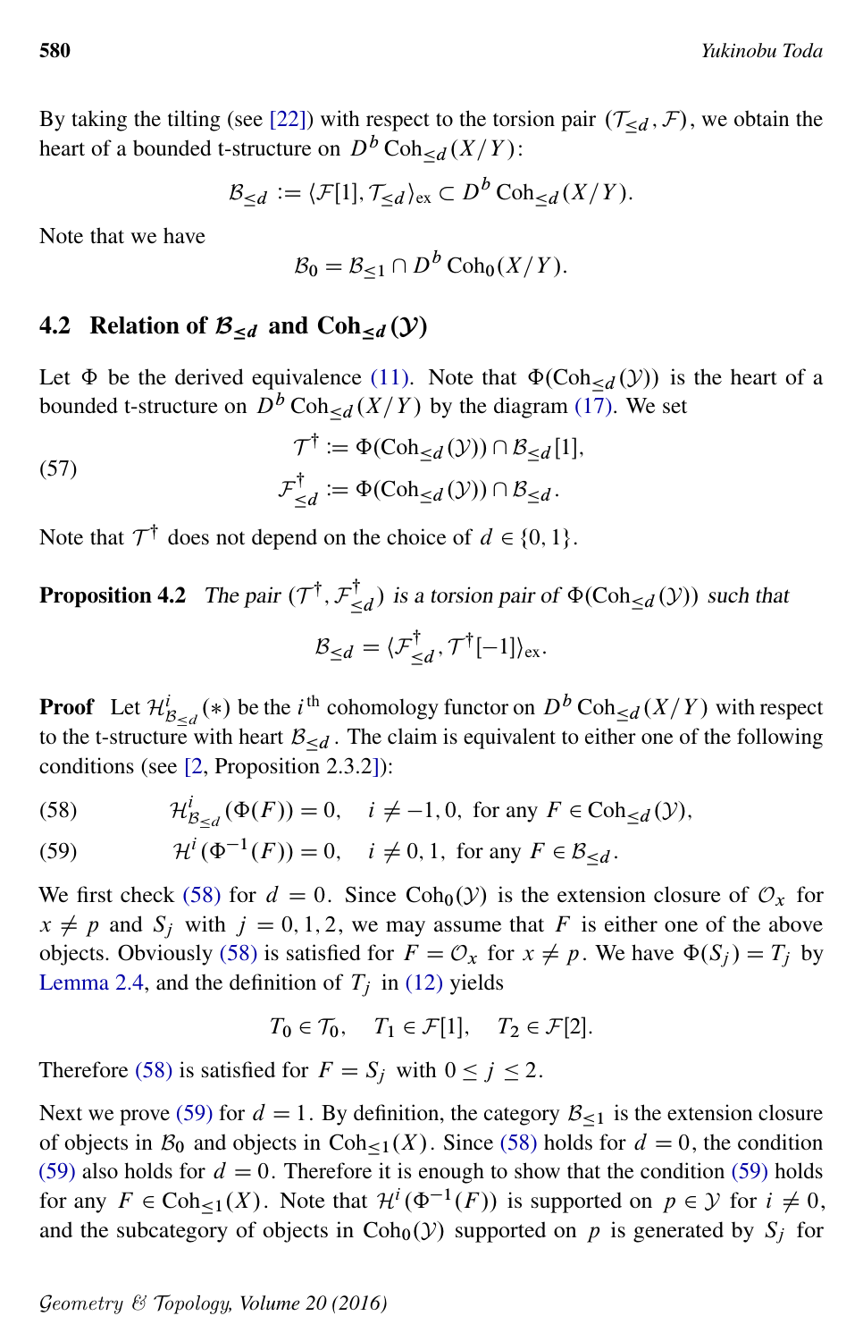By taking the tilting (see [22]) with respect to the torsion pair $(\mathcal{T}_{\le d}, \mathcal{F})$, we obtain the heart of a bounded t-structure on $D^b \operatorname{Coh}_{\le d}(X/Y)$:

$$\mathcal{B}_{\le d} := \langle \mathcal{F}[1], \mathcal{T}_{\le d} \rangle_{\mathrm{ex}} \subset D^b \operatorname{Coh}_{\le d}(X/Y).$$

Note that we have

$$\mathcal{B}_0 = \mathcal{B}_{\le 1} \cap D^b \operatorname{Coh}_0(X/Y).$$

## 4.2 Relation of $\mathcal{B}_{\le d}$ and $\operatorname{Coh}_{\le d}(\mathcal{Y})$

Let $\Phi$ be the derived equivalence (11). Note that $\Phi(\operatorname{Coh}_{\le d}(\mathcal{Y}))$ is the heart of a bounded t-structure on $D^b \operatorname{Coh}_{\le d}(X/Y)$ by the diagram (17). We set

$$(57) \qquad \begin{aligned} \mathcal{T}^{\dagger} &:= \Phi(\operatorname{Coh}_{\le d}(\mathcal{Y})) \cap \mathcal{B}_{\le d}[1], \\ \mathcal{F}^{\dagger}_{\le d} &:= \Phi(\operatorname{Coh}_{\le d}(\mathcal{Y})) \cap \mathcal{B}_{\le d}. \end{aligned}$$

Note that $\mathcal{T}^{\dagger}$ does not depend on the choice of $d \in \{0, 1\}$.

**Proposition 4.2** *The pair $(\mathcal{T}^{\dagger}, \mathcal{F}^{\dagger}_{\le d})$ is a torsion pair of $\Phi(\operatorname{Coh}_{\le d}(\mathcal{Y}))$ such that*

$$\mathcal{B}_{\le d} = \langle \mathcal{F}^{\dagger}_{\le d}, \mathcal{T}^{\dagger}[-1] \rangle_{\mathrm{ex}}.$$

**Proof** Let $\mathcal{H}^i_{\mathcal{B}_{\le d}}(*)$ be the $i^{\text{th}}$ cohomology functor on $D^b \operatorname{Coh}_{\le d}(X/Y)$ with respect to the t-structure with heart $\mathcal{B}_{\le d}$. The claim is equivalent to either one of the following conditions (see [2, Proposition 2.3.2]):

$$(58) \qquad \mathcal{H}^i_{\mathcal{B}_{\le d}}(\Phi(F)) = 0, \quad i \neq -1, 0, \ \text{for any } F \in \operatorname{Coh}_{\le d}(\mathcal{Y}),$$

$$(59) \qquad \mathcal{H}^i(\Phi^{-1}(F)) = 0, \quad i \neq 0, 1, \ \text{for any } F \in \mathcal{B}_{\le d}.$$

We first check (58) for $d = 0$. Since $\operatorname{Coh}_0(\mathcal{Y})$ is the extension closure of $\mathcal{O}_x$ for $x \neq p$ and $S_j$ with $j = 0, 1, 2$, we may assume that $F$ is either one of the above objects. Obviously (58) is satisfied for $F = \mathcal{O}_x$ for $x \neq p$. We have $\Phi(S_j) = T_j$ by Lemma 2.4, and the definition of $T_j$ in (12) yields

$$T_0 \in \mathcal{T}_0, \quad T_1 \in \mathcal{F}[1], \quad T_2 \in \mathcal{F}[2].$$

Therefore (58) is satisfied for $F = S_j$ with $0 \le j \le 2$.

Next we prove (59) for $d = 1$. By definition, the category $\mathcal{B}_{\le 1}$ is the extension closure of objects in $\mathcal{B}_0$ and objects in $\operatorname{Coh}_{\le 1}(X)$. Since (58) holds for $d = 0$, the condition (59) also holds for $d = 0$. Therefore it is enough to show that the condition (59) holds for any $F \in \operatorname{Coh}_{\le 1}(X)$. Note that $\mathcal{H}^i(\Phi^{-1}(F))$ is supported on $p \in \mathcal{Y}$ for $i \neq 0$, and the subcategory of objects in $\operatorname{Coh}_0(\mathcal{Y})$ supported on $p$ is generated by $S_j$ for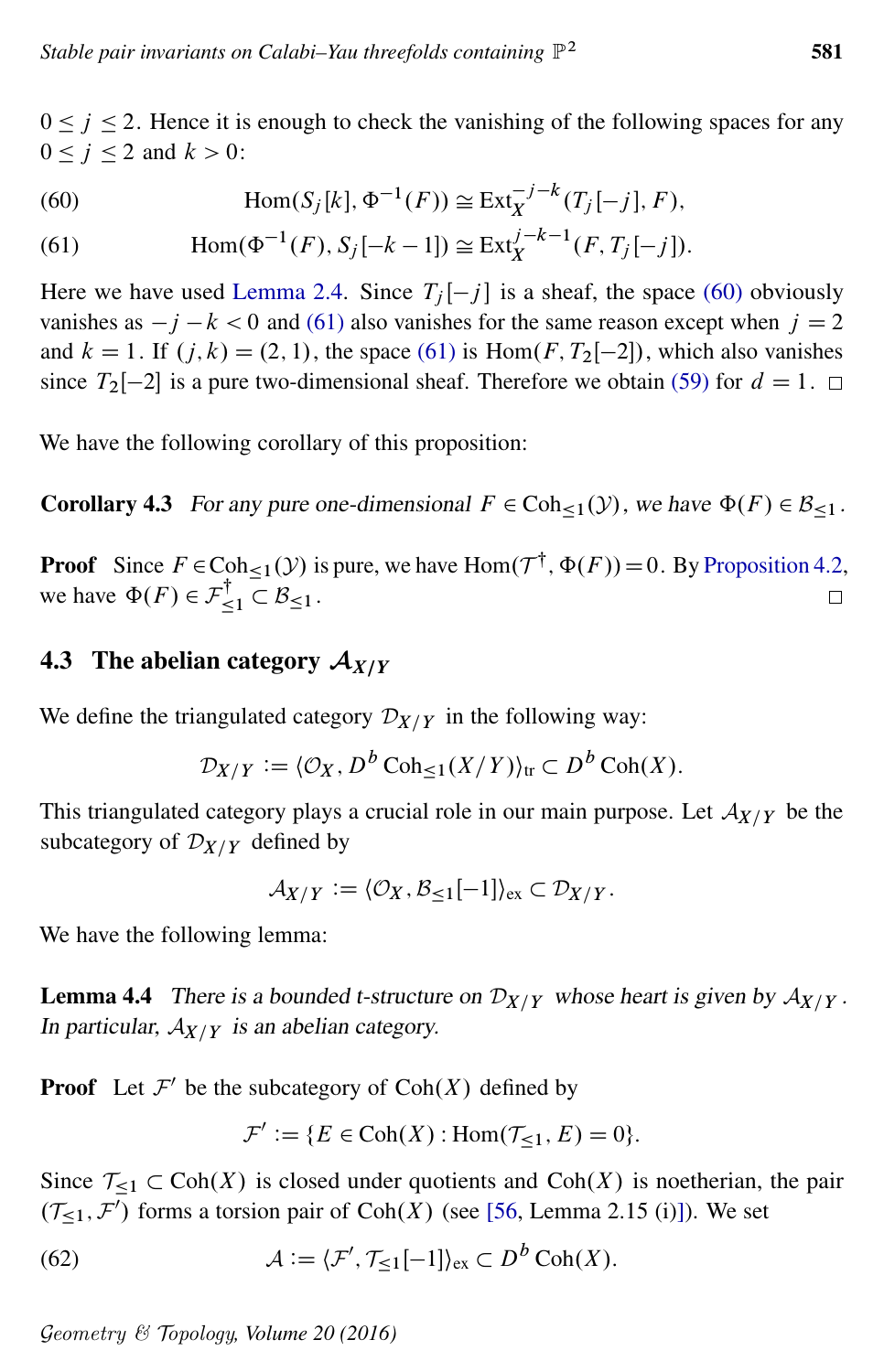$0 \le j \le 2$. Hence it is enough to check the vanishing of the following spaces for any $0 \le j \le 2$ and $k > 0$:

$$\operatorname{Hom}(S_j[k], \Phi^{-1}(F)) \cong \operatorname{Ext}_X^{-j-k}(T_j[-j], F), \tag{60}$$

$$\operatorname{Hom}(\Phi^{-1}(F), S_j[-k-1]) \cong \operatorname{Ext}_X^{j-k-1}(F, T_j[-j]). \tag{61}$$

Here we have used Lemma 2.4. Since $T_j[-j]$ is a sheaf, the space (60) obviously vanishes as $-j-k < 0$ and (61) also vanishes for the same reason except when $j = 2$ and $k = 1$. If $(j,k) = (2,1)$, the space (61) is $\operatorname{Hom}(F, T_2[-2])$, which also vanishes since $T_2[-2]$ is a pure two-dimensional sheaf. Therefore we obtain (59) for $d = 1$. □

We have the following corollary of this proposition:

**Corollary 4.3** *For any pure one-dimensional $F \in \operatorname{Coh}_{\le 1}(\mathcal{Y})$, we have $\Phi(F) \in \mathcal{B}_{\le 1}$.*

**Proof** Since $F \in \operatorname{Coh}_{\le 1}(\mathcal{Y})$ is pure, we have $\operatorname{Hom}(\mathcal{T}^{\dagger}, \Phi(F)) = 0$. By Proposition 4.2, we have $\Phi(F) \in \mathcal{F}^{\dagger}_{\le 1} \subset \mathcal{B}_{\le 1}$. □

## 4.3 The abelian category $\mathcal{A}_{X/Y}$

We define the triangulated category $\mathcal{D}_{X/Y}$ in the following way:

$$\mathcal{D}_{X/Y} := \langle \mathcal{O}_X, D^b \operatorname{Coh}_{\le 1}(X/Y) \rangle_{\mathrm{tr}} \subset D^b \operatorname{Coh}(X).$$

This triangulated category plays a crucial role in our main purpose. Let $\mathcal{A}_{X/Y}$ be the subcategory of $\mathcal{D}_{X/Y}$ defined by

$$\mathcal{A}_{X/Y} := \langle \mathcal{O}_X, \mathcal{B}_{\le 1}[-1] \rangle_{\mathrm{ex}} \subset \mathcal{D}_{X/Y}.$$

We have the following lemma:

**Lemma 4.4** *There is a bounded t-structure on $\mathcal{D}_{X/Y}$ whose heart is given by $\mathcal{A}_{X/Y}$. In particular, $\mathcal{A}_{X/Y}$ is an abelian category.*

**Proof** Let $\mathcal{F}'$ be the subcategory of $\operatorname{Coh}(X)$ defined by

$$\mathcal{F}' := \{E \in \operatorname{Coh}(X) : \operatorname{Hom}(\mathcal{T}_{\le 1}, E) = 0\}.$$

Since $\mathcal{T}_{\le 1} \subset \operatorname{Coh}(X)$ is closed under quotients and $\operatorname{Coh}(X)$ is noetherian, the pair $(\mathcal{T}_{\le 1}, \mathcal{F}')$ forms a torsion pair of $\operatorname{Coh}(X)$ (see [56, Lemma 2.15 (i)]). We set

$$\mathcal{A} := \langle \mathcal{F}', \mathcal{T}_{\le 1}[-1] \rangle_{\mathrm{ex}} \subset D^b \operatorname{Coh}(X). \tag{62}$$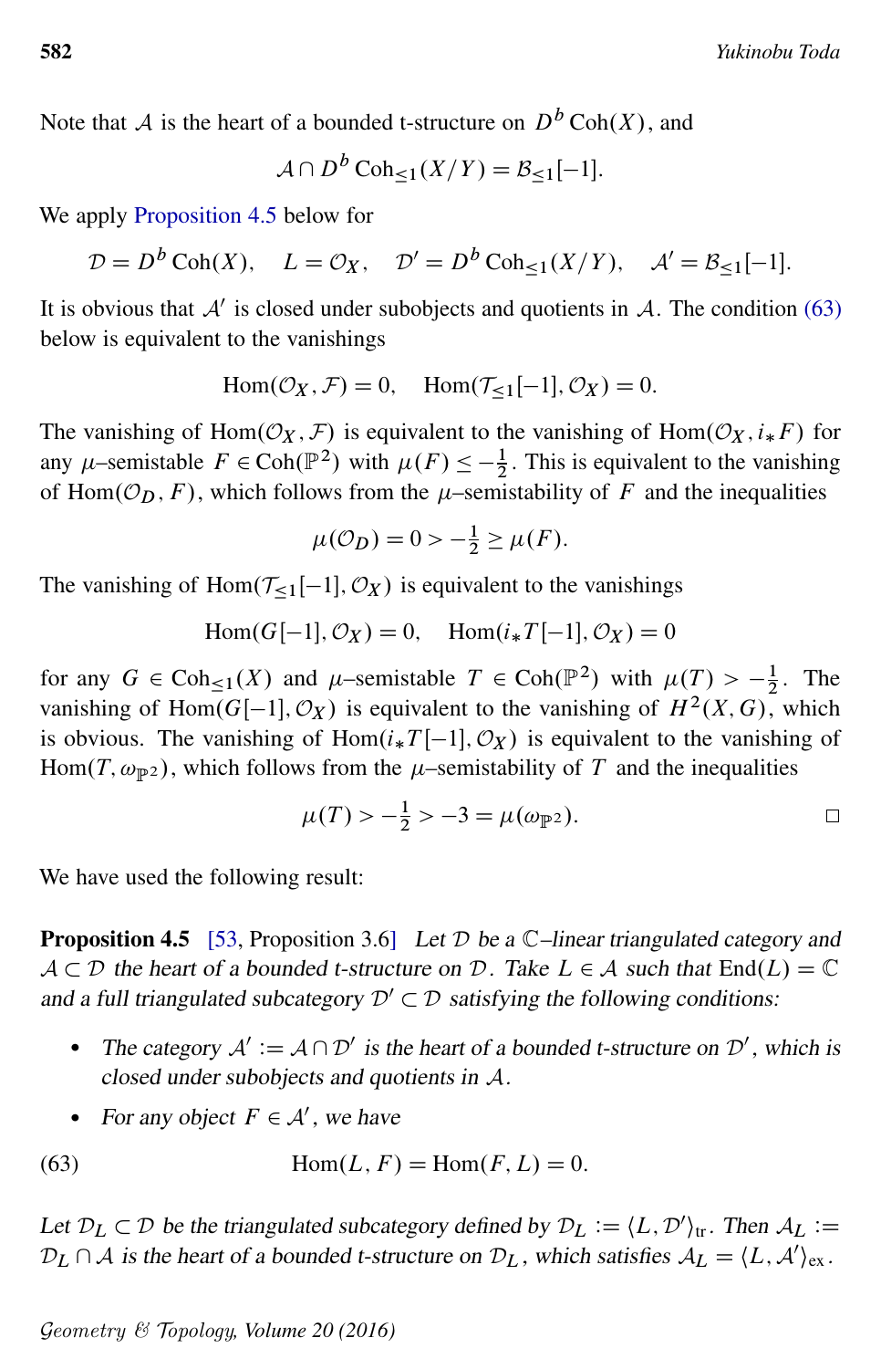Note that $\mathcal{A}$ is the heart of a bounded t-structure on $D^b \operatorname{Coh}(X)$, and

$$\mathcal{A} \cap D^b \operatorname{Coh}_{\leq 1}(X/Y) = \mathcal{B}_{\leq 1}[-1].$$

We apply Proposition 4.5 below for

$$\mathcal{D} = D^b \operatorname{Coh}(X), \quad L = \mathcal{O}_X, \quad \mathcal{D}' = D^b \operatorname{Coh}_{\leq 1}(X/Y), \quad \mathcal{A}' = \mathcal{B}_{\leq 1}[-1].$$

It is obvious that $\mathcal{A}'$ is closed under subobjects and quotients in $\mathcal{A}$. The condition (63) below is equivalent to the vanishings

$$\operatorname{Hom}(\mathcal{O}_X, \mathcal{F}) = 0, \quad \operatorname{Hom}(\mathcal{T}_{\leq 1}[-1], \mathcal{O}_X) = 0.$$

The vanishing of $\operatorname{Hom}(\mathcal{O}_X, \mathcal{F})$ is equivalent to the vanishing of $\operatorname{Hom}(\mathcal{O}_X, i_* F)$ for any $\mu$–semistable $F \in \operatorname{Coh}(\mathbb{P}^2)$ with $\mu(F) \leq -\frac{1}{2}$. This is equivalent to the vanishing of $\operatorname{Hom}(\mathcal{O}_D, F)$, which follows from the $\mu$–semistability of $F$ and the inequalities

$$\mu(\mathcal{O}_D) = 0 > -\tfrac{1}{2} \geq \mu(F).$$

The vanishing of $\operatorname{Hom}(\mathcal{T}_{\leq 1}[-1], \mathcal{O}_X)$ is equivalent to the vanishings

$$\operatorname{Hom}(G[-1], \mathcal{O}_X) = 0, \quad \operatorname{Hom}(i_* T[-1], \mathcal{O}_X) = 0$$

for any $G \in \operatorname{Coh}_{\leq 1}(X)$ and $\mu$–semistable $T \in \operatorname{Coh}(\mathbb{P}^2)$ with $\mu(T) > -\frac{1}{2}$. The vanishing of $\operatorname{Hom}(G[-1], \mathcal{O}_X)$ is equivalent to the vanishing of $H^2(X, G)$, which is obvious. The vanishing of $\operatorname{Hom}(i_* T[-1], \mathcal{O}_X)$ is equivalent to the vanishing of $\operatorname{Hom}(T, \omega_{\mathbb{P}^2})$, which follows from the $\mu$–semistability of $T$ and the inequalities

$$\mu(T) > -\tfrac{1}{2} > -3 = \mu(\omega_{\mathbb{P}^2}). \qquad \square$$

We have used the following result:

**Proposition 4.5** [53, Proposition 3.6] *Let $\mathcal{D}$ be a $\mathbb{C}$–linear triangulated category and $\mathcal{A} \subset \mathcal{D}$ the heart of a bounded t-structure on $\mathcal{D}$. Take $L \in \mathcal{A}$ such that $\operatorname{End}(L) = \mathbb{C}$ and a full triangulated subcategory $\mathcal{D}' \subset \mathcal{D}$ satisfying the following conditions:*

- *The category $\mathcal{A}' := \mathcal{A} \cap \mathcal{D}'$ is the heart of a bounded t-structure on $\mathcal{D}'$, which is closed under subobjects and quotients in $\mathcal{A}$.*
- *For any object $F \in \mathcal{A}'$, we have*

$$\operatorname{Hom}(L, F) = \operatorname{Hom}(F, L) = 0. \tag{63}$$

*Let $\mathcal{D}_L \subset \mathcal{D}$ be the triangulated subcategory defined by $\mathcal{D}_L := \langle L, \mathcal{D}' \rangle_{\mathrm{tr}}$. Then $\mathcal{A}_L := \mathcal{D}_L \cap \mathcal{A}$ is the heart of a bounded t-structure on $\mathcal{D}_L$, which satisfies $\mathcal{A}_L = \langle L, \mathcal{A}' \rangle_{\mathrm{ex}}$.*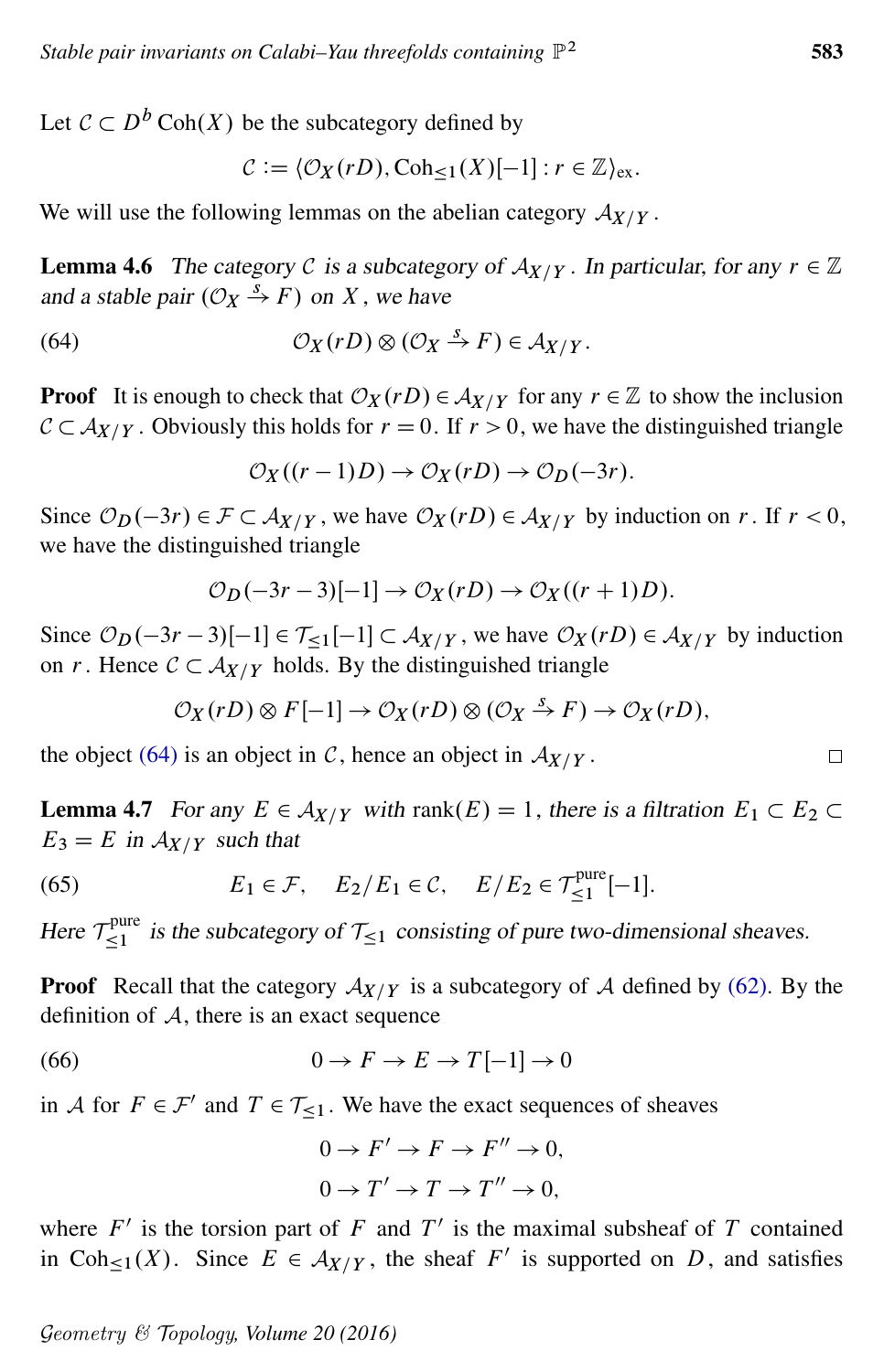Let $\mathcal{C} \subset D^b \operatorname{Coh}(X)$ be the subcategory defined by

$$\mathcal{C} := \langle \mathcal{O}_X(rD), \operatorname{Coh}_{\leq 1}(X)[-1] : r \in \mathbb{Z} \rangle_{\mathrm{ex}}.$$

We will use the following lemmas on the abelian category $\mathcal{A}_{X/Y}$.

**Lemma 4.6** *The category $\mathcal{C}$ is a subcategory of $\mathcal{A}_{X/Y}$. In particular, for any $r \in \mathbb{Z}$ and a stable pair $(\mathcal{O}_X \xrightarrow{s} F)$ on $X$, we have*

$$\mathcal{O}_X(rD) \otimes (\mathcal{O}_X \xrightarrow{s} F) \in \mathcal{A}_{X/Y}. \tag{64}$$

**Proof** It is enough to check that $\mathcal{O}_X(rD) \in \mathcal{A}_{X/Y}$ for any $r \in \mathbb{Z}$ to show the inclusion $\mathcal{C} \subset \mathcal{A}_{X/Y}$. Obviously this holds for $r = 0$. If $r > 0$, we have the distinguished triangle

$$\mathcal{O}_X((r-1)D) \to \mathcal{O}_X(rD) \to \mathcal{O}_D(-3r).$$

Since $\mathcal{O}_D(-3r) \in \mathcal{F} \subset \mathcal{A}_{X/Y}$, we have $\mathcal{O}_X(rD) \in \mathcal{A}_{X/Y}$ by induction on $r$. If $r < 0$, we have the distinguished triangle

$$\mathcal{O}_D(-3r-3)[-1] \to \mathcal{O}_X(rD) \to \mathcal{O}_X((r+1)D).$$

Since $\mathcal{O}_D(-3r-3)[-1] \in \mathcal{T}_{\leq 1}[-1] \subset \mathcal{A}_{X/Y}$, we have $\mathcal{O}_X(rD) \in \mathcal{A}_{X/Y}$ by induction on $r$. Hence $\mathcal{C} \subset \mathcal{A}_{X/Y}$ holds. By the distinguished triangle

$$\mathcal{O}_X(rD) \otimes F[-1] \to \mathcal{O}_X(rD) \otimes (\mathcal{O}_X \xrightarrow{s} F) \to \mathcal{O}_X(rD),$$

the object (64) is an object in $\mathcal{C}$, hence an object in $\mathcal{A}_{X/Y}$. $\square$

**Lemma 4.7** *For any $E \in \mathcal{A}_{X/Y}$ with $\operatorname{rank}(E) = 1$, there is a filtration $E_1 \subset E_2 \subset E_3 = E$ in $\mathcal{A}_{X/Y}$ such that*

$$E_1 \in \mathcal{F}, \quad E_2/E_1 \in \mathcal{C}, \quad E/E_2 \in \mathcal{T}^{\mathrm{pure}}_{\leq 1}[-1]. \tag{65}$$

*Here $\mathcal{T}^{\mathrm{pure}}_{\leq 1}$ is the subcategory of $\mathcal{T}_{\leq 1}$ consisting of pure two-dimensional sheaves.*

**Proof** Recall that the category $\mathcal{A}_{X/Y}$ is a subcategory of $\mathcal{A}$ defined by (62). By the definition of $\mathcal{A}$, there is an exact sequence

$$0 \to F \to E \to T[-1] \to 0 \tag{66}$$

in $\mathcal{A}$ for $F \in \mathcal{F}'$ and $T \in \mathcal{T}_{\leq 1}$. We have the exact sequences of sheaves

$$0 \to F' \to F \to F'' \to 0,$$
$$0 \to T' \to T \to T'' \to 0,$$

where $F'$ is the torsion part of $F$ and $T'$ is the maximal subsheaf of $T$ contained in $\operatorname{Coh}_{\leq 1}(X)$. Since $E \in \mathcal{A}_{X/Y}$, the sheaf $F'$ is supported on $D$, and satisfies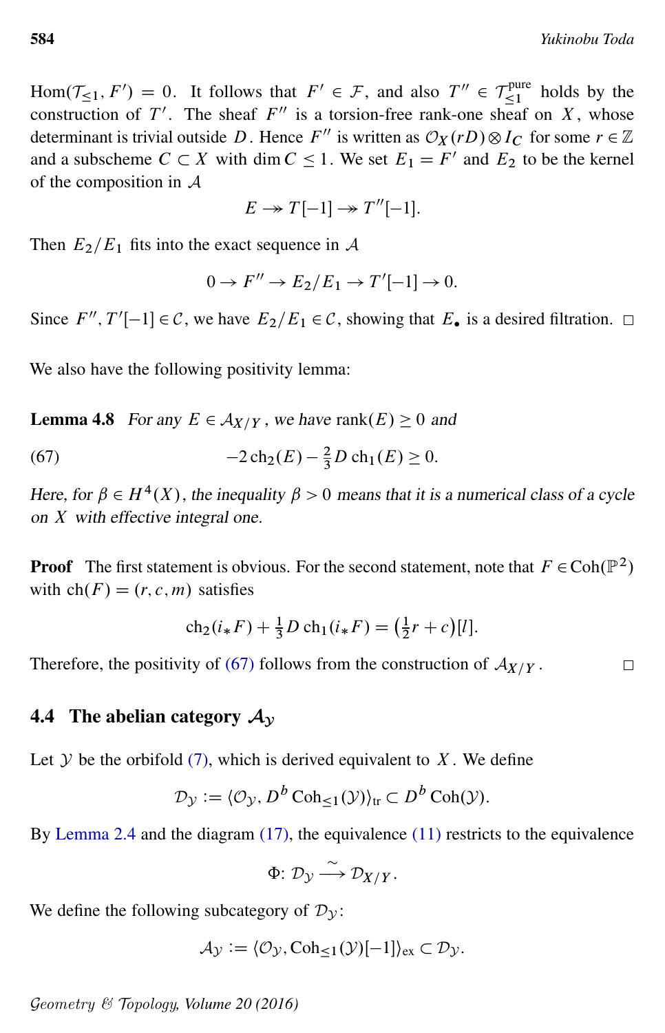$\mathrm{Hom}(\mathcal{T}_{\le 1}, F') = 0$. It follows that $F' \in \mathcal{F}$, and also $T'' \in \mathcal{T}_{\le 1}^{\mathrm{pure}}$ holds by the construction of $T'$. The sheaf $F''$ is a torsion-free rank-one sheaf on $X$, whose determinant is trivial outside $D$. Hence $F''$ is written as $\mathcal{O}_X(rD) \otimes I_C$ for some $r \in \mathbb{Z}$ and a subscheme $C \subset X$ with $\dim C \le 1$. We set $E_1 = F'$ and $E_2$ to be the kernel of the composition in $\mathcal{A}$

$$E \twoheadrightarrow T[-1] \twoheadrightarrow T''[-1].$$

Then $E_2/E_1$ fits into the exact sequence in $\mathcal{A}$

$$0 \to F'' \to E_2/E_1 \to T'[-1] \to 0.$$

Since $F'', T'[-1] \in \mathcal{C}$, we have $E_2/E_1 \in \mathcal{C}$, showing that $E_{\bullet}$ is a desired filtration. $\square$

We also have the following positivity lemma:

**Lemma 4.8** *For any $E \in \mathcal{A}_{X/Y}$, we have $\mathrm{rank}(E) \ge 0$ and*

$$-2\,\mathrm{ch}_2(E) - \tfrac{2}{3} D\,\mathrm{ch}_1(E) \ge 0. \tag{67}$$

*Here, for $\beta \in H^4(X)$, the inequality $\beta > 0$ means that it is a numerical class of a cycle on $X$ with effective integral one.*

**Proof** The first statement is obvious. For the second statement, note that $F \in \mathrm{Coh}(\mathbb{P}^2)$ with $\mathrm{ch}(F) = (r, c, m)$ satisfies

$$\mathrm{ch}_2(i_* F) + \tfrac{1}{3} D\,\mathrm{ch}_1(i_* F) = \left(\tfrac{1}{2} r + c\right)[l].$$

Therefore, the positivity of (67) follows from the construction of $\mathcal{A}_{X/Y}$. $\square$

## 4.4 The abelian category $\mathcal{A}_{\mathcal{Y}}$

Let $\mathcal{Y}$ be the orbifold (7), which is derived equivalent to $X$. We define

$$\mathcal{D}_{\mathcal{Y}} := \langle \mathcal{O}_{\mathcal{Y}}, D^b\,\mathrm{Coh}_{\le 1}(\mathcal{Y}) \rangle_{\mathrm{tr}} \subset D^b\,\mathrm{Coh}(\mathcal{Y}).$$

By Lemma 2.4 and the diagram (17), the equivalence (11) restricts to the equivalence

$$\Phi\colon \mathcal{D}_{\mathcal{Y}} \xrightarrow{\sim} \mathcal{D}_{X/Y}.$$

We define the following subcategory of $\mathcal{D}_{\mathcal{Y}}$:

$$\mathcal{A}_{\mathcal{Y}} := \langle \mathcal{O}_{\mathcal{Y}}, \mathrm{Coh}_{\le 1}(\mathcal{Y})[-1] \rangle_{\mathrm{ex}} \subset \mathcal{D}_{\mathcal{Y}}.$$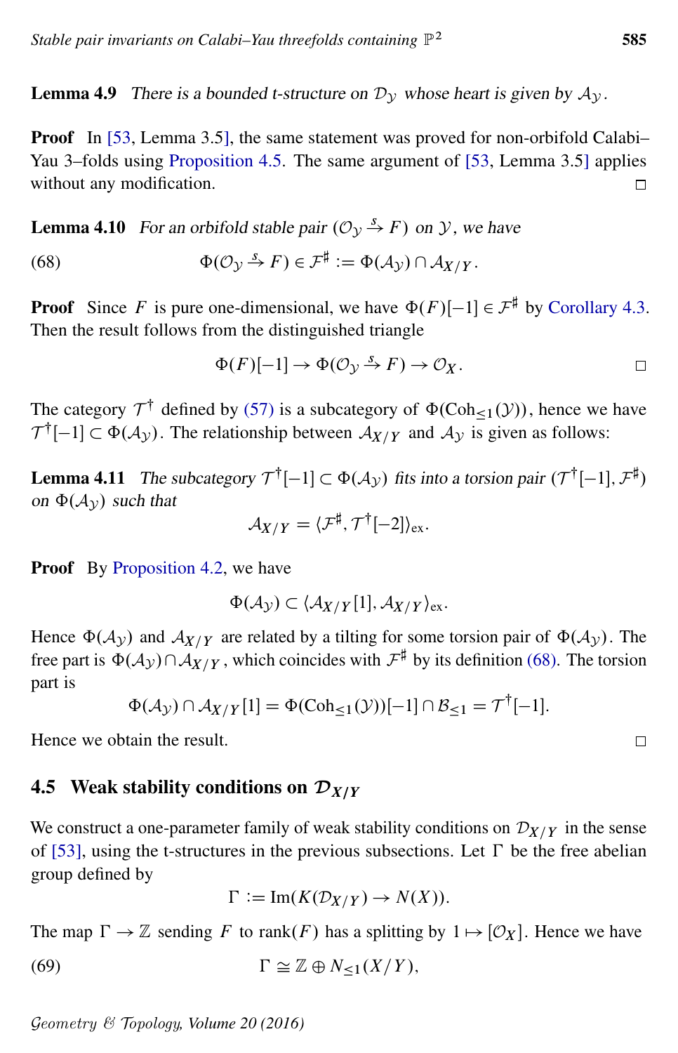**Lemma 4.9** *There is a bounded t-structure on $\mathcal{D}_{\mathcal{Y}}$ whose heart is given by $\mathcal{A}_{\mathcal{Y}}$.*

**Proof** In [53, Lemma 3.5], the same statement was proved for non-orbifold Calabi–Yau 3–folds using Proposition 4.5. The same argument of [53, Lemma 3.5] applies without any modification. □

**Lemma 4.10** *For an orbifold stable pair $(\mathcal{O}_{\mathcal{Y}} \xrightarrow{s} F)$ on $\mathcal{Y}$, we have*

$$\Phi(\mathcal{O}_{\mathcal{Y}} \xrightarrow{s} F) \in \mathcal{F}^{\sharp} := \Phi(\mathcal{A}_{\mathcal{Y}}) \cap \mathcal{A}_{X/Y}. \tag{68}$$

**Proof** Since $F$ is pure one-dimensional, we have $\Phi(F)[-1] \in \mathcal{F}^{\sharp}$ by Corollary 4.3. Then the result follows from the distinguished triangle

$$\Phi(F)[-1] \to \Phi(\mathcal{O}_{\mathcal{Y}} \xrightarrow{s} F) \to \mathcal{O}_X.$$

□

The category $\mathcal{T}^{\dagger}$ defined by (57) is a subcategory of $\Phi(\mathrm{Coh}_{\le 1}(\mathcal{Y}))$, hence we have $\mathcal{T}^{\dagger}[-1] \subset \Phi(\mathcal{A}_{\mathcal{Y}})$. The relationship between $\mathcal{A}_{X/Y}$ and $\mathcal{A}_{\mathcal{Y}}$ is given as follows:

**Lemma 4.11** *The subcategory $\mathcal{T}^{\dagger}[-1] \subset \Phi(\mathcal{A}_{\mathcal{Y}})$ fits into a torsion pair $(\mathcal{T}^{\dagger}[-1], \mathcal{F}^{\sharp})$ on $\Phi(\mathcal{A}_{\mathcal{Y}})$ such that*

$$\mathcal{A}_{X/Y} = \langle \mathcal{F}^{\sharp}, \mathcal{T}^{\dagger}[-2] \rangle_{\mathrm{ex}}.$$

**Proof** By Proposition 4.2, we have

$$\Phi(\mathcal{A}_{\mathcal{Y}}) \subset \langle \mathcal{A}_{X/Y}[1], \mathcal{A}_{X/Y} \rangle_{\mathrm{ex}}.$$

Hence $\Phi(\mathcal{A}_{\mathcal{Y}})$ and $\mathcal{A}_{X/Y}$ are related by a tilting for some torsion pair of $\Phi(\mathcal{A}_{\mathcal{Y}})$. The free part is $\Phi(\mathcal{A}_{\mathcal{Y}}) \cap \mathcal{A}_{X/Y}$, which coincides with $\mathcal{F}^{\sharp}$ by its definition (68). The torsion part is

$$\Phi(\mathcal{A}_{\mathcal{Y}}) \cap \mathcal{A}_{X/Y}[1] = \Phi(\mathrm{Coh}_{\le 1}(\mathcal{Y}))[-1] \cap \mathcal{B}_{\le 1} = \mathcal{T}^{\dagger}[-1].$$

Hence we obtain the result. □

## 4.5 Weak stability conditions on $\mathcal{D}_{X/Y}$

We construct a one-parameter family of weak stability conditions on $\mathcal{D}_{X/Y}$ in the sense of [53], using the t-structures in the previous subsections. Let $\Gamma$ be the free abelian group defined by

$$\Gamma := \mathrm{Im}(K(\mathcal{D}_{X/Y}) \to N(X)).$$

The map $\Gamma \to \mathbb{Z}$ sending $F$ to $\mathrm{rank}(F)$ has a splitting by $1 \mapsto [\mathcal{O}_X]$. Hence we have

$$\Gamma \cong \mathbb{Z} \oplus N_{\le 1}(X/Y), \tag{69}$$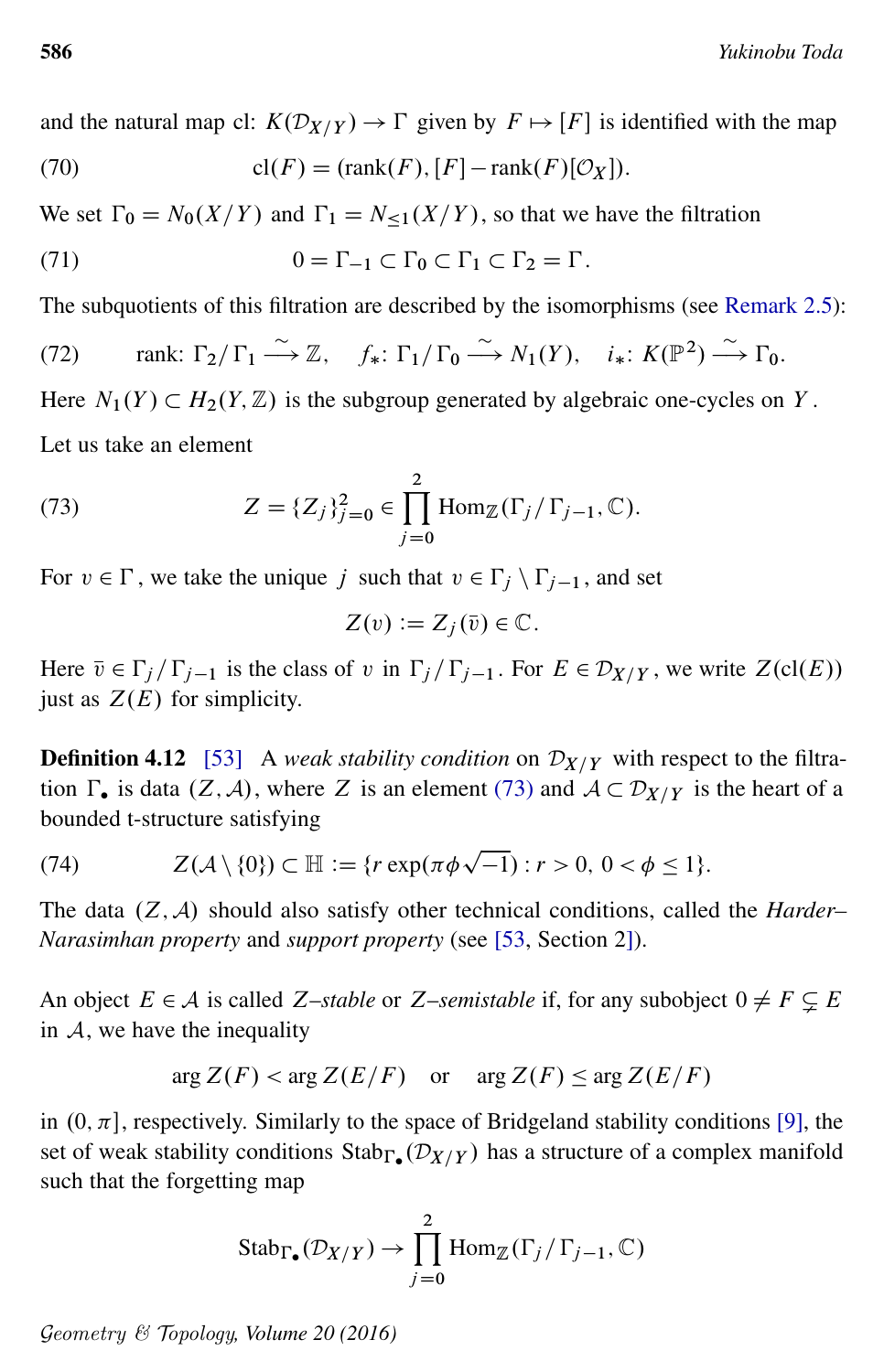and the natural map cl: $K(\mathcal{D}_{X/Y}) \to \Gamma$ given by $F \mapsto [F]$ is identified with the map

$$\text{cl}(F) = (\text{rank}(F), [F] - \text{rank}(F)[\mathcal{O}_X]). \tag{70}$$

We set $\Gamma_0 = N_0(X/Y)$ and $\Gamma_1 = N_{\leq 1}(X/Y)$, so that we have the filtration

$$0 = \Gamma_{-1} \subset \Gamma_0 \subset \Gamma_1 \subset \Gamma_2 = \Gamma. \tag{71}$$

The subquotients of this filtration are described by the isomorphisms (see Remark 2.5):

$$\text{rank}\colon \Gamma_2/\Gamma_1 \xrightarrow{\sim} \mathbb{Z}, \quad f_*\colon \Gamma_1/\Gamma_0 \xrightarrow{\sim} N_1(Y), \quad i_*\colon K(\mathbb{P}^2) \xrightarrow{\sim} \Gamma_0. \tag{72}$$

Here $N_1(Y) \subset H_2(Y,\mathbb{Z})$ is the subgroup generated by algebraic one-cycles on $Y$. Let us take an element

$$Z = \{Z_j\}_{j=0}^{2} \in \prod_{j=0}^{2} \text{Hom}_{\mathbb{Z}}(\Gamma_j/\Gamma_{j-1}, \mathbb{C}). \tag{73}$$

For $v \in \Gamma$, we take the unique $j$ such that $v \in \Gamma_j \setminus \Gamma_{j-1}$, and set

$$Z(v) := Z_j(\bar{v}) \in \mathbb{C}.$$

Here $\bar{v} \in \Gamma_j/\Gamma_{j-1}$ is the class of $v$ in $\Gamma_j/\Gamma_{j-1}$. For $E \in \mathcal{D}_{X/Y}$, we write $Z(\text{cl}(E))$ just as $Z(E)$ for simplicity.

**Definition 4.12** [53] A *weak stability condition* on $\mathcal{D}_{X/Y}$ with respect to the filtration $\Gamma_\bullet$ is data $(Z, \mathcal{A})$, where $Z$ is an element (73) and $\mathcal{A} \subset \mathcal{D}_{X/Y}$ is the heart of a bounded t-structure satisfying

$$Z(\mathcal{A} \setminus \{0\}) \subset \mathbb{H} := \{r \exp(\pi\phi\sqrt{-1}) : r > 0,\ 0 < \phi \leq 1\}. \tag{74}$$

The data $(Z, \mathcal{A})$ should also satisfy other technical conditions, called the *Harder–Narasimhan property* and *support property* (see [53, Section 2]).

An object $E \in \mathcal{A}$ is called *$Z$–stable* or *$Z$–semistable* if, for any subobject $0 \neq F \subsetneq E$ in $\mathcal{A}$, we have the inequality

$$\arg Z(F) < \arg Z(E/F) \quad \text{or} \quad \arg Z(F) \leq \arg Z(E/F)$$

in $(0,\pi]$, respectively. Similarly to the space of Bridgeland stability conditions [9], the set of weak stability conditions $\text{Stab}_{\Gamma_\bullet}(\mathcal{D}_{X/Y})$ has a structure of a complex manifold such that the forgetting map

$$\text{Stab}_{\Gamma_\bullet}(\mathcal{D}_{X/Y}) \to \prod_{j=0}^{2} \text{Hom}_{\mathbb{Z}}(\Gamma_j/\Gamma_{j-1}, \mathbb{C})$$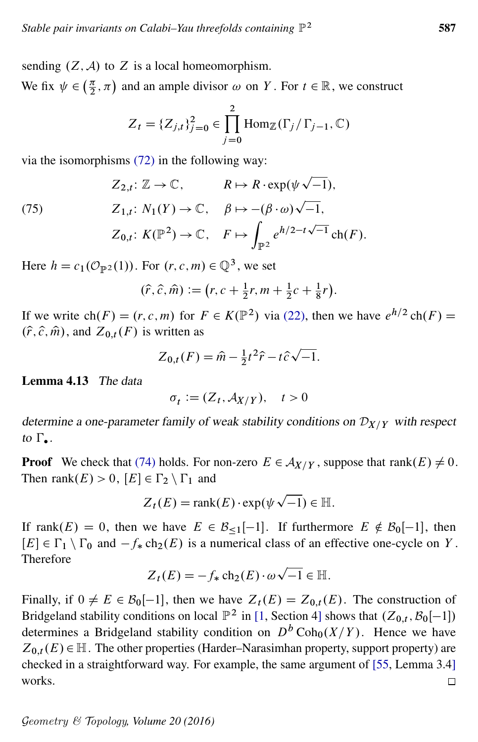sending $(Z, \mathcal{A})$ to $Z$ is a local homeomorphism.

We fix $\psi \in \left(\frac{\pi}{2}, \pi\right)$ and an ample divisor $\omega$ on $Y$. For $t \in \mathbb{R}$, we construct

$$Z_t = \{Z_{j,t}\}_{j=0}^{2} \in \prod_{j=0}^{2} \mathrm{Hom}_{\mathbb{Z}}(\Gamma_j / \Gamma_{j-1}, \mathbb{C})$$

via the isomorphisms (72) in the following way:

$$(75) \qquad \begin{aligned} Z_{2,t}&\colon \mathbb{Z} \to \mathbb{C}, & R &\mapsto R \cdot \exp(\psi\sqrt{-1}), \\ Z_{1,t}&\colon N_1(Y) \to \mathbb{C}, & \beta &\mapsto -(\beta \cdot \omega)\sqrt{-1}, \\ Z_{0,t}&\colon K(\mathbb{P}^2) \to \mathbb{C}, & F &\mapsto \int_{\mathbb{P}^2} e^{h/2 - t\sqrt{-1}} \operatorname{ch}(F). \end{aligned}$$

Here $h = c_1(\mathcal{O}_{\mathbb{P}^2}(1))$. For $(r, c, m) \in \mathbb{Q}^3$, we set

$$(\hat{r}, \hat{c}, \hat{m}) := \left(r, c + \tfrac{1}{2}r, m + \tfrac{1}{2}c + \tfrac{1}{8}r\right).$$

If we write $\operatorname{ch}(F) = (r, c, m)$ for $F \in K(\mathbb{P}^2)$ via (22), then we have $e^{h/2}\operatorname{ch}(F) = (\hat{r}, \hat{c}, \hat{m})$, and $Z_{0,t}(F)$ is written as

$$Z_{0,t}(F) = \hat{m} - \tfrac{1}{2}t^2\hat{r} - t\hat{c}\sqrt{-1}.$$

**Lemma 4.13** *The data*

$$\sigma_t := (Z_t, \mathcal{A}_{X/Y}), \quad t > 0$$

*determine a one-parameter family of weak stability conditions on $\mathcal{D}_{X/Y}$ with respect to $\Gamma_\bullet$.*

**Proof** We check that (74) holds. For non-zero $E \in \mathcal{A}_{X/Y}$, suppose that $\operatorname{rank}(E) \neq 0$. Then $\operatorname{rank}(E) > 0$, $[E] \in \Gamma_2 \setminus \Gamma_1$ and

$$Z_t(E) = \operatorname{rank}(E) \cdot \exp(\psi\sqrt{-1}) \in \mathbb{H}.$$

If $\operatorname{rank}(E) = 0$, then we have $E \in \mathcal{B}_{\leq 1}[-1]$. If furthermore $E \notin \mathcal{B}_0[-1]$, then $[E] \in \Gamma_1 \setminus \Gamma_0$ and $-f_* \operatorname{ch}_2(E)$ is a numerical class of an effective one-cycle on $Y$. Therefore

$$Z_t(E) = -f_* \operatorname{ch}_2(E) \cdot \omega\sqrt{-1} \in \mathbb{H}.$$

Finally, if $0 \neq E \in \mathcal{B}_0[-1]$, then we have $Z_t(E) = Z_{0,t}(E)$. The construction of Bridgeland stability conditions on local $\mathbb{P}^2$ in [1, Section 4] shows that $(Z_{0,t}, \mathcal{B}_0[-1])$ determines a Bridgeland stability condition on $D^b \operatorname{Coh}_0(X/Y)$. Hence we have $Z_{0,t}(E) \in \mathbb{H}$. The other properties (Harder–Narasimhan property, support property) are checked in a straightforward way. For example, the same argument of [55, Lemma 3.4] works. $\square$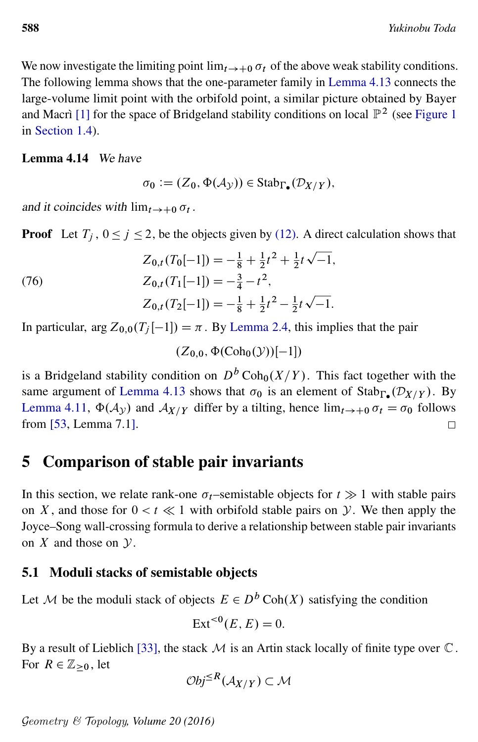We now investigate the limiting point $\lim_{t \to +0} \sigma_t$ of the above weak stability conditions. The following lemma shows that the one-parameter family in Lemma 4.13 connects the large-volume limit point with the orbifold point, a similar picture obtained by Bayer and Macrì [1] for the space of Bridgeland stability conditions on local $\mathbb{P}^2$ (see Figure 1 in Section 1.4).

**Lemma 4.14** *We have*

$$\sigma_0 := (Z_0, \Phi(\mathcal{A}_{\mathcal{Y}})) \in \mathrm{Stab}_{\Gamma_\bullet}(\mathcal{D}_{X/Y}),$$

*and it coincides with* $\lim_{t \to +0} \sigma_t$.

**Proof** Let $T_j$, $0 \le j \le 2$, be the objects given by (12). A direct calculation shows that

$$\begin{aligned} Z_{0,t}(T_0[-1]) &= -\tfrac{1}{8} + \tfrac{1}{2}t^2 + \tfrac{1}{2}t\sqrt{-1}, \\ Z_{0,t}(T_1[-1]) &= -\tfrac{3}{4} - t^2, \\ Z_{0,t}(T_2[-1]) &= -\tfrac{1}{8} + \tfrac{1}{2}t^2 - \tfrac{1}{2}t\sqrt{-1}. \end{aligned} \tag{76}$$

In particular, $\arg Z_{0,0}(T_j[-1]) = \pi$. By Lemma 2.4, this implies that the pair

$$(Z_{0,0}, \Phi(\mathrm{Coh}_0(\mathcal{Y}))[-1])$$

is a Bridgeland stability condition on $D^b \mathrm{Coh}_0(X/Y)$. This fact together with the same argument of Lemma 4.13 shows that $\sigma_0$ is an element of $\mathrm{Stab}_{\Gamma_\bullet}(\mathcal{D}_{X/Y})$. By Lemma 4.11, $\Phi(\mathcal{A}_{\mathcal{Y}})$ and $\mathcal{A}_{X/Y}$ differ by a tilting, hence $\lim_{t \to +0} \sigma_t = \sigma_0$ follows from [53, Lemma 7.1]. □

# 5 Comparison of stable pair invariants

In this section, we relate rank-one $\sigma_t$–semistable objects for $t \gg 1$ with stable pairs on $X$, and those for $0 < t \ll 1$ with orbifold stable pairs on $\mathcal{Y}$. We then apply the Joyce–Song wall-crossing formula to derive a relationship between stable pair invariants on $X$ and those on $\mathcal{Y}$.

## 5.1 Moduli stacks of semistable objects

Let $\mathcal{M}$ be the moduli stack of objects $E \in D^b \mathrm{Coh}(X)$ satisfying the condition

$$\mathrm{Ext}^{<0}(E, E) = 0.$$

By a result of Lieblich [33], the stack $\mathcal{M}$ is an Artin stack locally of finite type over $\mathbb{C}$. For $R \in \mathbb{Z}_{\ge 0}$, let

$$\mathcal{O}bj^{\le R}(\mathcal{A}_{X/Y}) \subset \mathcal{M}$$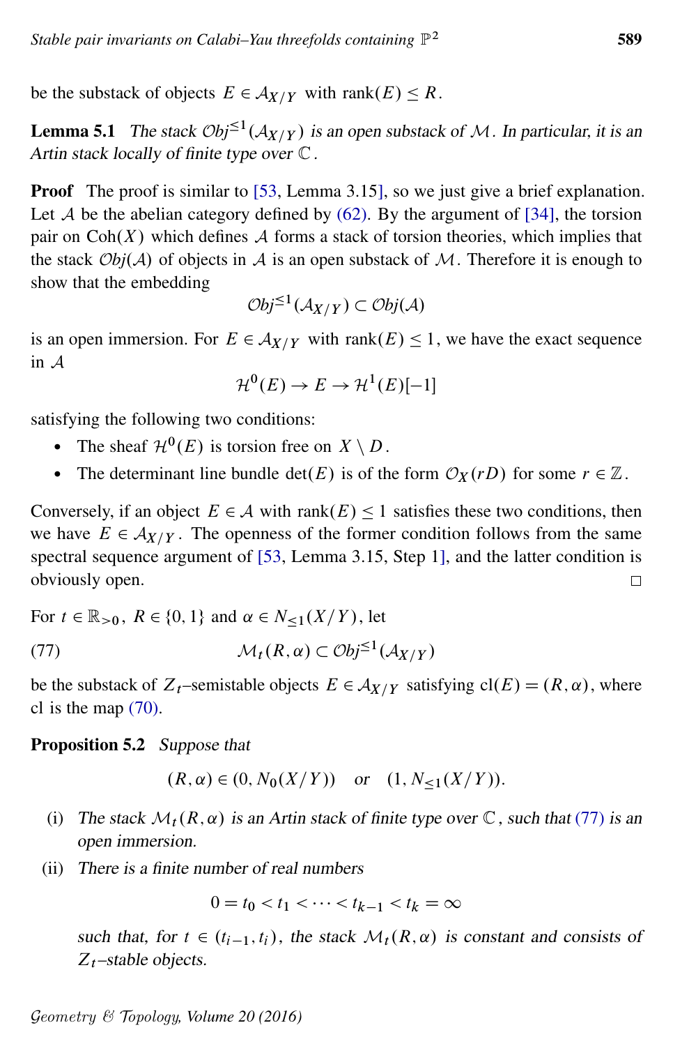be the substack of objects $E \in \mathcal{A}_{X/Y}$ with $\operatorname{rank}(E) \le R$.

**Lemma 5.1** *The stack $\mathcal{O}bj^{\le 1}(\mathcal{A}_{X/Y})$ is an open substack of $\mathcal{M}$. In particular, it is an Artin stack locally of finite type over $\mathbb{C}$.*

**Proof** The proof is similar to [53, Lemma 3.15], so we just give a brief explanation. Let $\mathcal{A}$ be the abelian category defined by (62). By the argument of [34], the torsion pair on $\operatorname{Coh}(X)$ which defines $\mathcal{A}$ forms a stack of torsion theories, which implies that the stack $\mathcal{O}bj(\mathcal{A})$ of objects in $\mathcal{A}$ is an open substack of $\mathcal{M}$. Therefore it is enough to show that the embedding

$$\mathcal{O}bj^{\le 1}(\mathcal{A}_{X/Y}) \subset \mathcal{O}bj(\mathcal{A})$$

is an open immersion. For $E \in \mathcal{A}_{X/Y}$ with $\operatorname{rank}(E) \le 1$, we have the exact sequence in $\mathcal{A}$

$$\mathcal{H}^0(E) \to E \to \mathcal{H}^1(E)[-1]$$

satisfying the following two conditions:

- The sheaf $\mathcal{H}^0(E)$ is torsion free on $X \setminus D$.
- The determinant line bundle $\det(E)$ is of the form $\mathcal{O}_X(rD)$ for some $r \in \mathbb{Z}$.

Conversely, if an object $E \in \mathcal{A}$ with $\operatorname{rank}(E) \le 1$ satisfies these two conditions, then we have $E \in \mathcal{A}_{X/Y}$. The openness of the former condition follows from the same spectral sequence argument of [53, Lemma 3.15, Step 1], and the latter condition is obviously open. □

For $t \in \mathbb{R}_{>0}$, $R \in \{0, 1\}$ and $\alpha \in N_{\le 1}(X/Y)$, let

$$\mathcal{M}_t(R, \alpha) \subset \mathcal{O}bj^{\le 1}(\mathcal{A}_{X/Y}) \tag{77}$$

be the substack of $Z_t$–semistable objects $E \in \mathcal{A}_{X/Y}$ satisfying $\operatorname{cl}(E) = (R, \alpha)$, where $\operatorname{cl}$ is the map (70).

**Proposition 5.2** *Suppose that*

$$(R, \alpha) \in (0, N_0(X/Y)) \quad \text{or} \quad (1, N_{\le 1}(X/Y)).$$

(i) *The stack $\mathcal{M}_t(R, \alpha)$ is an Artin stack of finite type over $\mathbb{C}$, such that (77) is an open immersion.*

(ii) *There is a finite number of real numbers*

$$0 = t_0 < t_1 < \cdots < t_{k-1} < t_k = \infty$$

*such that, for $t \in (t_{i-1}, t_i)$, the stack $\mathcal{M}_t(R, \alpha)$ is constant and consists of $Z_t$–stable objects.*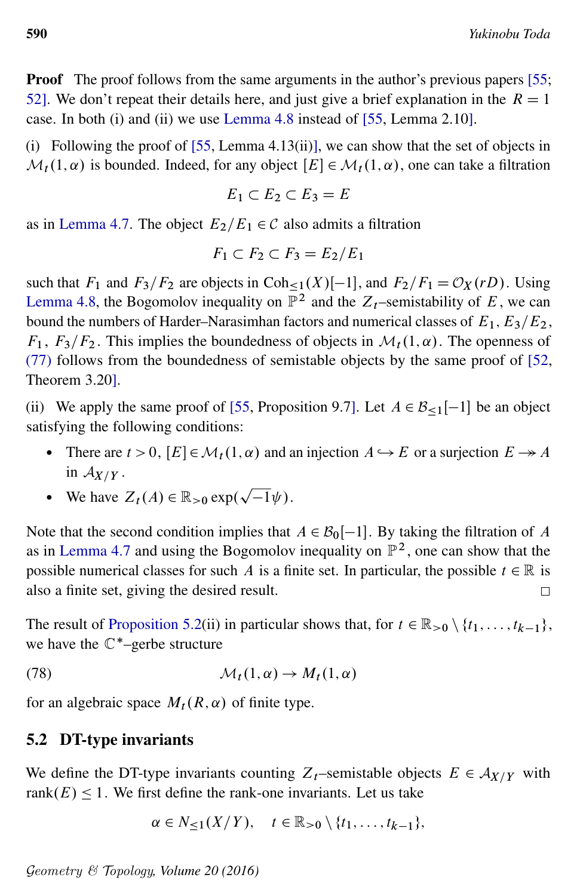**Proof** The proof follows from the same arguments in the author's previous papers [55; 52]. We don't repeat their details here, and just give a brief explanation in the $R=1$ case. In both (i) and (ii) we use Lemma 4.8 instead of [55, Lemma 2.10].

(i) Following the proof of [55, Lemma 4.13(ii)], we can show that the set of objects in $\mathcal{M}_t(1,\alpha)$ is bounded. Indeed, for any object $[E] \in \mathcal{M}_t(1,\alpha)$, one can take a filtration

$$E_1 \subset E_2 \subset E_3 = E$$

as in Lemma 4.7. The object $E_2/E_1 \in \mathcal{C}$ also admits a filtration

$$F_1 \subset F_2 \subset F_3 = E_2/E_1$$

such that $F_1$ and $F_3/F_2$ are objects in $\mathrm{Coh}_{\le 1}(X)[-1]$, and $F_2/F_1 = \mathcal{O}_X(rD)$. Using Lemma 4.8, the Bogomolov inequality on $\mathbb{P}^2$ and the $Z_t$–semistability of $E$, we can bound the numbers of Harder–Narasimhan factors and numerical classes of $E_1$, $E_3/E_2$, $F_1$, $F_3/F_2$. This implies the boundedness of objects in $\mathcal{M}_t(1,\alpha)$. The openness of (77) follows from the boundedness of semistable objects by the same proof of [52, Theorem 3.20].

(ii) We apply the same proof of [55, Proposition 9.7]. Let $A \in \mathcal{B}_{\le 1}[-1]$ be an object satisfying the following conditions:

- There are $t>0$, $[E] \in \mathcal{M}_t(1,\alpha)$ and an injection $A \hookrightarrow E$ or a surjection $E \twoheadrightarrow A$ in $\mathcal{A}_{X/Y}$.
- We have $Z_t(A) \in \mathbb{R}_{>0} \exp(\sqrt{-1}\psi)$.

Note that the second condition implies that $A \in \mathcal{B}_0[-1]$. By taking the filtration of $A$ as in Lemma 4.7 and using the Bogomolov inequality on $\mathbb{P}^2$, one can show that the possible numerical classes for such $A$ is a finite set. In particular, the possible $t \in \mathbb{R}$ is also a finite set, giving the desired result. $\square$

The result of Proposition 5.2(ii) in particular shows that, for $t \in \mathbb{R}_{>0} \setminus \{t_1, \dots, t_{k-1}\}$, we have the $\mathbb{C}^*$–gerbe structure

$$\mathcal{M}_t(1,\alpha) \to M_t(1,\alpha) \tag{78}$$

for an algebraic space $M_t(R,\alpha)$ of finite type.

## 5.2 DT-type invariants

We define the DT-type invariants counting $Z_t$–semistable objects $E \in \mathcal{A}_{X/Y}$ with $\mathrm{rank}(E) \le 1$. We first define the rank-one invariants. Let us take

$$\alpha \in N_{\le 1}(X/Y), \quad t \in \mathbb{R}_{>0} \setminus \{t_1, \dots, t_{k-1}\},$$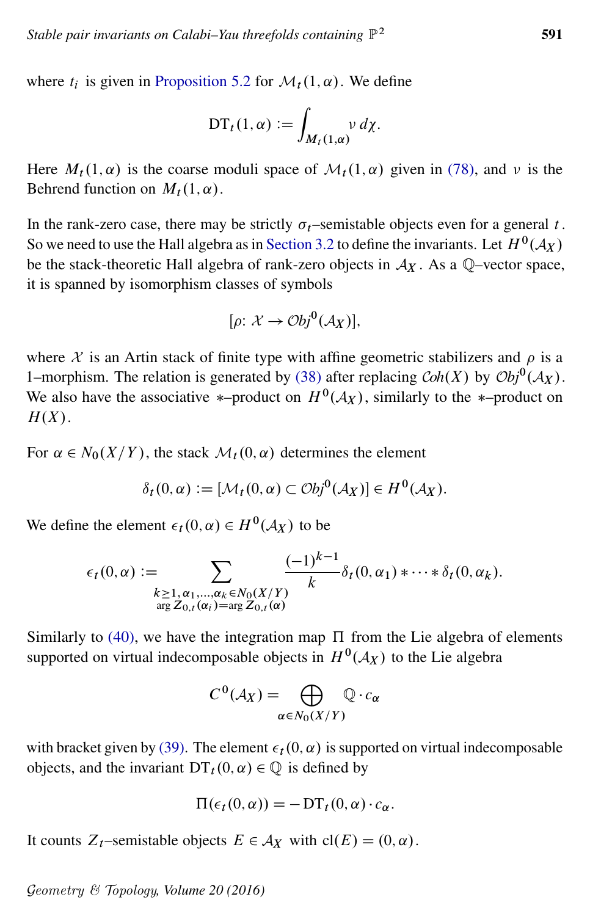where $t_i$ is given in Proposition 5.2 for $\mathcal{M}_t(1,\alpha)$. We define

$$\mathrm{DT}_t(1,\alpha) := \int_{M_t(1,\alpha)} \nu \, d\chi.$$

Here $M_t(1,\alpha)$ is the coarse moduli space of $\mathcal{M}_t(1,\alpha)$ given in (78), and $\nu$ is the Behrend function on $M_t(1,\alpha)$.

In the rank-zero case, there may be strictly $\sigma_t$–semistable objects even for a general $t$. So we need to use the Hall algebra as in Section 3.2 to define the invariants. Let $H^0(\mathcal{A}_X)$ be the stack-theoretic Hall algebra of rank-zero objects in $\mathcal{A}_X$. As a $\mathbb{Q}$–vector space, it is spanned by isomorphism classes of symbols

$$[\rho\colon \mathcal{X} \to \mathcal{O}bj^0(\mathcal{A}_X)],$$

where $\mathcal{X}$ is an Artin stack of finite type with affine geometric stabilizers and $\rho$ is a 1–morphism. The relation is generated by (38) after replacing $\mathcal{C}oh(X)$ by $\mathcal{O}bj^0(\mathcal{A}_X)$. We also have the associative $*$–product on $H^0(\mathcal{A}_X)$, similarly to the $*$–product on $H(X)$.

For $\alpha \in N_0(X/Y)$, the stack $\mathcal{M}_t(0,\alpha)$ determines the element

$$\delta_t(0,\alpha) := [\mathcal{M}_t(0,\alpha) \subset \mathcal{O}bj^0(\mathcal{A}_X)] \in H^0(\mathcal{A}_X).$$

We define the element $\epsilon_t(0,\alpha) \in H^0(\mathcal{A}_X)$ to be

$$\epsilon_t(0,\alpha) := \sum_{\substack{k\geq 1,\, \alpha_1,\ldots,\alpha_k \in N_0(X/Y) \\ \arg Z_{0,t}(\alpha_i) = \arg Z_{0,t}(\alpha)}} \frac{(-1)^{k-1}}{k} \delta_t(0,\alpha_1) * \cdots * \delta_t(0,\alpha_k).$$

Similarly to (40), we have the integration map $\Pi$ from the Lie algebra of elements supported on virtual indecomposable objects in $H^0(\mathcal{A}_X)$ to the Lie algebra

$$C^0(\mathcal{A}_X) = \bigoplus_{\alpha \in N_0(X/Y)} \mathbb{Q} \cdot c_\alpha$$

with bracket given by (39). The element $\epsilon_t(0,\alpha)$ is supported on virtual indecomposable objects, and the invariant $\mathrm{DT}_t(0,\alpha) \in \mathbb{Q}$ is defined by

$$\Pi(\epsilon_t(0,\alpha)) = -\mathrm{DT}_t(0,\alpha) \cdot c_\alpha.$$

It counts $Z_t$–semistable objects $E \in \mathcal{A}_X$ with $\mathrm{cl}(E) = (0,\alpha)$.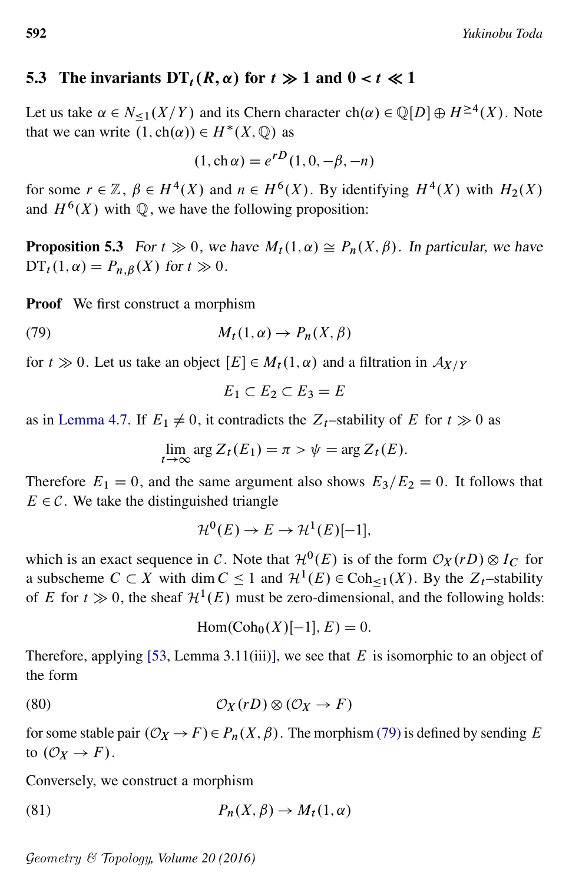### 5.3 The invariants $\mathrm{DT}_t(R,\alpha)$ for $t \gg 1$ and $0 < t \ll 1$

Let us take $\alpha \in N_{\le 1}(X/Y)$ and its Chern character $\operatorname{ch}(\alpha) \in \mathbb{Q}[D] \oplus H^{\ge 4}(X)$. Note that we can write $(1, \operatorname{ch}(\alpha)) \in H^*(X, \mathbb{Q})$ as

$$(1, \operatorname{ch}\alpha) = e^{rD}(1, 0, -\beta, -n)$$

for some $r \in \mathbb{Z}$, $\beta \in H^4(X)$ and $n \in H^6(X)$. By identifying $H^4(X)$ with $H_2(X)$ and $H^6(X)$ with $\mathbb{Q}$, we have the following proposition:

**Proposition 5.3** *For $t \gg 0$, we have $M_t(1,\alpha) \cong P_n(X,\beta)$. In particular, we have $\mathrm{DT}_t(1,\alpha) = P_{n,\beta}(X)$ for $t \gg 0$.*

**Proof** We first construct a morphism

$$M_t(1,\alpha) \to P_n(X,\beta) \tag{79}$$

for $t \gg 0$. Let us take an object $[E] \in M_t(1,\alpha)$ and a filtration in $\mathcal{A}_{X/Y}$

$$E_1 \subset E_2 \subset E_3 = E$$

as in Lemma 4.7. If $E_1 \neq 0$, it contradicts the $Z_t$–stability of $E$ for $t \gg 0$ as

$$\lim_{t \to \infty} \arg Z_t(E_1) = \pi > \psi = \arg Z_t(E).$$

Therefore $E_1 = 0$, and the same argument also shows $E_3/E_2 = 0$. It follows that $E \in \mathcal{C}$. We take the distinguished triangle

$$\mathcal{H}^0(E) \to E \to \mathcal{H}^1(E)[-1],$$

which is an exact sequence in $\mathcal{C}$. Note that $\mathcal{H}^0(E)$ is of the form $\mathcal{O}_X(rD) \otimes I_C$ for a subscheme $C \subset X$ with $\dim C \le 1$ and $\mathcal{H}^1(E) \in \operatorname{Coh}_{\le 1}(X)$. By the $Z_t$–stability of $E$ for $t \gg 0$, the sheaf $\mathcal{H}^1(E)$ must be zero-dimensional, and the following holds:

$$\operatorname{Hom}(\operatorname{Coh}_0(X)[-1], E) = 0.$$

Therefore, applying [53, Lemma 3.11(iii)], we see that $E$ is isomorphic to an object of the form

$$\mathcal{O}_X(rD) \otimes (\mathcal{O}_X \to F) \tag{80}$$

for some stable pair $(\mathcal{O}_X \to F) \in P_n(X,\beta)$. The morphism (79) is defined by sending $E$ to $(\mathcal{O}_X \to F)$.

Conversely, we construct a morphism

$$P_n(X,\beta) \to M_t(1,\alpha) \tag{81}$$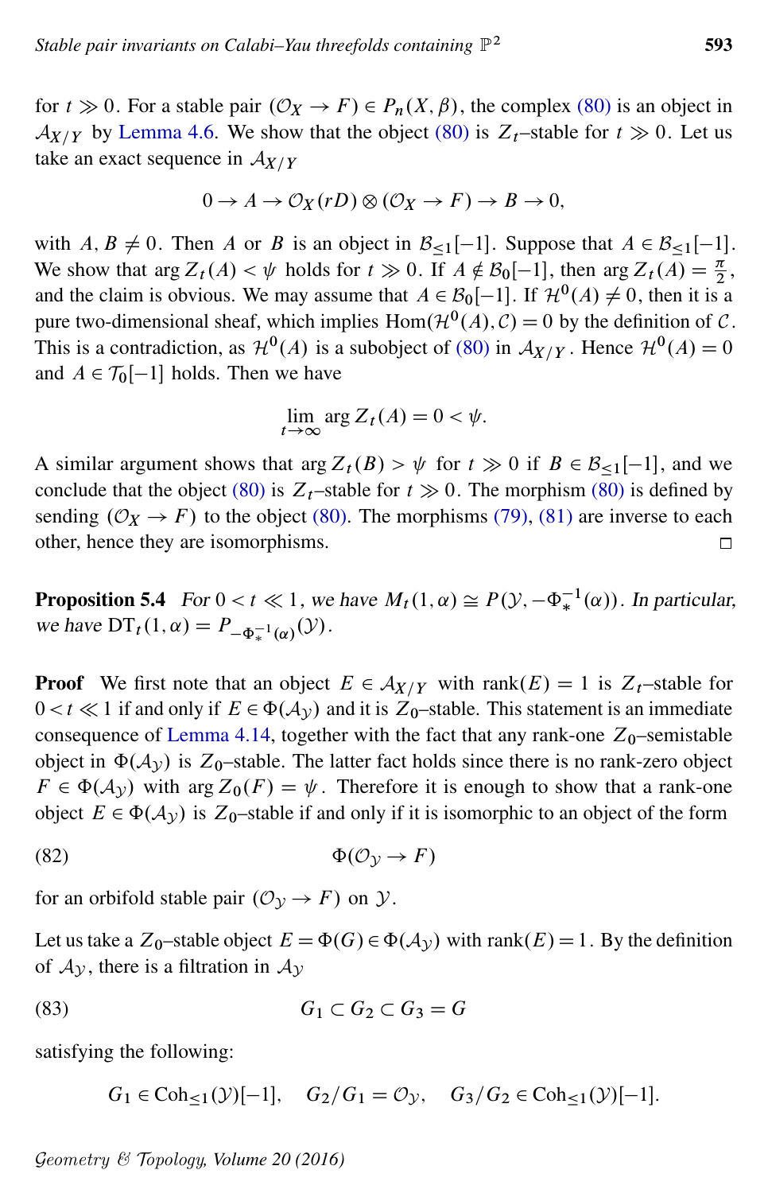for $t \gg 0$. For a stable pair $(\mathcal{O}_X \to F) \in P_n(X, \beta)$, the complex (80) is an object in $\mathcal{A}_{X/Y}$ by Lemma 4.6. We show that the object (80) is $Z_t$–stable for $t \gg 0$. Let us take an exact sequence in $\mathcal{A}_{X/Y}$

$$0 \to A \to \mathcal{O}_X(rD) \otimes (\mathcal{O}_X \to F) \to B \to 0,$$

with $A, B \neq 0$. Then $A$ or $B$ is an object in $\mathcal{B}_{\le 1}[-1]$. Suppose that $A \in \mathcal{B}_{\le 1}[-1]$. We show that $\arg Z_t(A) < \psi$ holds for $t \gg 0$. If $A \notin \mathcal{B}_0[-1]$, then $\arg Z_t(A) = \frac{\pi}{2}$, and the claim is obvious. We may assume that $A \in \mathcal{B}_0[-1]$. If $\mathcal{H}^0(A) \neq 0$, then it is a pure two-dimensional sheaf, which implies $\operatorname{Hom}(\mathcal{H}^0(A), \mathcal{C}) = 0$ by the definition of $\mathcal{C}$. This is a contradiction, as $\mathcal{H}^0(A)$ is a subobject of (80) in $\mathcal{A}_{X/Y}$. Hence $\mathcal{H}^0(A) = 0$ and $A \in \mathcal{T}_0[-1]$ holds. Then we have

$$\lim_{t \to \infty} \arg Z_t(A) = 0 < \psi.$$

A similar argument shows that $\arg Z_t(B) > \psi$ for $t \gg 0$ if $B \in \mathcal{B}_{\le 1}[-1]$, and we conclude that the object (80) is $Z_t$–stable for $t \gg 0$. The morphism (80) is defined by sending $(\mathcal{O}_X \to F)$ to the object (80). The morphisms (79), (81) are inverse to each other, hence they are isomorphisms. $\square$

**Proposition 5.4** *For $0 < t \ll 1$, we have $M_t(1, \alpha) \cong P(\mathcal{Y}, -\Phi_*^{-1}(\alpha))$. In particular, we have $\mathrm{DT}_t(1, \alpha) = P_{-\Phi_*^{-1}(\alpha)}(\mathcal{Y})$.*

**Proof** We first note that an object $E \in \mathcal{A}_{X/Y}$ with $\operatorname{rank}(E) = 1$ is $Z_t$–stable for $0 < t \ll 1$ if and only if $E \in \Phi(\mathcal{A}_{\mathcal{Y}})$ and it is $Z_0$–stable. This statement is an immediate consequence of Lemma 4.14, together with the fact that any rank-one $Z_0$–semistable object in $\Phi(\mathcal{A}_{\mathcal{Y}})$ is $Z_0$–stable. The latter fact holds since there is no rank-zero object $F \in \Phi(\mathcal{A}_{\mathcal{Y}})$ with $\arg Z_0(F) = \psi$. Therefore it is enough to show that a rank-one object $E \in \Phi(\mathcal{A}_{\mathcal{Y}})$ is $Z_0$–stable if and only if it is isomorphic to an object of the form

$$\Phi(\mathcal{O}_{\mathcal{Y}} \to F) \tag{82}$$

for an orbifold stable pair $(\mathcal{O}_{\mathcal{Y}} \to F)$ on $\mathcal{Y}$.

Let us take a $Z_0$–stable object $E = \Phi(G) \in \Phi(\mathcal{A}_{\mathcal{Y}})$ with $\operatorname{rank}(E) = 1$. By the definition of $\mathcal{A}_{\mathcal{Y}}$, there is a filtration in $\mathcal{A}_{\mathcal{Y}}$

$$G_1 \subset G_2 \subset G_3 = G \tag{83}$$

satisfying the following:

$$G_1 \in \mathrm{Coh}_{\le 1}(\mathcal{Y})[-1], \quad G_2/G_1 = \mathcal{O}_{\mathcal{Y}}, \quad G_3/G_2 \in \mathrm{Coh}_{\le 1}(\mathcal{Y})[-1].$$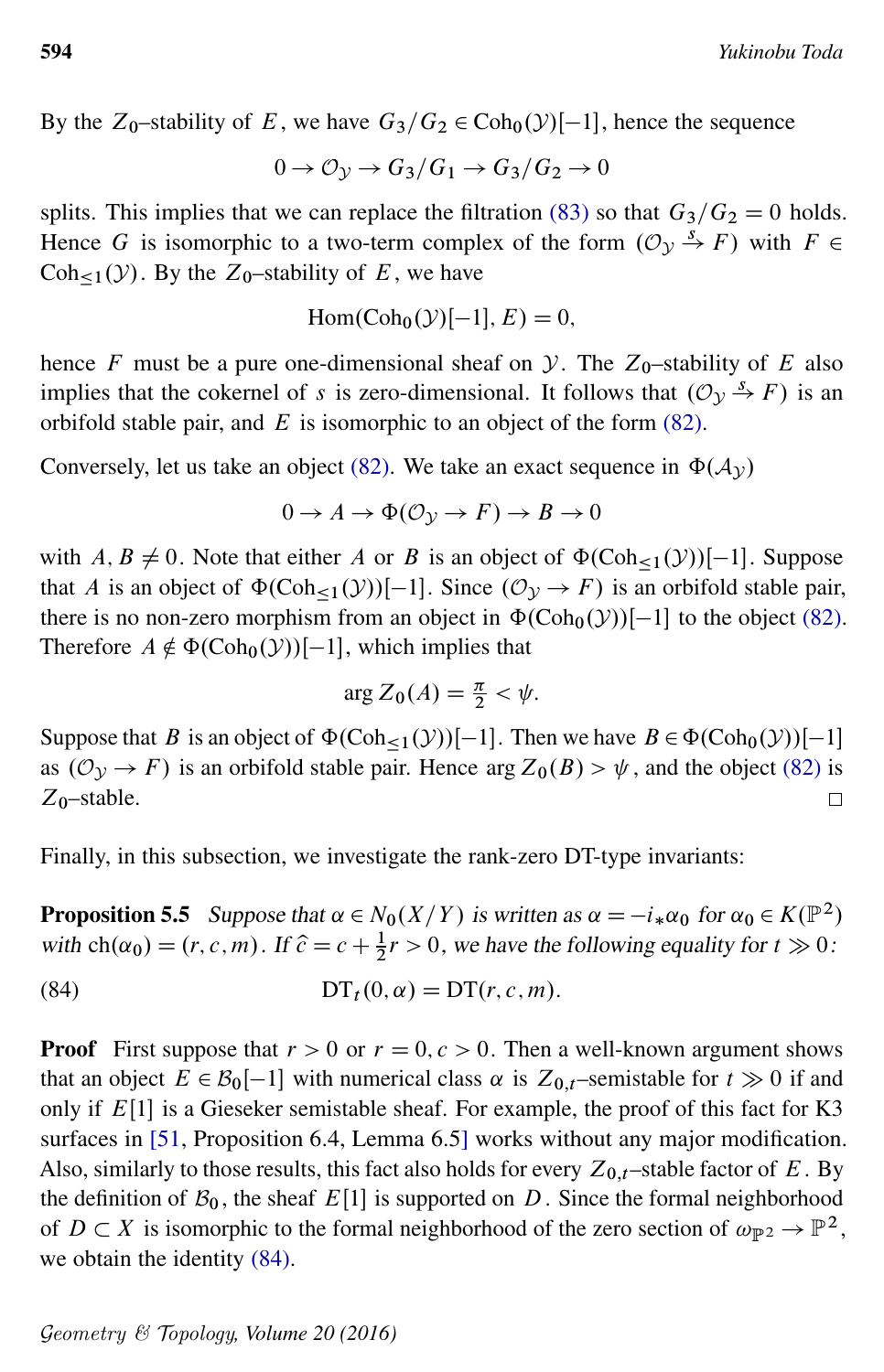By the $Z_0$–stability of $E$, we have $G_3/G_2 \in \mathrm{Coh}_0(\mathcal{Y})[-1]$, hence the sequence

$$0 \to \mathcal{O}_{\mathcal{Y}} \to G_3/G_1 \to G_3/G_2 \to 0$$

splits. This implies that we can replace the filtration (83) so that $G_3/G_2 = 0$ holds. Hence $G$ is isomorphic to a two-term complex of the form $(\mathcal{O}_{\mathcal{Y}} \xrightarrow{s} F)$ with $F \in \mathrm{Coh}_{\le 1}(\mathcal{Y})$. By the $Z_0$–stability of $E$, we have

$$\mathrm{Hom}(\mathrm{Coh}_0(\mathcal{Y})[-1], E) = 0,$$

hence $F$ must be a pure one-dimensional sheaf on $\mathcal{Y}$. The $Z_0$–stability of $E$ also implies that the cokernel of $s$ is zero-dimensional. It follows that $(\mathcal{O}_{\mathcal{Y}} \xrightarrow{s} F)$ is an orbifold stable pair, and $E$ is isomorphic to an object of the form (82).

Conversely, let us take an object (82). We take an exact sequence in $\Phi(\mathcal{A}_{\mathcal{Y}})$

$$0 \to A \to \Phi(\mathcal{O}_{\mathcal{Y}} \to F) \to B \to 0$$

with $A, B \neq 0$. Note that either $A$ or $B$ is an object of $\Phi(\mathrm{Coh}_{\le 1}(\mathcal{Y}))[-1]$. Suppose that $A$ is an object of $\Phi(\mathrm{Coh}_{\le 1}(\mathcal{Y}))[-1]$. Since $(\mathcal{O}_{\mathcal{Y}} \to F)$ is an orbifold stable pair, there is no non-zero morphism from an object in $\Phi(\mathrm{Coh}_0(\mathcal{Y}))[-1]$ to the object (82). Therefore $A \notin \Phi(\mathrm{Coh}_0(\mathcal{Y}))[-1]$, which implies that

$$\arg Z_0(A) = \tfrac{\pi}{2} < \psi.$$

Suppose that $B$ is an object of $\Phi(\mathrm{Coh}_{\le 1}(\mathcal{Y}))[-1]$. Then we have $B \in \Phi(\mathrm{Coh}_0(\mathcal{Y}))[-1]$ as $(\mathcal{O}_{\mathcal{Y}} \to F)$ is an orbifold stable pair. Hence $\arg Z_0(B) > \psi$, and the object (82) is $Z_0$–stable. $\square$

Finally, in this subsection, we investigate the rank-zero DT-type invariants:

**Proposition 5.5** *Suppose that $\alpha \in N_0(X/Y)$ is written as $\alpha = -i_*\alpha_0$ for $\alpha_0 \in K(\mathbb{P}^2)$ with $\mathrm{ch}(\alpha_0) = (r, c, m)$. If $\hat{c} = c + \frac{1}{2}r > 0$, we have the following equality for $t \gg 0$:*

$$\mathrm{DT}_t(0, \alpha) = \mathrm{DT}(r, c, m). \tag{84}$$

**Proof** First suppose that $r > 0$ or $r = 0, c > 0$. Then a well-known argument shows that an object $E \in \mathcal{B}_0[-1]$ with numerical class $\alpha$ is $Z_{0,t}$–semistable for $t \gg 0$ if and only if $E[1]$ is a Gieseker semistable sheaf. For example, the proof of this fact for K3 surfaces in [51, Proposition 6.4, Lemma 6.5] works without any major modification. Also, similarly to those results, this fact also holds for every $Z_{0,t}$–stable factor of $E$. By the definition of $\mathcal{B}_0$, the sheaf $E[1]$ is supported on $D$. Since the formal neighborhood of $D \subset X$ is isomorphic to the formal neighborhood of the zero section of $\omega_{\mathbb{P}^2} \to \mathbb{P}^2$, we obtain the identity (84).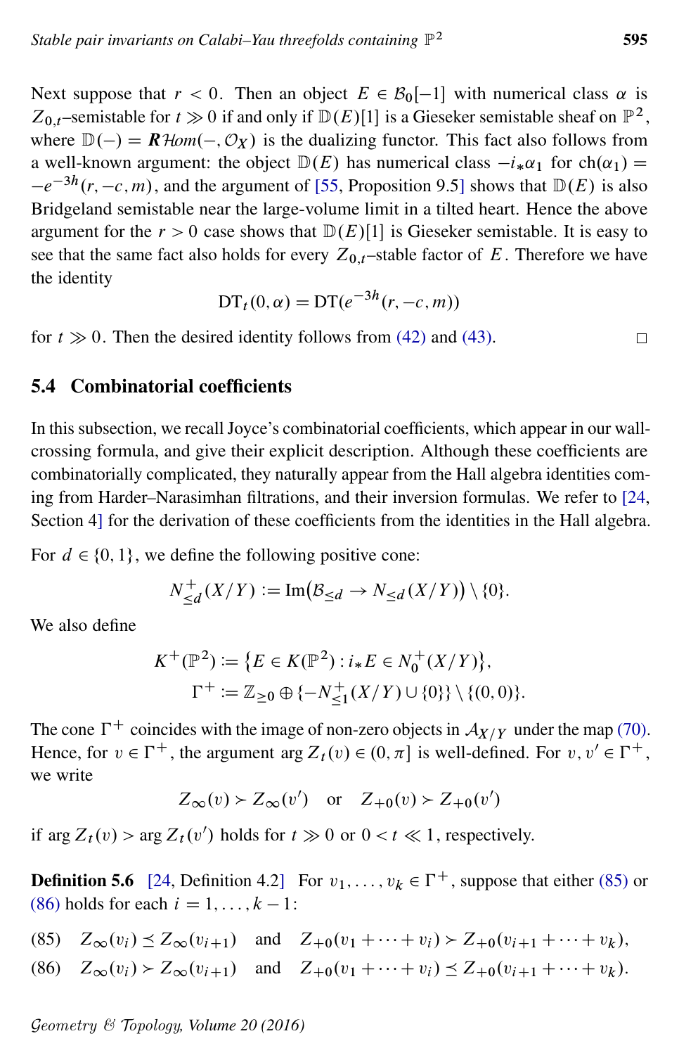Next suppose that $r < 0$. Then an object $E \in \mathcal{B}_0[-1]$ with numerical class $\alpha$ is $Z_{0,t}$–semistable for $t \gg 0$ if and only if $\mathbb{D}(E)[1]$ is a Gieseker semistable sheaf on $\mathbb{P}^2$, where $\mathbb{D}(-) = \boldsymbol{R}\mathcal{H}om(-, \mathcal{O}_X)$ is the dualizing functor. This fact also follows from a well-known argument: the object $\mathbb{D}(E)$ has numerical class $-i_*\alpha_1$ for $\mathrm{ch}(\alpha_1) = -e^{-3h}(r, -c, m)$, and the argument of [55, Proposition 9.5] shows that $\mathbb{D}(E)$ is also Bridgeland semistable near the large-volume limit in a tilted heart. Hence the above argument for the $r > 0$ case shows that $\mathbb{D}(E)[1]$ is Gieseker semistable. It is easy to see that the same fact also holds for every $Z_{0,t}$–stable factor of $E$. Therefore we have the identity

$$\mathrm{DT}_t(0, \alpha) = \mathrm{DT}(e^{-3h}(r, -c, m))$$

for $t \gg 0$. Then the desired identity follows from (42) and (43). □

## 5.4 Combinatorial coefficients

In this subsection, we recall Joyce's combinatorial coefficients, which appear in our wall-crossing formula, and give their explicit description. Although these coefficients are combinatorially complicated, they naturally appear from the Hall algebra identities coming from Harder–Narasimhan filtrations, and their inversion formulas. We refer to [24, Section 4] for the derivation of these coefficients from the identities in the Hall algebra.

For $d \in \{0, 1\}$, we define the following positive cone:

$$N^+_{\leq d}(X/Y) := \mathrm{Im}\big(\mathcal{B}_{\leq d} \to N_{\leq d}(X/Y)\big) \setminus \{0\}.$$

We also define

$$K^+(\mathbb{P}^2) := \big\{E \in K(\mathbb{P}^2) : i_*E \in N^+_0(X/Y)\big\},$$
$$\Gamma^+ := \mathbb{Z}_{\geq 0} \oplus \{-N^+_{\leq 1}(X/Y) \cup \{0\}\} \setminus \{(0,0)\}.$$

The cone $\Gamma^+$ coincides with the image of non-zero objects in $\mathcal{A}_{X/Y}$ under the map (70). Hence, for $v \in \Gamma^+$, the argument $\arg Z_t(v) \in (0, \pi]$ is well-defined. For $v, v' \in \Gamma^+$, we write

$$Z_\infty(v) \succ Z_\infty(v') \quad \text{or} \quad Z_{+0}(v) \succ Z_{+0}(v')$$

if $\arg Z_t(v) > \arg Z_t(v')$ holds for $t \gg 0$ or $0 < t \ll 1$, respectively.

**Definition 5.6** [24, Definition 4.2] For $v_1, \ldots, v_k \in \Gamma^+$, suppose that either (85) or (86) holds for each $i = 1, \ldots, k-1$:

(85) $\quad Z_\infty(v_i) \preceq Z_\infty(v_{i+1}) \quad$ and $\quad Z_{+0}(v_1 + \cdots + v_i) \succ Z_{+0}(v_{i+1} + \cdots + v_k)$,

(86) $\quad Z_\infty(v_i) \succ Z_\infty(v_{i+1}) \quad$ and $\quad Z_{+0}(v_1 + \cdots + v_i) \preceq Z_{+0}(v_{i+1} + \cdots + v_k)$.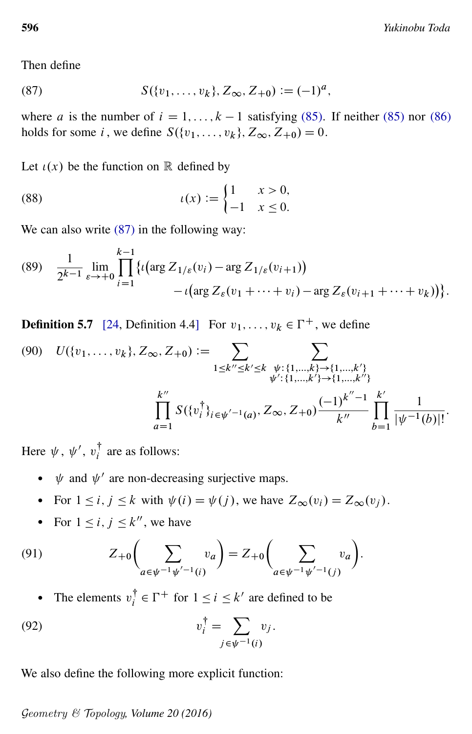Then define

$$S(\{v_1, \dots, v_k\}, Z_\infty, Z_{+0}) := (-1)^a, \tag{87}$$

where $a$ is the number of $i = 1, \dots, k-1$ satisfying (85). If neither (85) nor (86) holds for some $i$, we define $S(\{v_1, \dots, v_k\}, Z_\infty, Z_{+0}) = 0$.

Let $\iota(x)$ be the function on $\mathbb{R}$ defined by

$$\iota(x) := \begin{cases} 1 & x > 0, \\ -1 & x \le 0. \end{cases} \tag{88}$$

We can also write (87) in the following way:

$$\frac{1}{2^{k-1}} \lim_{\varepsilon \to +0} \prod_{i=1}^{k-1} \big\{ \iota\big(\arg Z_{1/\varepsilon}(v_i) - \arg Z_{1/\varepsilon}(v_{i+1})\big) \\ - \iota\big(\arg Z_\varepsilon(v_1 + \cdots + v_i) - \arg Z_\varepsilon(v_{i+1} + \cdots + v_k)\big) \big\}. \tag{89}$$

**Definition 5.7** [24, Definition 4.4] For $v_1, \dots, v_k \in \Gamma^+$, we define

$$U(\{v_1, \dots, v_k\}, Z_\infty, Z_{+0}) := \sum_{1 \le k'' \le k' \le k} \sum_{\substack{\psi \colon \{1,\dots,k\} \to \{1,\dots,k'\} \\ \psi' \colon \{1,\dots,k'\} \to \{1,\dots,k''\}}} \\ \prod_{a=1}^{k''} S(\{v_i^\dagger\}_{i \in \psi'^{-1}(a)}, Z_\infty, Z_{+0}) \frac{(-1)^{k''-1}}{k''} \prod_{b=1}^{k'} \frac{1}{|\psi^{-1}(b)|!}. \tag{90}$$

Here $\psi$, $\psi'$, $v_i^\dagger$ are as follows:

- $\psi$ and $\psi'$ are non-decreasing surjective maps.
- For $1 \le i, j \le k$ with $\psi(i) = \psi(j)$, we have $Z_\infty(v_i) = Z_\infty(v_j)$.
- For $1 \le i, j \le k''$, we have

$$Z_{+0}\bigg( \sum_{a \in \psi^{-1}\psi'^{-1}(i)} v_a \bigg) = Z_{+0}\bigg( \sum_{a \in \psi^{-1}\psi'^{-1}(j)} v_a \bigg). \tag{91}$$

- The elements $v_i^\dagger \in \Gamma^+$ for $1 \le i \le k'$ are defined to be

$$v_i^\dagger = \sum_{j \in \psi^{-1}(i)} v_j. \tag{92}$$

We also define the following more explicit function: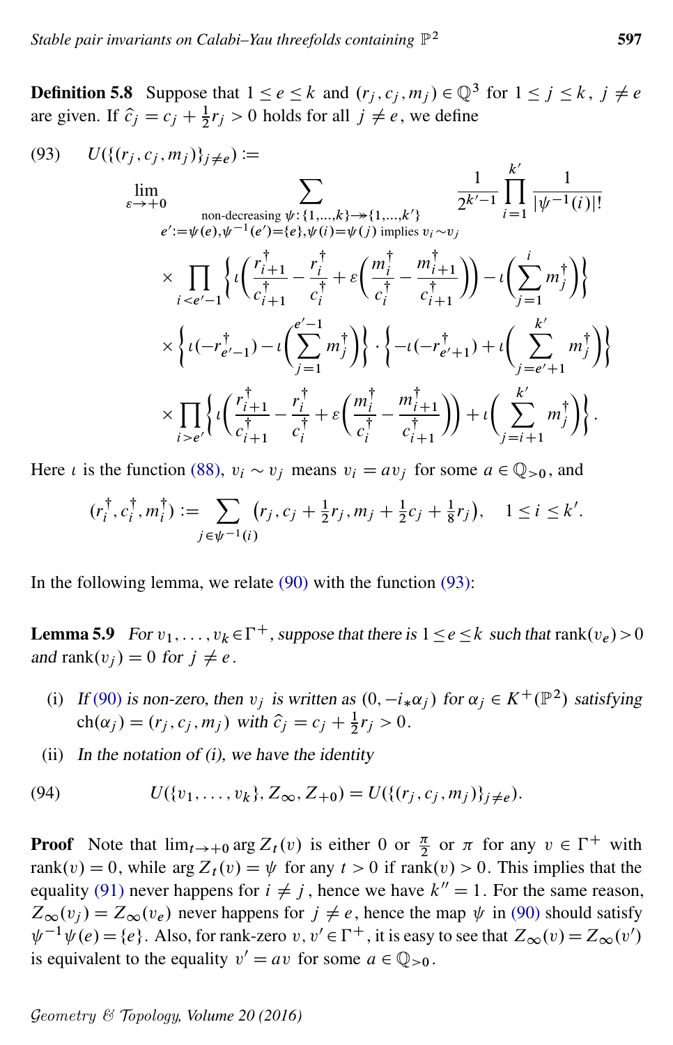**Definition 5.8** Suppose that $1 \le e \le k$ and $(r_j, c_j, m_j) \in \mathbb{Q}^3$ for $1 \le j \le k$, $j \ne e$ are given. If $\hat{c}_j = c_j + \frac{1}{2} r_j > 0$ holds for all $j \ne e$, we define

$$
(93) \quad U(\{(r_j, c_j, m_j)\}_{j \ne e}) := \lim_{\varepsilon \to +0} \sum_{\substack{\text{non-decreasing } \psi \colon \{1,\dots,k\} \twoheadrightarrow \{1,\dots,k'\} \\ e' := \psi(e), \psi^{-1}(e') = \{e\}, \psi(i) = \psi(j) \text{ implies } v_i \sim v_j}} \frac{1}{2^{k'-1}} \prod_{i=1}^{k'} \frac{1}{|\psi^{-1}(i)|!}
$$

$$
\times \prod_{i < e'-1} \left\{ \iota\left( \frac{r_{i+1}^\dagger}{c_{i+1}^\dagger} - \frac{r_i^\dagger}{c_i^\dagger} + \varepsilon \left( \frac{m_i^\dagger}{c_i^\dagger} - \frac{m_{i+1}^\dagger}{c_{i+1}^\dagger} \right) \right) - \iota\left( \sum_{j=1}^{i} m_j^\dagger \right) \right\}
$$

$$
\times \left\{ \iota(-r_{e'-1}^\dagger) - \iota\left( \sum_{j=1}^{e'-1} m_j^\dagger \right) \right\} \cdot \left\{ -\iota(-r_{e'+1}^\dagger) + \iota\left( \sum_{j=e'+1}^{k'} m_j^\dagger \right) \right\}
$$

$$
\times \prod_{i > e'} \left\{ \iota\left( \frac{r_{i+1}^\dagger}{c_{i+1}^\dagger} - \frac{r_i^\dagger}{c_i^\dagger} + \varepsilon \left( \frac{m_i^\dagger}{c_i^\dagger} - \frac{m_{i+1}^\dagger}{c_{i+1}^\dagger} \right) \right) + \iota\left( \sum_{j=i+1}^{k'} m_j^\dagger \right) \right\}.
$$

Here $\iota$ is the function (88), $v_i \sim v_j$ means $v_i = a v_j$ for some $a \in \mathbb{Q}_{>0}$, and

$$
(r_i^\dagger, c_i^\dagger, m_i^\dagger) := \sum_{j \in \psi^{-1}(i)} \left( r_j, c_j + \tfrac{1}{2} r_j, m_j + \tfrac{1}{2} c_j + \tfrac{1}{8} r_j \right), \quad 1 \le i \le k'.
$$

In the following lemma, we relate (90) with the function (93):

**Lemma 5.9** *For $v_1, \dots, v_k \in \Gamma^+$, suppose that there is $1 \le e \le k$ such that $\operatorname{rank}(v_e) > 0$ and $\operatorname{rank}(v_j) = 0$ for $j \ne e$.*

(i) *If (90) is non-zero, then $v_j$ is written as $(0, -i_* \alpha_j)$ for $\alpha_j \in K^+(\mathbb{P}^2)$ satisfying $\operatorname{ch}(\alpha_j) = (r_j, c_j, m_j)$ with $\hat{c}_j = c_j + \frac{1}{2} r_j > 0$.*

(ii) *In the notation of (i), we have the identity*

$$
(94) \qquad U(\{v_1, \dots, v_k\}, Z_\infty, Z_{+0}) = U(\{(r_j, c_j, m_j)\}_{j \ne e}).
$$

**Proof** Note that $\lim_{t \to +0} \arg Z_t(v)$ is either $0$ or $\frac{\pi}{2}$ or $\pi$ for any $v \in \Gamma^+$ with $\operatorname{rank}(v) = 0$, while $\arg Z_t(v) = \psi$ for any $t > 0$ if $\operatorname{rank}(v) > 0$. This implies that the equality (91) never happens for $i \ne j$, hence we have $k'' = 1$. For the same reason, $Z_\infty(v_j) = Z_\infty(v_e)$ never happens for $j \ne e$, hence the map $\psi$ in (90) should satisfy $\psi^{-1}\psi(e) = \{e\}$. Also, for rank-zero $v, v' \in \Gamma^+$, it is easy to see that $Z_\infty(v) = Z_\infty(v')$ is equivalent to the equality $v' = av$ for some $a \in \mathbb{Q}_{>0}$.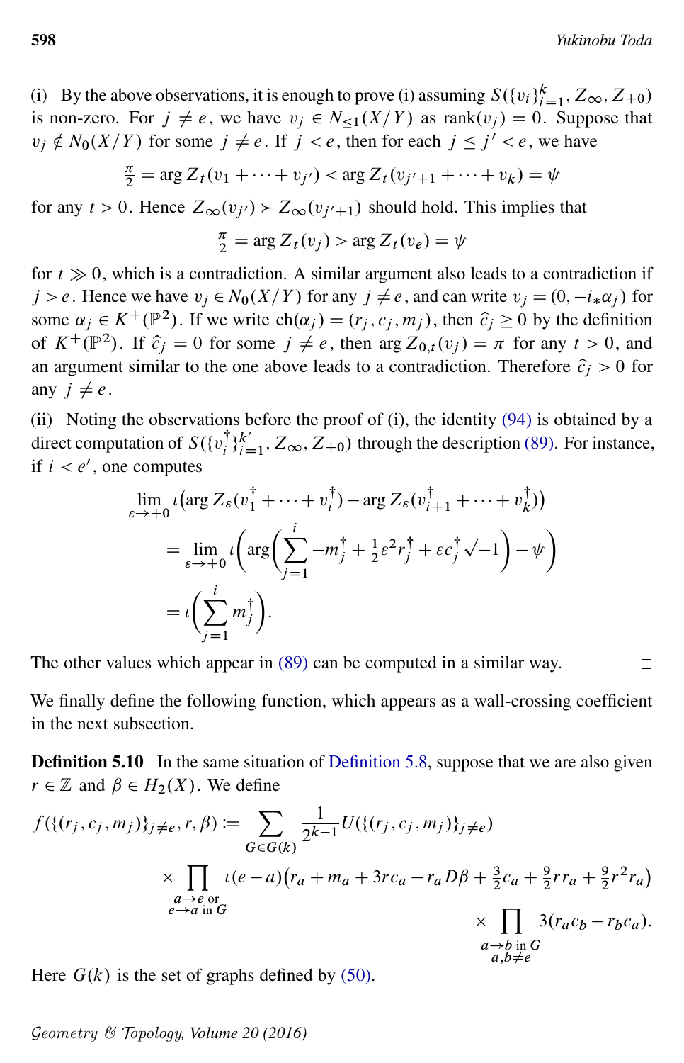(i) By the above observations, it is enough to prove (i) assuming $S(\{v_i\}_{i=1}^k, Z_\infty, Z_{+0})$ is non-zero. For $j \neq e$, we have $v_j \in N_{\le 1}(X/Y)$ as $\operatorname{rank}(v_j) = 0$. Suppose that $v_j \notin N_0(X/Y)$ for some $j \neq e$. If $j < e$, then for each $j \le j' < e$, we have

$$\tfrac{\pi}{2} = \arg Z_t(v_1 + \cdots + v_{j'}) < \arg Z_t(v_{j'+1} + \cdots + v_k) = \psi$$

for any $t > 0$. Hence $Z_\infty(v_{j'}) \succ Z_\infty(v_{j'+1})$ should hold. This implies that

$$\tfrac{\pi}{2} = \arg Z_t(v_j) > \arg Z_t(v_e) = \psi$$

for $t \gg 0$, which is a contradiction. A similar argument also leads to a contradiction if $j > e$. Hence we have $v_j \in N_0(X/Y)$ for any $j \neq e$, and can write $v_j = (0, -i_*\alpha_j)$ for some $\alpha_j \in K^+(\mathbb{P}^2)$. If we write $\operatorname{ch}(\alpha_j) = (r_j, c_j, m_j)$, then $\hat{c}_j \ge 0$ by the definition of $K^+(\mathbb{P}^2)$. If $\hat{c}_j = 0$ for some $j \neq e$, then $\arg Z_{0,t}(v_j) = \pi$ for any $t > 0$, and an argument similar to the one above leads to a contradiction. Therefore $\hat{c}_j > 0$ for any $j \neq e$.

(ii) Noting the observations before the proof of (i), the identity (94) is obtained by a direct computation of $S(\{v_i^\dagger\}_{i=1}^{k'}, Z_\infty, Z_{+0})$ through the description (89). For instance, if $i < e'$, one computes

$$\begin{aligned}
&\lim_{\varepsilon \to +0} \iota\big(\arg Z_\varepsilon(v_1^\dagger + \cdots + v_i^\dagger) - \arg Z_\varepsilon(v_{i+1}^\dagger + \cdots + v_k^\dagger)\big) \\
&\quad = \lim_{\varepsilon \to +0} \iota\left(\arg\left(\sum_{j=1}^{i} -m_j^\dagger + \tfrac{1}{2}\varepsilon^2 r_j^\dagger + \varepsilon c_j^\dagger \sqrt{-1}\right) - \psi\right) \\
&\quad = \iota\left(\sum_{j=1}^{i} m_j^\dagger\right).
\end{aligned}$$

The other values which appear in (89) can be computed in a similar way. □

We finally define the following function, which appears as a wall-crossing coefficient in the next subsection.

**Definition 5.10** In the same situation of Definition 5.8, suppose that we are also given $r \in \mathbb{Z}$ and $\beta \in H_2(X)$. We define

$$\begin{aligned}
f(\{(r_j, c_j, m_j)\}_{j \neq e}, r, \beta) := \sum_{G \in G(k)} \frac{1}{2^{k-1}} U(\{(r_j, c_j, m_j)\}_{j \neq e}) \\
\times \prod_{\substack{a \to e \text{ or} \\ e \to a \text{ in } G}} \iota(e-a)\big(r_a + m_a + 3rc_a - r_a D\beta + \tfrac{3}{2}c_a + \tfrac{9}{2}rr_a + \tfrac{9}{2}r^2 r_a\big) \\
\times \prod_{\substack{a \to b \text{ in } G \\ a, b \neq e}} 3(r_a c_b - r_b c_a).
\end{aligned}$$

Here $G(k)$ is the set of graphs defined by (50).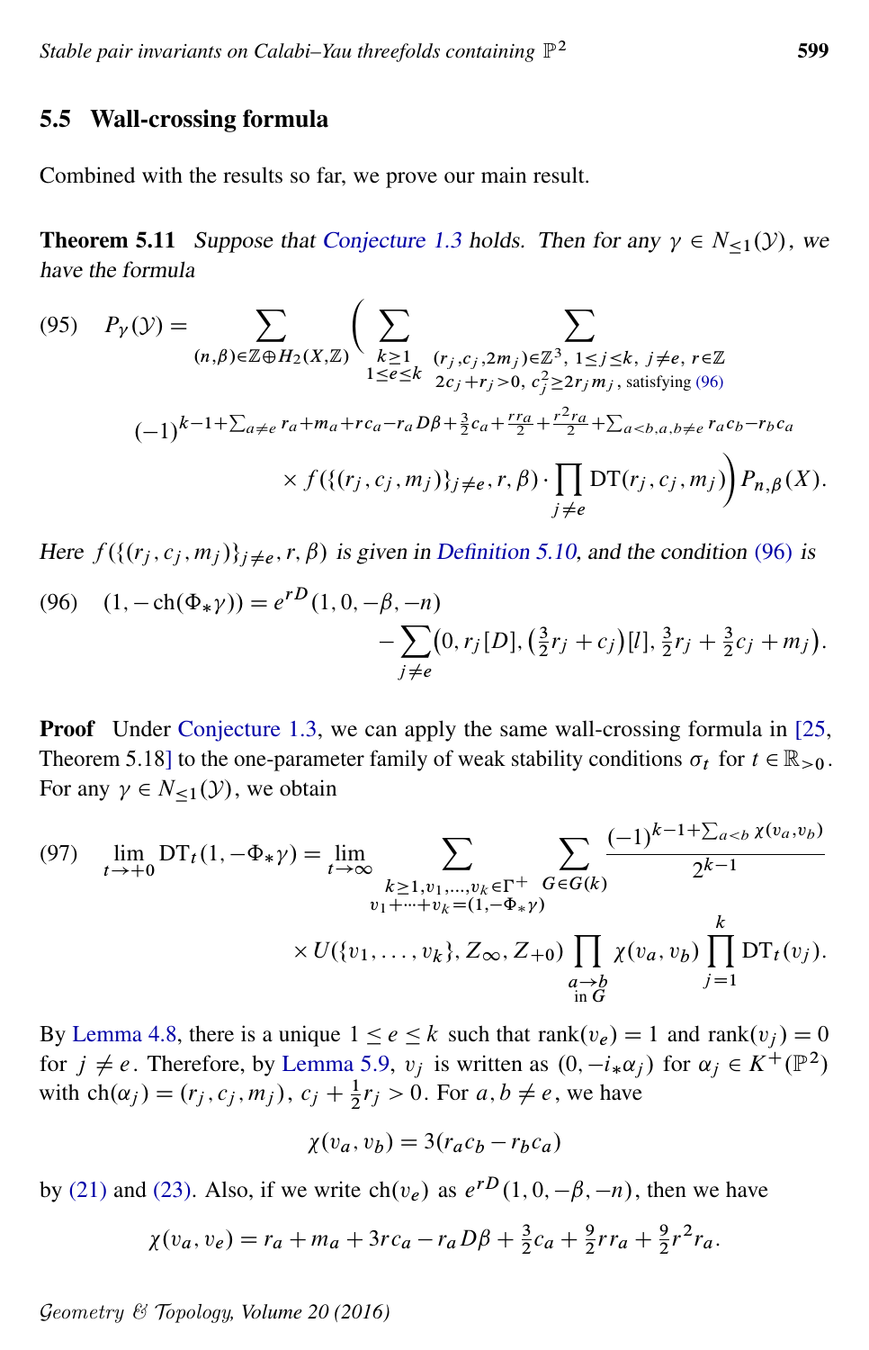## 5.5 Wall-crossing formula

Combined with the results so far, we prove our main result.

**Theorem 5.11** *Suppose that Conjecture 1.3 holds. Then for any $\gamma \in N_{\leq 1}(\mathcal{Y})$, we have the formula*

$$
(95)\quad P_\gamma(\mathcal{Y}) = \sum_{(n,\beta)\in \mathbb{Z}\oplus H_2(X,\mathbb{Z})} \Bigg( \sum_{\substack{k\geq 1\\ 1\leq e\leq k}} \sum_{\substack{(r_j,c_j,2m_j)\in\mathbb{Z}^3,\ 1\leq j\leq k,\ j\neq e,\ r\in\mathbb{Z}\\ 2c_j+r_j>0,\ c_j^2\geq 2r_jm_j,\ \text{satisfying (96)}}}
(-1)^{k-1+\sum_{a\neq e} r_a+m_a+rc_a-r_aD\beta+\frac{3}{2}c_a+\frac{rr_a}{2}+\frac{r^2r_a}{2}+\sum_{a<b,a,b\neq e} r_ac_b-r_bc_a}
\times f(\{(r_j,c_j,m_j)\}_{j\neq e}, r, \beta)\cdot \prod_{j\neq e} \mathrm{DT}(r_j,c_j,m_j)\Bigg) P_{n,\beta}(X).
$$

*Here $f(\{(r_j,c_j,m_j)\}_{j\neq e}, r, \beta)$ is given in Definition 5.10, and the condition (96) is*

$$
(96)\quad (1,-\mathrm{ch}(\Phi_*\gamma)) = e^{rD}(1,0,-\beta,-n) - \sum_{j\neq e} \big(0, r_j[D], \big(\tfrac{3}{2}r_j+c_j\big)[l], \tfrac{3}{2}r_j+\tfrac{3}{2}c_j+m_j\big).
$$

**Proof** Under Conjecture 1.3, we can apply the same wall-crossing formula in [25, Theorem 5.18] to the one-parameter family of weak stability conditions $\sigma_t$ for $t\in\mathbb{R}_{>0}$. For any $\gamma\in N_{\leq 1}(\mathcal{Y})$, we obtain

$$
(97)\quad \lim_{t\to+0}\mathrm{DT}_t(1,-\Phi_*\gamma) = \lim_{t\to\infty} \sum_{\substack{k\geq 1, v_1,\dots,v_k\in\Gamma^+\\ v_1+\cdots+v_k=(1,-\Phi_*\gamma)}} \sum_{G\in G(k)} \frac{(-1)^{k-1+\sum_{a<b}\chi(v_a,v_b)}}{2^{k-1}}
\times U(\{v_1,\dots,v_k\}, Z_\infty, Z_{+0}) \prod_{\substack{a\to b\\ \text{in } G}} \chi(v_a,v_b) \prod_{j=1}^{k} \mathrm{DT}_t(v_j).
$$

By Lemma 4.8, there is a unique $1\leq e\leq k$ such that $\mathrm{rank}(v_e)=1$ and $\mathrm{rank}(v_j)=0$ for $j\neq e$. Therefore, by Lemma 5.9, $v_j$ is written as $(0,-i_*\alpha_j)$ for $\alpha_j\in K^+(\mathbb{P}^2)$ with $\mathrm{ch}(\alpha_j)=(r_j,c_j,m_j)$, $c_j+\frac{1}{2}r_j>0$. For $a,b\neq e$, we have

$$
\chi(v_a,v_b) = 3(r_ac_b-r_bc_a)
$$

by (21) and (23). Also, if we write $\mathrm{ch}(v_e)$ as $e^{rD}(1,0,-\beta,-n)$, then we have

$$
\chi(v_a,v_e) = r_a+m_a+3rc_a-r_aD\beta+\tfrac{3}{2}c_a+\tfrac{9}{2}rr_a+\tfrac{9}{2}r^2r_a.
$$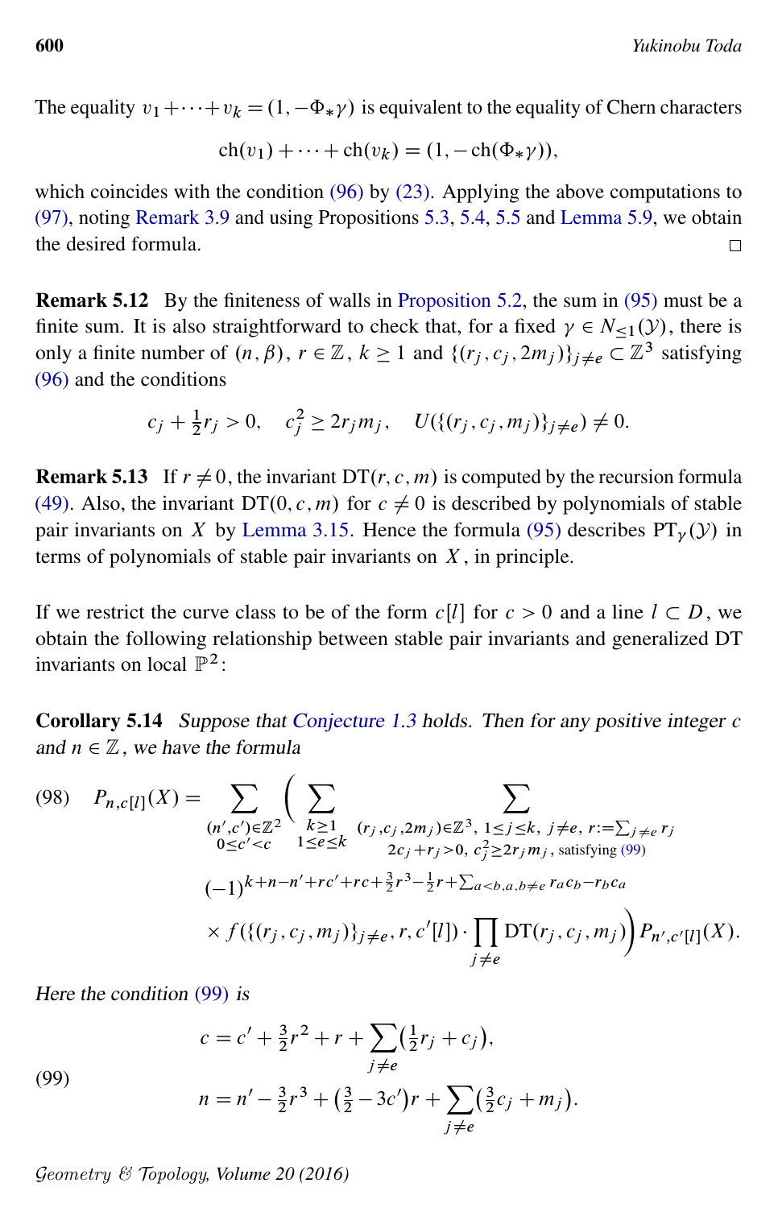The equality $v_1+\cdots+v_k=(1,-\Phi_*\gamma)$ is equivalent to the equality of Chern characters

$$\mathrm{ch}(v_1)+\cdots+\mathrm{ch}(v_k)=(1,-\mathrm{ch}(\Phi_*\gamma)),$$

which coincides with the condition (96) by (23). Applying the above computations to (97), noting Remark 3.9 and using Propositions 5.3, 5.4, 5.5 and Lemma 5.9, we obtain the desired formula. □

**Remark 5.12** By the finiteness of walls in Proposition 5.2, the sum in (95) must be a finite sum. It is also straightforward to check that, for a fixed $\gamma \in N_{\le 1}(\mathcal{Y})$, there is only a finite number of $(n,\beta)$, $r\in\mathbb{Z}$, $k\ge 1$ and $\{(r_j,c_j,2m_j)\}_{j\neq e}\subset \mathbb{Z}^3$ satisfying (96) and the conditions

$$c_j+\tfrac{1}{2}r_j>0,\quad c_j^2\ge 2r_jm_j,\quad U(\{(r_j,c_j,m_j)\}_{j\neq e})\neq 0.$$

**Remark 5.13** If $r\neq 0$, the invariant $\mathrm{DT}(r,c,m)$ is computed by the recursion formula (49). Also, the invariant $\mathrm{DT}(0,c,m)$ for $c\neq 0$ is described by polynomials of stable pair invariants on $X$ by Lemma 3.15. Hence the formula (95) describes $\mathrm{PT}_\gamma(\mathcal{Y})$ in terms of polynomials of stable pair invariants on $X$, in principle.

If we restrict the curve class to be of the form $c[l]$ for $c>0$ and a line $l\subset D$, we obtain the following relationship between stable pair invariants and generalized DT invariants on local $\mathbb{P}^2$:

**Corollary 5.14** *Suppose that Conjecture 1.3 holds. Then for any positive integer $c$ and $n\in\mathbb{Z}$, we have the formula*

$$
\begin{aligned}
(98)\quad P_{n,c[l]}(X)=\sum_{\substack{(n',c')\in\mathbb{Z}^2\\ 0\le c'<c}}\Bigg(\sum_{\substack{k\ge 1\\ 1\le e\le k}}\ \sum_{\substack{(r_j,c_j,2m_j)\in\mathbb{Z}^3,\ 1\le j\le k,\ j\neq e,\ r:=\sum_{j\neq e}r_j\\ 2c_j+r_j>0,\ c_j^2\ge 2r_jm_j,\ \text{satisfying (99)}}}
&(-1)^{k+n-n'+rc'+rc+\frac{3}{2}r^3-\frac{1}{2}r+\sum_{a<b,a,b\neq e}r_ac_b-r_bc_a}\\
&\times f(\{(r_j,c_j,m_j)\}_{j\neq e},r,c'[l])\cdot\prod_{j\neq e}\mathrm{DT}(r_j,c_j,m_j)\Bigg)P_{n',c'[l]}(X).
\end{aligned}
$$

*Here the condition (99) is*

$$
(99)\quad
\begin{aligned}
c&=c'+\tfrac{3}{2}r^2+r+\sum_{j\neq e}\left(\tfrac{1}{2}r_j+c_j\right),\\
n&=n'-\tfrac{3}{2}r^3+\left(\tfrac{3}{2}-3c'\right)r+\sum_{j\neq e}\left(\tfrac{3}{2}c_j+m_j\right).
\end{aligned}
$$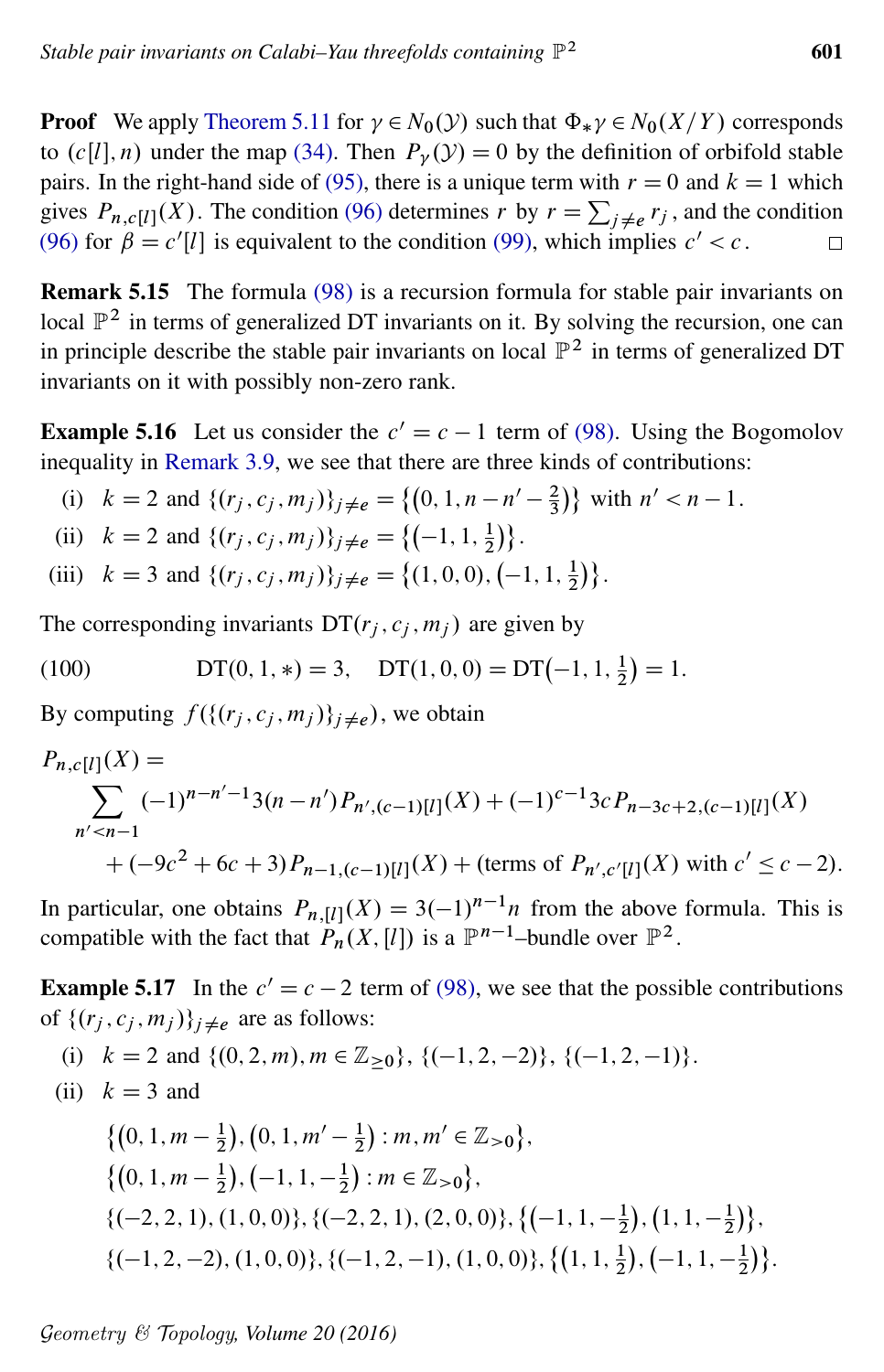**Proof** We apply Theorem 5.11 for $\gamma \in N_0(\mathcal{Y})$ such that $\Phi_* \gamma \in N_0(X/Y)$ corresponds to $(c[l], n)$ under the map (34). Then $P_\gamma(\mathcal{Y}) = 0$ by the definition of orbifold stable pairs. In the right-hand side of (95), there is a unique term with $r = 0$ and $k = 1$ which gives $P_{n,c[l]}(X)$. The condition (96) determines $r$ by $r = \sum_{j \neq e} r_j$, and the condition (96) for $\beta = c'[l]$ is equivalent to the condition (99), which implies $c' < c$. $\square$

**Remark 5.15** The formula (98) is a recursion formula for stable pair invariants on local $\mathbb{P}^2$ in terms of generalized DT invariants on it. By solving the recursion, one can in principle describe the stable pair invariants on local $\mathbb{P}^2$ in terms of generalized DT invariants on it with possibly non-zero rank.

**Example 5.16** Let us consider the $c' = c - 1$ term of (98). Using the Bogomolov inequality in Remark 3.9, we see that there are three kinds of contributions:

(i) $k = 2$ and $\{(r_j, c_j, m_j)\}_{j \neq e} = \{(0, 1, n - n' - \frac{2}{3})\}$ with $n' < n - 1$.

(ii) $k = 2$ and $\{(r_j, c_j, m_j)\}_{j \neq e} = \{(-1, 1, \frac{1}{2})\}$.

(iii) $k = 3$ and $\{(r_j, c_j, m_j)\}_{j \neq e} = \{(1, 0, 0), (-1, 1, \frac{1}{2})\}$.

The corresponding invariants $\mathrm{DT}(r_j, c_j, m_j)$ are given by

$$\mathrm{DT}(0, 1, *) = 3, \quad \mathrm{DT}(1, 0, 0) = \mathrm{DT}(-1, 1, \tfrac{1}{2}) = 1. \tag{100}$$

By computing $f(\{(r_j, c_j, m_j)\}_{j \neq e})$, we obtain

$$\begin{aligned} P_{n,c[l]}(X) = &\sum_{n' < n-1} (-1)^{n-n'-1} 3(n - n') P_{n',(c-1)[l]}(X) + (-1)^{c-1} 3c\, P_{n-3c+2,(c-1)[l]}(X) \\ &+ (-9c^2 + 6c + 3) P_{n-1,(c-1)[l]}(X) + (\text{terms of } P_{n',c'[l]}(X) \text{ with } c' \leq c - 2). \end{aligned}$$

In particular, one obtains $P_{n,[l]}(X) = 3(-1)^{n-1} n$ from the above formula. This is compatible with the fact that $P_n(X, [l])$ is a $\mathbb{P}^{n-1}$–bundle over $\mathbb{P}^2$.

**Example 5.17** In the $c' = c - 2$ term of (98), we see that the possible contributions of $\{(r_j, c_j, m_j)\}_{j \neq e}$ are as follows:

(i) $k = 2$ and $\{(0, 2, m), m \in \mathbb{Z}_{\geq 0}\}$, $\{(-1, 2, -2)\}$, $\{(-1, 2, -1)\}$.

(ii) $k = 3$ and

$$\{(0, 1, m - \tfrac{1}{2}), (0, 1, m' - \tfrac{1}{2}) : m, m' \in \mathbb{Z}_{>0}\},$$

$$\{(0, 1, m - \tfrac{1}{2}), (-1, 1, -\tfrac{1}{2}) : m \in \mathbb{Z}_{>0}\},$$

$$\{(-2, 2, 1), (1, 0, 0)\}, \{(-2, 2, 1), (2, 0, 0)\}, \{(-1, 1, -\tfrac{1}{2}), (1, 1, -\tfrac{1}{2})\},$$

$$\{(-1, 2, -2), (1, 0, 0)\}, \{(-1, 2, -1), (1, 0, 0)\}, \{(1, 1, \tfrac{1}{2}), (-1, 1, -\tfrac{1}{2})\}.$$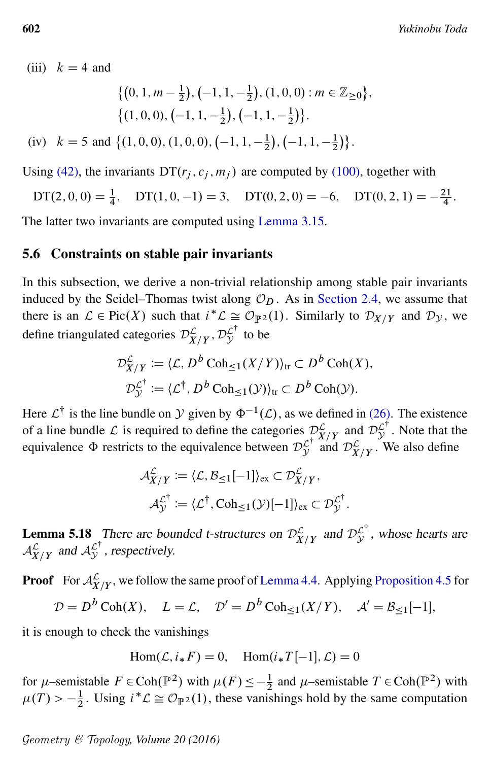(iii) $k = 4$ and

$$\left\{\left(0, 1, m - \tfrac{1}{2}\right), \left(-1, 1, -\tfrac{1}{2}\right), (1, 0, 0) : m \in \mathbb{Z}_{\geq 0}\right\},$$
$$\left\{(1, 0, 0), \left(-1, 1, -\tfrac{1}{2}\right), \left(-1, 1, -\tfrac{1}{2}\right)\right\}.$$

(iv) $k = 5$ and $\left\{(1, 0, 0), (1, 0, 0), \left(-1, 1, -\tfrac{1}{2}\right), \left(-1, 1, -\tfrac{1}{2}\right)\right\}$.

Using (42), the invariants $\mathrm{DT}(r_j, c_j, m_j)$ are computed by (100), together with

$$\mathrm{DT}(2, 0, 0) = \tfrac{1}{4}, \quad \mathrm{DT}(1, 0, -1) = 3, \quad \mathrm{DT}(0, 2, 0) = -6, \quad \mathrm{DT}(0, 2, 1) = -\tfrac{21}{4}.$$

The latter two invariants are computed using Lemma 3.15.

## 5.6 Constraints on stable pair invariants

In this subsection, we derive a non-trivial relationship among stable pair invariants induced by the Seidel–Thomas twist along $\mathcal{O}_D$. As in Section 2.4, we assume that there is an $\mathcal{L} \in \mathrm{Pic}(X)$ such that $i^*\mathcal{L} \cong \mathcal{O}_{\mathbb{P}^2}(1)$. Similarly to $\mathcal{D}_{X/Y}$ and $\mathcal{D}_{\mathcal{Y}}$, we define triangulated categories $\mathcal{D}_{X/Y}^{\mathcal{L}}, \mathcal{D}_{\mathcal{Y}}^{\mathcal{L}^\dagger}$ to be

$$\mathcal{D}_{X/Y}^{\mathcal{L}} := \langle \mathcal{L}, D^b \operatorname{Coh}_{\leq 1}(X/Y) \rangle_{\mathrm{tr}} \subset D^b \operatorname{Coh}(X),$$
$$\mathcal{D}_{\mathcal{Y}}^{\mathcal{L}^\dagger} := \langle \mathcal{L}^\dagger, D^b \operatorname{Coh}_{\leq 1}(\mathcal{Y}) \rangle_{\mathrm{tr}} \subset D^b \operatorname{Coh}(\mathcal{Y}).$$

Here $\mathcal{L}^\dagger$ is the line bundle on $\mathcal{Y}$ given by $\Phi^{-1}(\mathcal{L})$, as we defined in (26). The existence of a line bundle $\mathcal{L}$ is required to define the categories $\mathcal{D}_{X/Y}^{\mathcal{L}}$ and $\mathcal{D}_{\mathcal{Y}}^{\mathcal{L}^\dagger}$. Note that the equivalence $\Phi$ restricts to the equivalence between $\mathcal{D}_{\mathcal{Y}}^{\mathcal{L}^\dagger}$ and $\mathcal{D}_{X/Y}^{\mathcal{L}}$. We also define

$$\mathcal{A}_{X/Y}^{\mathcal{L}} := \langle \mathcal{L}, \mathcal{B}_{\leq 1}[-1] \rangle_{\mathrm{ex}} \subset \mathcal{D}_{X/Y}^{\mathcal{L}},$$
$$\mathcal{A}_{\mathcal{Y}}^{\mathcal{L}^\dagger} := \langle \mathcal{L}^\dagger, \operatorname{Coh}_{\leq 1}(\mathcal{Y})[-1] \rangle_{\mathrm{ex}} \subset \mathcal{D}_{\mathcal{Y}}^{\mathcal{L}^\dagger}.$$

**Lemma 5.18** *There are bounded t-structures on $\mathcal{D}_{X/Y}^{\mathcal{L}}$ and $\mathcal{D}_{\mathcal{Y}}^{\mathcal{L}^\dagger}$, whose hearts are $\mathcal{A}_{X/Y}^{\mathcal{L}}$ and $\mathcal{A}_{\mathcal{Y}}^{\mathcal{L}^\dagger}$, respectively.*

**Proof** For $\mathcal{A}_{X/Y}^{\mathcal{L}}$, we follow the same proof of Lemma 4.4. Applying Proposition 4.5 for

$$\mathcal{D} = D^b \operatorname{Coh}(X), \quad L = \mathcal{L}, \quad \mathcal{D}' = D^b \operatorname{Coh}_{\leq 1}(X/Y), \quad \mathcal{A}' = \mathcal{B}_{\leq 1}[-1],$$

it is enough to check the vanishings

$$\operatorname{Hom}(\mathcal{L}, i_*F) = 0, \quad \operatorname{Hom}(i_*T[-1], \mathcal{L}) = 0$$

for $\mu$–semistable $F \in \operatorname{Coh}(\mathbb{P}^2)$ with $\mu(F) \leq -\frac{1}{2}$ and $\mu$–semistable $T \in \operatorname{Coh}(\mathbb{P}^2)$ with $\mu(T) > -\frac{1}{2}$. Using $i^*\mathcal{L} \cong \mathcal{O}_{\mathbb{P}^2}(1)$, these vanishings hold by the same computation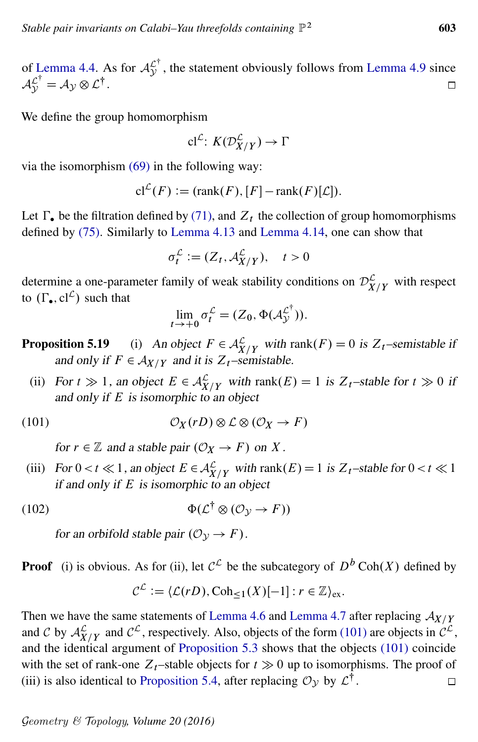of Lemma 4.4. As for $\mathcal{A}_{\mathcal{Y}}^{\mathcal{L}^{\dagger}}$, the statement obviously follows from Lemma 4.9 since $\mathcal{A}_{\mathcal{Y}}^{\mathcal{L}^{\dagger}} = \mathcal{A}_{\mathcal{Y}} \otimes \mathcal{L}^{\dagger}$. □

We define the group homomorphism

$$\mathrm{cl}^{\mathcal{L}} \colon K(\mathcal{D}_{X/Y}^{\mathcal{L}}) \to \Gamma$$

via the isomorphism (69) in the following way:

$$\mathrm{cl}^{\mathcal{L}}(F) := (\mathrm{rank}(F), [F] - \mathrm{rank}(F)[\mathcal{L}]).$$

Let $\Gamma_{\bullet}$ be the filtration defined by (71), and $Z_t$ the collection of group homomorphisms defined by (75). Similarly to Lemma 4.13 and Lemma 4.14, one can show that

$$\sigma_t^{\mathcal{L}} := (Z_t, \mathcal{A}_{X/Y}^{\mathcal{L}}), \quad t > 0$$

determine a one-parameter family of weak stability conditions on $\mathcal{D}_{X/Y}^{\mathcal{L}}$ with respect to $(\Gamma_{\bullet}, \mathrm{cl}^{\mathcal{L}})$ such that

$$\lim_{t \to +0} \sigma_t^{\mathcal{L}} = (Z_0, \Phi(\mathcal{A}_{\mathcal{Y}}^{\mathcal{L}^{\dagger}})).$$

**Proposition 5.19** (i) *An object $F \in \mathcal{A}_{X/Y}^{\mathcal{L}}$ with $\mathrm{rank}(F) = 0$ is $Z_t$–semistable if and only if $F \in \mathcal{A}_{X/Y}$ and it is $Z_t$–semistable.*

(ii) *For $t \gg 1$, an object $E \in \mathcal{A}_{X/Y}^{\mathcal{L}}$ with $\mathrm{rank}(E) = 1$ is $Z_t$–stable for $t \gg 0$ if and only if $E$ is isomorphic to an object*

$$\mathcal{O}_X(rD) \otimes \mathcal{L} \otimes (\mathcal{O}_X \to F) \tag{101}$$

*for $r \in \mathbb{Z}$ and a stable pair $(\mathcal{O}_X \to F)$ on $X$.*

(iii) *For $0 < t \ll 1$, an object $E \in \mathcal{A}_{X/Y}^{\mathcal{L}}$ with $\mathrm{rank}(E) = 1$ is $Z_t$–stable for $0 < t \ll 1$ if and only if $E$ is isomorphic to an object*

$$\Phi(\mathcal{L}^{\dagger} \otimes (\mathcal{O}_{\mathcal{Y}} \to F)) \tag{102}$$

*for an orbifold stable pair $(\mathcal{O}_{\mathcal{Y}} \to F)$.*

**Proof** (i) is obvious. As for (ii), let $\mathcal{C}^{\mathcal{L}}$ be the subcategory of $D^b\,\mathrm{Coh}(X)$ defined by

$$\mathcal{C}^{\mathcal{L}} := \langle \mathcal{L}(rD), \mathrm{Coh}_{\le 1}(X)[-1] : r \in \mathbb{Z} \rangle_{\mathrm{ex}}.$$

Then we have the same statements of Lemma 4.6 and Lemma 4.7 after replacing $\mathcal{A}_{X/Y}$ and $\mathcal{C}$ by $\mathcal{A}_{X/Y}^{\mathcal{L}}$ and $\mathcal{C}^{\mathcal{L}}$, respectively. Also, objects of the form (101) are objects in $\mathcal{C}^{\mathcal{L}}$, and the identical argument of Proposition 5.3 shows that the objects (101) coincide with the set of rank-one $Z_t$–stable objects for $t \gg 0$ up to isomorphisms. The proof of (iii) is also identical to Proposition 5.4, after replacing $\mathcal{O}_{\mathcal{Y}}$ by $\mathcal{L}^{\dagger}$. □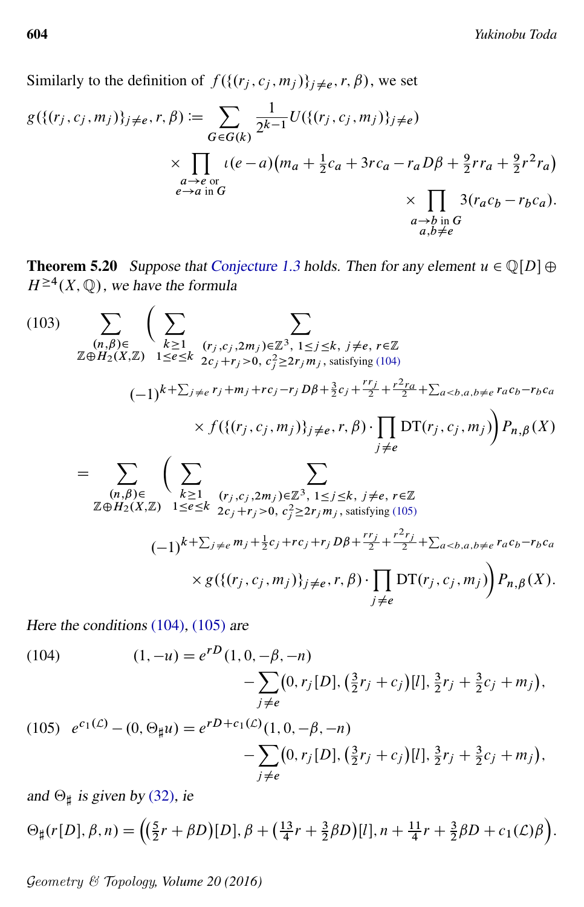Similarly to the definition of $f(\{(r_j, c_j, m_j)\}_{j\neq e}, r, \beta)$, we set

$$
\begin{aligned}
g(\{(r_j, c_j, m_j)\}_{j\neq e}, r, \beta) := \sum_{G\in G(k)} \frac{1}{2^{k-1}} U(\{(r_j, c_j, m_j)\}_{j\neq e}) \\
\times \prod_{\substack{a\to e \text{ or} \\ e\to a \text{ in } G}} \iota(e-a)\big(m_a + \tfrac{1}{2}c_a + 3rc_a - r_a D\beta + \tfrac{9}{2}rr_a + \tfrac{9}{2}r^2 r_a\big) \\
\times \prod_{\substack{a\to b \text{ in } G \\ a,b\neq e}} 3(r_a c_b - r_b c_a).
\end{aligned}
$$

**Theorem 5.20** *Suppose that Conjecture 1.3 holds. Then for any element $u \in \mathbb{Q}[D] \oplus H^{\geq 4}(X, \mathbb{Q})$, we have the formula*

$$
\begin{aligned}
(103) \quad & \sum_{\substack{(n,\beta)\in \\ \mathbb{Z}\oplus H_2(X,\mathbb{Z})}} \Bigg( \sum_{\substack{k\geq 1 \\ 1\leq e\leq k}} \sum_{\substack{(r_j, c_j, 2m_j)\in\mathbb{Z}^3,\ 1\leq j\leq k,\ j\neq e,\ r\in\mathbb{Z} \\ 2c_j + r_j > 0,\ c_j^2 \geq 2r_j m_j, \text{ satisfying (104)}}} \\
& (-1)^{k + \sum_{j\neq e} r_j + m_j + rc_j - r_j D\beta + \frac{3}{2}c_j + \frac{rr_j}{2} + \frac{r^2 r_a}{2} + \sum_{a<b, a,b\neq e} r_a c_b - r_b c_a} \\
& \times f(\{(r_j, c_j, m_j)\}_{j\neq e}, r, \beta) \cdot \prod_{j\neq e} \mathrm{DT}(r_j, c_j, m_j) \Bigg) P_{n,\beta}(X) \\
= & \sum_{\substack{(n,\beta)\in \\ \mathbb{Z}\oplus H_2(X,\mathbb{Z})}} \Bigg( \sum_{\substack{k\geq 1 \\ 1\leq e\leq k}} \sum_{\substack{(r_j, c_j, 2m_j)\in\mathbb{Z}^3,\ 1\leq j\leq k,\ j\neq e,\ r\in\mathbb{Z} \\ 2c_j + r_j > 0,\ c_j^2 \geq 2r_j m_j, \text{ satisfying (105)}}} \\
& (-1)^{k + \sum_{j\neq e} m_j + \frac{1}{2}c_j + rc_j + r_j D\beta + \frac{rr_j}{2} + \frac{r^2 r_j}{2} + \sum_{a<b, a,b\neq e} r_a c_b - r_b c_a} \\
& \times g(\{(r_j, c_j, m_j)\}_{j\neq e}, r, \beta) \cdot \prod_{j\neq e} \mathrm{DT}(r_j, c_j, m_j) \Bigg) P_{n,\beta}(X).
\end{aligned}
$$

*Here the conditions (104), (105) are*

$$
\begin{aligned}
(104) \quad (1, -u) = e^{rD}(1, 0, -\beta, -n) \\
- \sum_{j\neq e} \big(0, r_j[D], \big(\tfrac{3}{2}r_j + c_j\big)[l], \tfrac{3}{2}r_j + \tfrac{3}{2}c_j + m_j\big),
\end{aligned}
$$

$$
\begin{aligned}
(105) \quad e^{c_1(\mathcal{L})} - (0, \Theta_\sharp u) = e^{rD + c_1(\mathcal{L})}(1, 0, -\beta, -n) \\
- \sum_{j\neq e} \big(0, r_j[D], \big(\tfrac{3}{2}r_j + c_j\big)[l], \tfrac{3}{2}r_j + \tfrac{3}{2}c_j + m_j\big),
\end{aligned}
$$

*and $\Theta_\sharp$ is given by (32), ie*

$$
\Theta_\sharp(r[D], \beta, n) = \Big(\big(\tfrac{5}{2}r + \beta D\big)[D], \beta + \big(\tfrac{13}{4}r + \tfrac{3}{2}\beta D\big)[l], n + \tfrac{11}{4}r + \tfrac{3}{2}\beta D + c_1(\mathcal{L})\beta\Big).
$$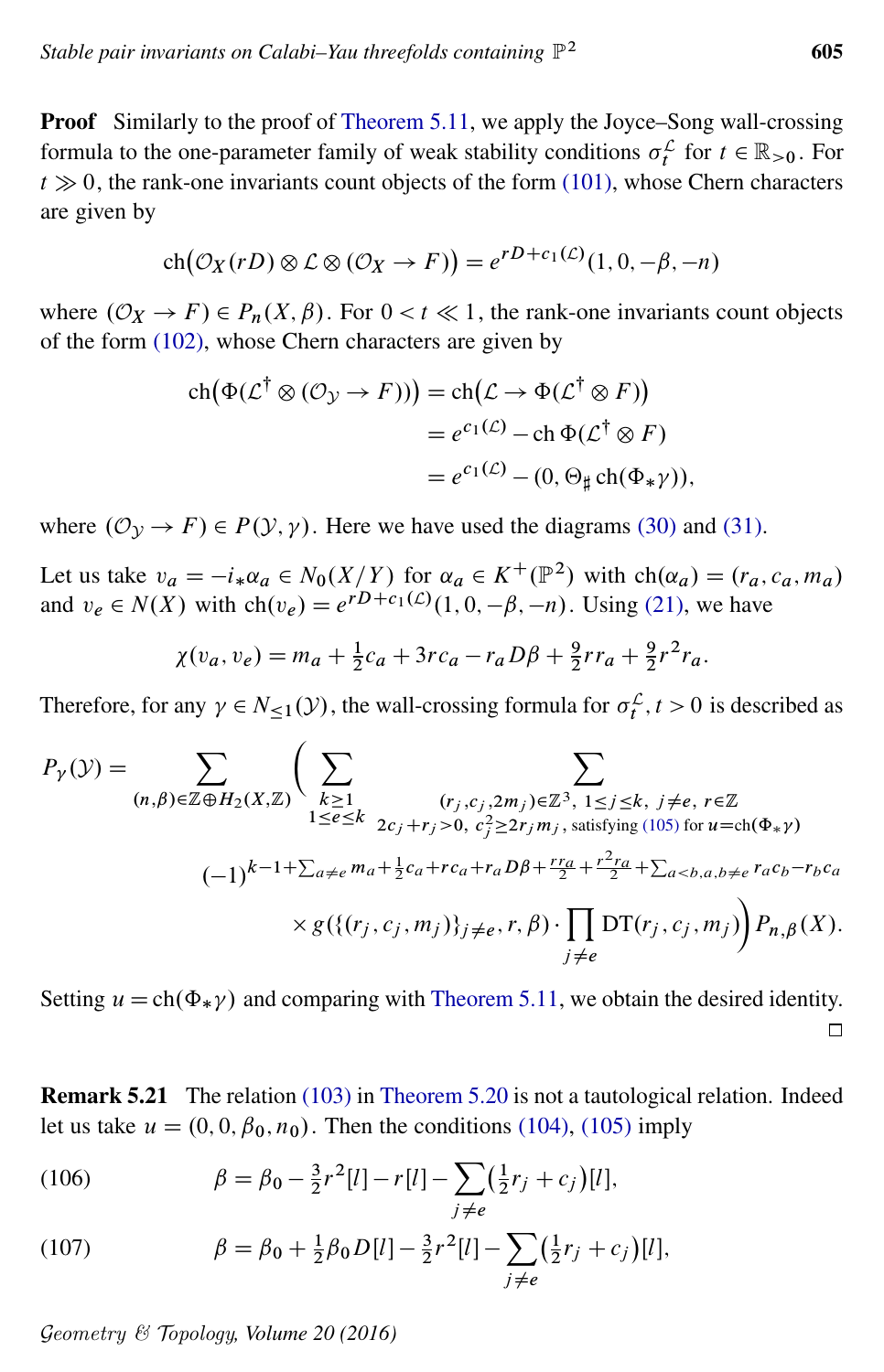**Proof** Similarly to the proof of Theorem 5.11, we apply the Joyce–Song wall-crossing formula to the one-parameter family of weak stability conditions $\sigma_t^{\mathcal{L}}$ for $t \in \mathbb{R}_{>0}$. For $t \gg 0$, the rank-one invariants count objects of the form (101), whose Chern characters are given by

$$\operatorname{ch}\big(\mathcal{O}_X(rD) \otimes \mathcal{L} \otimes (\mathcal{O}_X \to F)\big) = e^{rD + c_1(\mathcal{L})}(1, 0, -\beta, -n)$$

where $(\mathcal{O}_X \to F) \in P_n(X, \beta)$. For $0 < t \ll 1$, the rank-one invariants count objects of the form (102), whose Chern characters are given by

$$\begin{aligned}
\operatorname{ch}\big(\Phi(\mathcal{L}^{\dagger} \otimes (\mathcal{O}_{\mathcal{Y}} \to F))\big) &= \operatorname{ch}\big(\mathcal{L} \to \Phi(\mathcal{L}^{\dagger} \otimes F)\big) \\
&= e^{c_1(\mathcal{L})} - \operatorname{ch}\Phi(\mathcal{L}^{\dagger} \otimes F) \\
&= e^{c_1(\mathcal{L})} - (0, \Theta_{\sharp}\operatorname{ch}(\Phi_* \gamma)),
\end{aligned}$$

where $(\mathcal{O}_{\mathcal{Y}} \to F) \in P(\mathcal{Y}, \gamma)$. Here we have used the diagrams (30) and (31).

Let us take $v_a = -i_* \alpha_a \in N_0(X/Y)$ for $\alpha_a \in K^+(\mathbb{P}^2)$ with $\operatorname{ch}(\alpha_a) = (r_a, c_a, m_a)$ and $v_e \in N(X)$ with $\operatorname{ch}(v_e) = e^{rD + c_1(\mathcal{L})}(1, 0, -\beta, -n)$. Using (21), we have

$$\chi(v_a, v_e) = m_a + \tfrac{1}{2}c_a + 3rc_a - r_a D\beta + \tfrac{9}{2}rr_a + \tfrac{9}{2}r^2 r_a.$$

Therefore, for any $\gamma \in N_{\le 1}(\mathcal{Y})$, the wall-crossing formula for $\sigma_t^{\mathcal{L}}, t > 0$ is described as

$$\begin{aligned}
P_\gamma(\mathcal{Y}) = \sum_{(n,\beta) \in \mathbb{Z} \oplus H_2(X,\mathbb{Z})} \Bigg( \sum_{\substack{k \ge 1 \\ 1 \le e \le k}} \; &\sum_{\substack{(r_j, c_j, 2m_j) \in \mathbb{Z}^3,\ 1 \le j \le k,\ j \ne e,\ r \in \mathbb{Z} \\ 2c_j + r_j > 0,\ c_j^2 \ge 2r_j m_j,\ \text{satisfying (105) for } u = \operatorname{ch}(\Phi_*\gamma)}} \\
&(-1)^{k-1+\sum_{a \ne e} m_a + \frac{1}{2}c_a + rc_a + r_a D\beta + \frac{rr_a}{2} + \frac{r^2 r_a}{2} + \sum_{a<b, a,b \ne e} r_a c_b - r_b c_a} \\
&\times g(\{(r_j, c_j, m_j)\}_{j \ne e}, r, \beta) \cdot \prod_{j \ne e} \operatorname{DT}(r_j, c_j, m_j) \Bigg) P_{n,\beta}(X).
\end{aligned}$$

Setting $u = \operatorname{ch}(\Phi_*\gamma)$ and comparing with Theorem 5.11, we obtain the desired identity. $\square$

**Remark 5.21** The relation (103) in Theorem 5.20 is not a tautological relation. Indeed let us take $u = (0, 0, \beta_0, n_0)$. Then the conditions (104), (105) imply

$$\beta = \beta_0 - \tfrac{3}{2}r^2[l] - r[l] - \sum_{j \ne e}\big(\tfrac{1}{2}r_j + c_j\big)[l], \tag{106}$$

$$\beta = \beta_0 + \tfrac{1}{2}\beta_0 D[l] - \tfrac{3}{2}r^2[l] - \sum_{j \ne e}\big(\tfrac{1}{2}r_j + c_j\big)[l], \tag{107}$$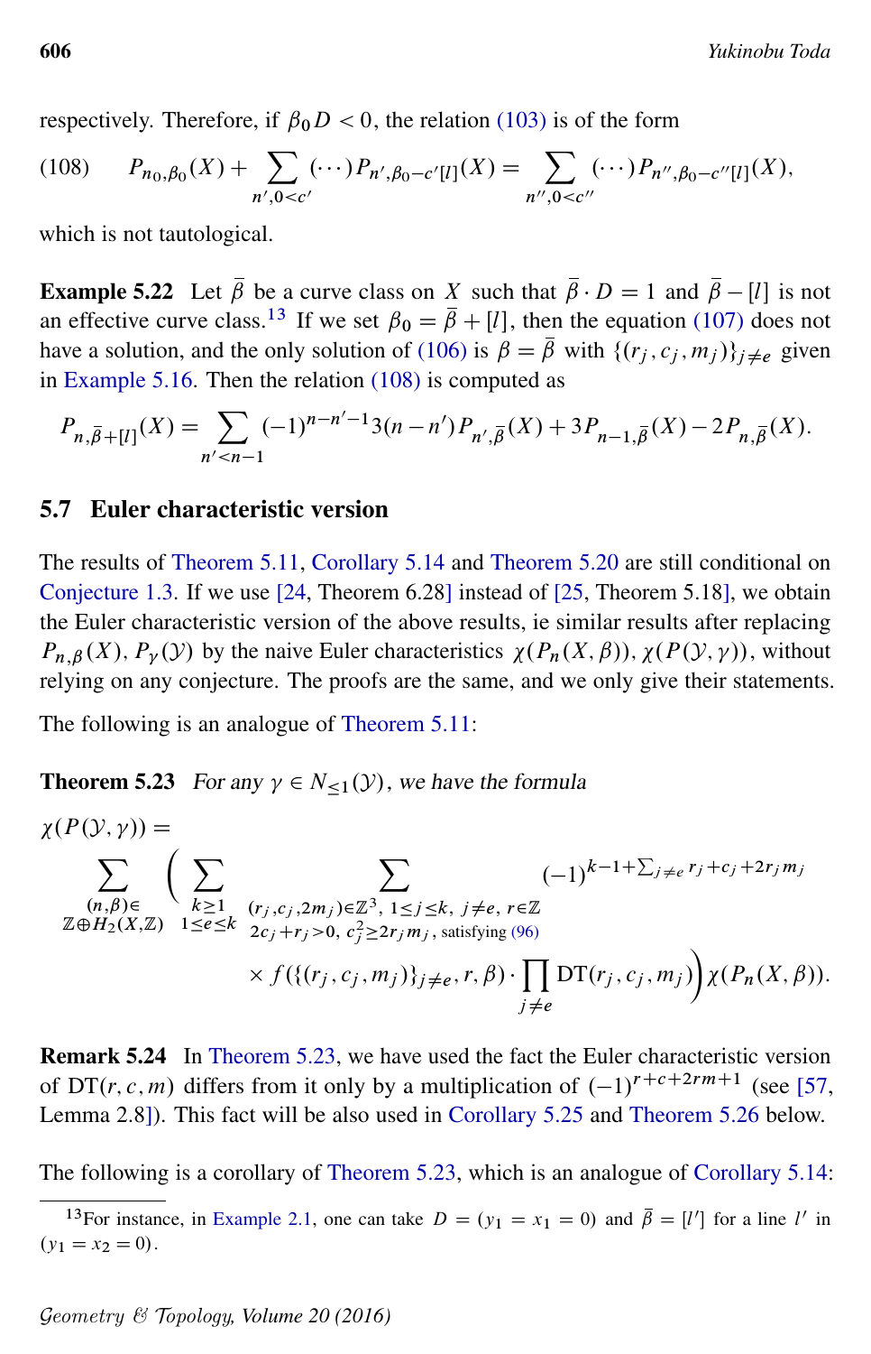respectively. Therefore, if $\beta_0 D < 0$, the relation (103) is of the form

$$(108) \qquad P_{n_0,\beta_0}(X) + \sum_{n',0<c'} (\cdots) P_{n',\beta_0 - c'[l]}(X) = \sum_{n'',0<c''} (\cdots) P_{n'',\beta_0 - c''[l]}(X),$$

which is not tautological.

**Example 5.22** Let $\bar{\beta}$ be a curve class on $X$ such that $\bar{\beta} \cdot D = 1$ and $\bar{\beta} - [l]$ is not an effective curve class.[13] If we set $\beta_0 = \bar{\beta} + [l]$, then the equation (107) does not have a solution, and the only solution of (106) is $\beta = \bar{\beta}$ with $\{(r_j, c_j, m_j)\}_{j \neq e}$ given in Example 5.16. Then the relation (108) is computed as

$$P_{n,\bar{\beta}+[l]}(X) = \sum_{n'<n-1} (-1)^{n-n'-1} 3(n-n') P_{n',\bar{\beta}}(X) + 3P_{n-1,\bar{\beta}}(X) - 2P_{n,\bar{\beta}}(X).$$

## 5.7 Euler characteristic version

The results of Theorem 5.11, Corollary 5.14 and Theorem 5.20 are still conditional on Conjecture 1.3. If we use [24, Theorem 6.28] instead of [25, Theorem 5.18], we obtain the Euler characteristic version of the above results, ie similar results after replacing $P_{n,\beta}(X)$, $P_\gamma(\mathcal{Y})$ by the naive Euler characteristics $\chi(P_n(X,\beta))$, $\chi(P(\mathcal{Y},\gamma))$, without relying on any conjecture. The proofs are the same, and we only give their statements.

The following is an analogue of Theorem 5.11:

**Theorem 5.23** *For any $\gamma \in N_{\le 1}(\mathcal{Y})$, we have the formula*

$$\chi(P(\mathcal{Y},\gamma)) = \sum_{\substack{(n,\beta)\in \\ \mathbb{Z}\oplus H_2(X,\mathbb{Z})}} \Bigg( \sum_{\substack{k\ge 1 \\ 1\le e\le k}} \sum_{\substack{(r_j,c_j,2m_j)\in\mathbb{Z}^3,\ 1\le j\le k,\ j\neq e,\ r\in\mathbb{Z} \\ 2c_j+r_j>0,\ c_j^2\ge 2r_j m_j,\ \text{satisfying (96)}}} (-1)^{k-1+\sum_{j\neq e} r_j + c_j + 2r_j m_j} \\ \times f(\{(r_j,c_j,m_j)\}_{j\neq e}, r, \beta) \cdot \prod_{j\neq e} \mathrm{DT}(r_j,c_j,m_j)\Bigg) \chi(P_n(X,\beta)).$$

**Remark 5.24** In Theorem 5.23, we have used the fact the Euler characteristic version of $\mathrm{DT}(r,c,m)$ differs from it only by a multiplication of $(-1)^{r+c+2rm+1}$ (see [57, Lemma 2.8]). This fact will be also used in Corollary 5.25 and Theorem 5.26 below.

The following is a corollary of Theorem 5.23, which is an analogue of Corollary 5.14:

[13] For instance, in Example 2.1, one can take $D = (y_1 = x_1 = 0)$ and $\bar{\beta} = [l']$ for a line $l'$ in $(y_1 = x_2 = 0)$.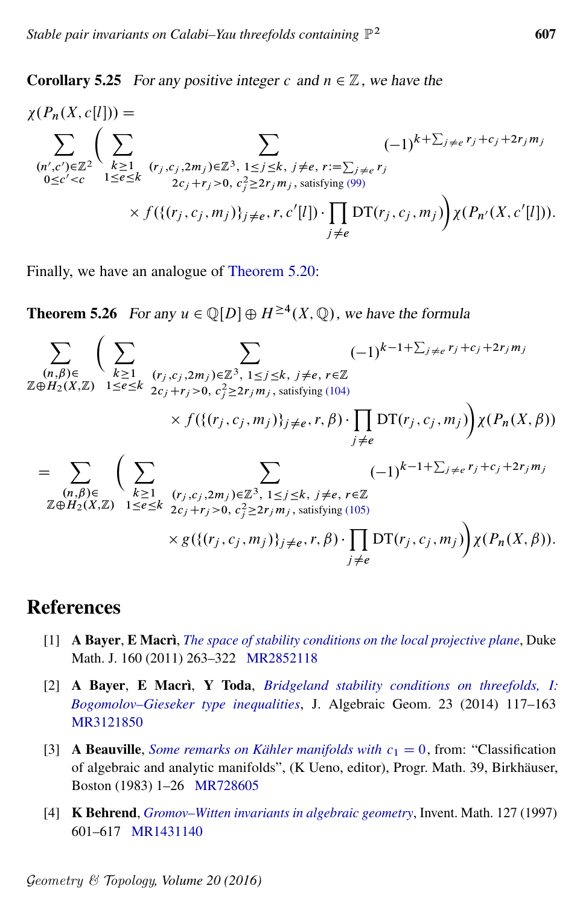**Corollary 5.25** *For any positive integer $c$ and $n \in \mathbb{Z}$, we have the*

$$
\chi(P_n(X, c[l])) = \sum_{\substack{(n',c') \in \mathbb{Z}^2 \\ 0 \le c' < c}} \Bigg( \sum_{\substack{k \ge 1 \\ 1 \le e \le k}} \sum_{\substack{(r_j, c_j, 2m_j) \in \mathbb{Z}^3,\ 1 \le j \le k,\ j \ne e,\ r := \sum_{j \ne e} r_j \\ 2c_j + r_j > 0,\ c_j^2 \ge 2r_j m_j,\ \text{satisfying (99)}}} (-1)^{k + \sum_{j \ne e} r_j + c_j + 2r_j m_j} \times f(\{(r_j, c_j, m_j)\}_{j \ne e}, r, c'[l]) \cdot \prod_{j \ne e} \mathrm{DT}(r_j, c_j, m_j) \Bigg) \chi(P_{n'}(X, c'[l])).
$$

Finally, we have an analogue of Theorem 5.20:

**Theorem 5.26** *For any $u \in \mathbb{Q}[D] \oplus H^{\ge 4}(X, \mathbb{Q})$, we have the formula*

$$
\sum_{\substack{(n,\beta) \in \\ \mathbb{Z} \oplus H_2(X,\mathbb{Z})}} \Bigg( \sum_{\substack{k \ge 1 \\ 1 \le e \le k}} \sum_{\substack{(r_j, c_j, 2m_j) \in \mathbb{Z}^3,\ 1 \le j \le k,\ j \ne e,\ r \in \mathbb{Z} \\ 2c_j + r_j > 0,\ c_j^2 \ge 2r_j m_j,\ \text{satisfying (104)}}} (-1)^{k - 1 + \sum_{j \ne e} r_j + c_j + 2r_j m_j} \times f(\{(r_j, c_j, m_j)\}_{j \ne e}, r, \beta) \cdot \prod_{j \ne e} \mathrm{DT}(r_j, c_j, m_j) \Bigg) \chi(P_n(X, \beta))
$$

$$
= \sum_{\substack{(n,\beta) \in \\ \mathbb{Z} \oplus H_2(X,\mathbb{Z})}} \Bigg( \sum_{\substack{k \ge 1 \\ 1 \le e \le k}} \sum_{\substack{(r_j, c_j, 2m_j) \in \mathbb{Z}^3,\ 1 \le j \le k,\ j \ne e,\ r \in \mathbb{Z} \\ 2c_j + r_j > 0,\ c_j^2 \ge 2r_j m_j,\ \text{satisfying (105)}}} (-1)^{k - 1 + \sum_{j \ne e} r_j + c_j + 2r_j m_j} \times g(\{(r_j, c_j, m_j)\}_{j \ne e}, r, \beta) \cdot \prod_{j \ne e} \mathrm{DT}(r_j, c_j, m_j) \Bigg) \chi(P_n(X, \beta)).
$$

# References

[1] **A Bayer**, **E Macrì**, *The space of stability conditions on the local projective plane*, Duke Math. J. 160 (2011) 263–322 MR2852118

[2] **A Bayer**, **E Macrì**, **Y Toda**, *Bridgeland stability conditions on threefolds, I: Bogomolov–Gieseker type inequalities*, J. Algebraic Geom. 23 (2014) 117–163 MR3121850

[3] **A Beauville**, *Some remarks on Kähler manifolds with $c_1 = 0$*, from: "Classification of algebraic and analytic manifolds", (K Ueno, editor), Progr. Math. 39, Birkhäuser, Boston (1983) 1–26 MR728605

[4] **K Behrend**, *Gromov–Witten invariants in algebraic geometry*, Invent. Math. 127 (1997) 601–617 MR1431140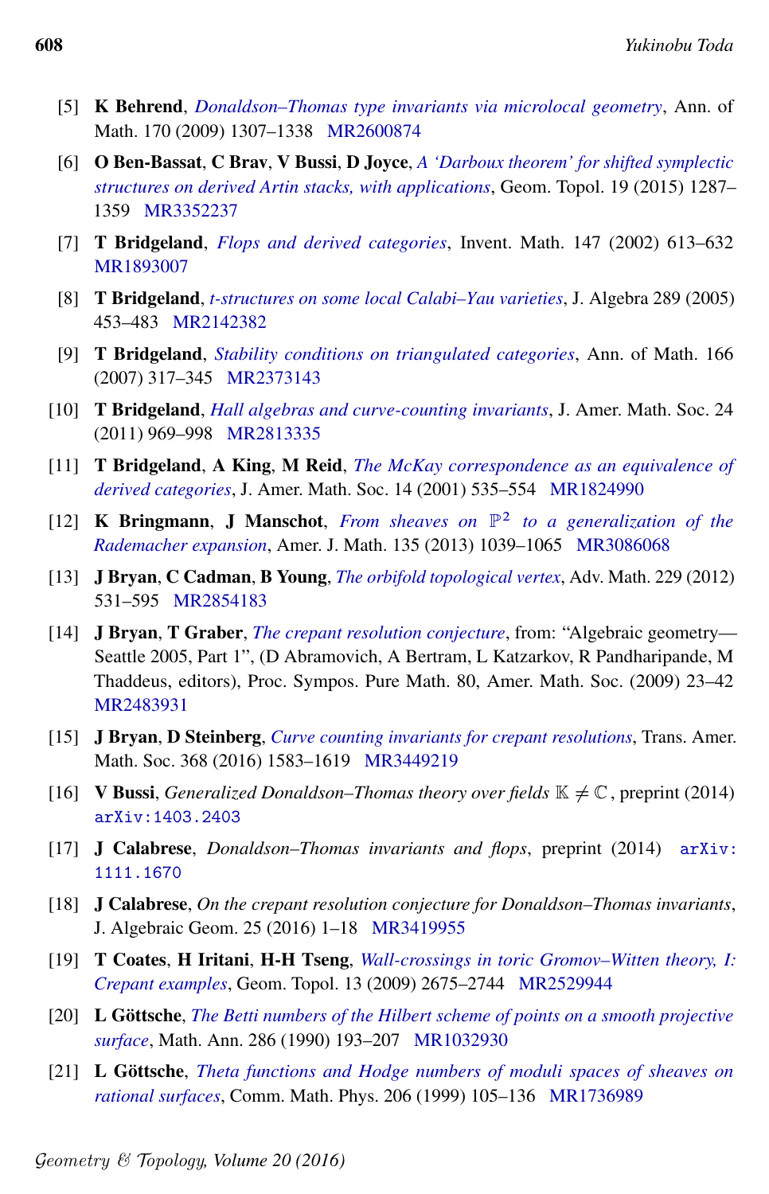[5] **K Behrend**, *Donaldson–Thomas type invariants via microlocal geometry*, Ann. of Math. 170 (2009) 1307–1338 MR2600874

[6] **O Ben-Bassat**, **C Brav**, **V Bussi**, **D Joyce**, *A 'Darboux theorem' for shifted symplectic structures on derived Artin stacks, with applications*, Geom. Topol. 19 (2015) 1287–1359 MR3352237

[7] **T Bridgeland**, *Flops and derived categories*, Invent. Math. 147 (2002) 613–632 MR1893007

[8] **T Bridgeland**, *t-structures on some local Calabi–Yau varieties*, J. Algebra 289 (2005) 453–483 MR2142382

[9] **T Bridgeland**, *Stability conditions on triangulated categories*, Ann. of Math. 166 (2007) 317–345 MR2373143

[10] **T Bridgeland**, *Hall algebras and curve-counting invariants*, J. Amer. Math. Soc. 24 (2011) 969–998 MR2813335

[11] **T Bridgeland**, **A King**, **M Reid**, *The McKay correspondence as an equivalence of derived categories*, J. Amer. Math. Soc. 14 (2001) 535–554 MR1824990

[12] **K Bringmann**, **J Manschot**, *From sheaves on $\mathbb{P}^2$ to a generalization of the Rademacher expansion*, Amer. J. Math. 135 (2013) 1039–1065 MR3086068

[13] **J Bryan**, **C Cadman**, **B Young**, *The orbifold topological vertex*, Adv. Math. 229 (2012) 531–595 MR2854183

[14] **J Bryan**, **T Graber**, *The crepant resolution conjecture*, from: "Algebraic geometry—Seattle 2005, Part 1", (D Abramovich, A Bertram, L Katzarkov, R Pandharipande, M Thaddeus, editors), Proc. Sympos. Pure Math. 80, Amer. Math. Soc. (2009) 23–42 MR2483931

[15] **J Bryan**, **D Steinberg**, *Curve counting invariants for crepant resolutions*, Trans. Amer. Math. Soc. 368 (2016) 1583–1619 MR3449219

[16] **V Bussi**, *Generalized Donaldson–Thomas theory over fields $\mathbb{K} \neq \mathbb{C}$*, preprint (2014) arXiv:1403.2403

[17] **J Calabrese**, *Donaldson–Thomas invariants and flops*, preprint (2014) arXiv:1111.1670

[18] **J Calabrese**, *On the crepant resolution conjecture for Donaldson–Thomas invariants*, J. Algebraic Geom. 25 (2016) 1–18 MR3419955

[19] **T Coates**, **H Iritani**, **H-H Tseng**, *Wall-crossings in toric Gromov–Witten theory, I: Crepant examples*, Geom. Topol. 13 (2009) 2675–2744 MR2529944

[20] **L Göttsche**, *The Betti numbers of the Hilbert scheme of points on a smooth projective surface*, Math. Ann. 286 (1990) 193–207 MR1032930

[21] **L Göttsche**, *Theta functions and Hodge numbers of moduli spaces of sheaves on rational surfaces*, Comm. Math. Phys. 206 (1999) 105–136 MR1736989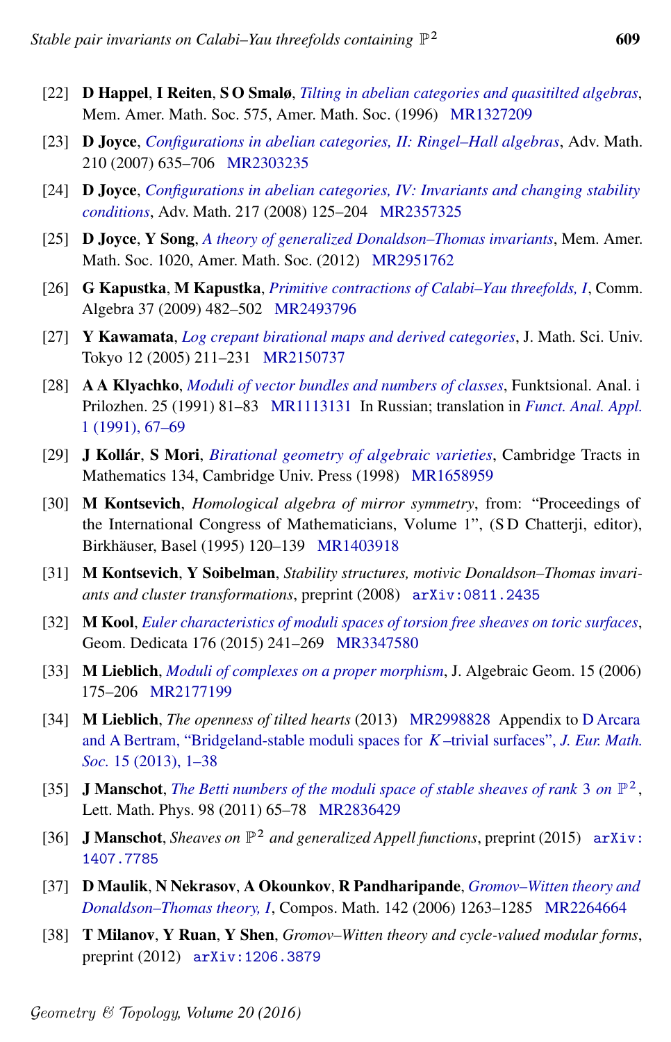[22] **D Happel**, **I Reiten**, **S O Smalø**, *Tilting in abelian categories and quasitilted algebras*, Mem. Amer. Math. Soc. 575, Amer. Math. Soc. (1996) MR1327209

[23] **D Joyce**, *Configurations in abelian categories, II: Ringel–Hall algebras*, Adv. Math. 210 (2007) 635–706 MR2303235

[24] **D Joyce**, *Configurations in abelian categories, IV: Invariants and changing stability conditions*, Adv. Math. 217 (2008) 125–204 MR2357325

[25] **D Joyce**, **Y Song**, *A theory of generalized Donaldson–Thomas invariants*, Mem. Amer. Math. Soc. 1020, Amer. Math. Soc. (2012) MR2951762

[26] **G Kapustka**, **M Kapustka**, *Primitive contractions of Calabi–Yau threefolds, I*, Comm. Algebra 37 (2009) 482–502 MR2493796

[27] **Y Kawamata**, *Log crepant birational maps and derived categories*, J. Math. Sci. Univ. Tokyo 12 (2005) 211–231 MR2150737

[28] **A A Klyachko**, *Moduli of vector bundles and numbers of classes*, Funktsional. Anal. i Prilozhen. 25 (1991) 81–83 MR1113131 In Russian; translation in *Funct. Anal. Appl. 1 (1991), 67–69*

[29] **J Kollár**, **S Mori**, *Birational geometry of algebraic varieties*, Cambridge Tracts in Mathematics 134, Cambridge Univ. Press (1998) MR1658959

[30] **M Kontsevich**, *Homological algebra of mirror symmetry*, from: "Proceedings of the International Congress of Mathematicians, Volume 1", (S D Chatterji, editor), Birkhäuser, Basel (1995) 120–139 MR1403918

[31] **M Kontsevich**, **Y Soibelman**, *Stability structures, motivic Donaldson–Thomas invariants and cluster transformations*, preprint (2008) arXiv:0811.2435

[32] **M Kool**, *Euler characteristics of moduli spaces of torsion free sheaves on toric surfaces*, Geom. Dedicata 176 (2015) 241–269 MR3347580

[33] **M Lieblich**, *Moduli of complexes on a proper morphism*, J. Algebraic Geom. 15 (2006) 175–206 MR2177199

[34] **M Lieblich**, *The openness of tilted hearts* (2013) MR2998828 Appendix to D Arcara and A Bertram, "Bridgeland-stable moduli spaces for $K$–trivial surfaces", *J. Eur. Math. Soc.* 15 (2013), 1–38

[35] **J Manschot**, *The Betti numbers of the moduli space of stable sheaves of rank 3 on $\mathbb{P}^2$*, Lett. Math. Phys. 98 (2011) 65–78 MR2836429

[36] **J Manschot**, *Sheaves on $\mathbb{P}^2$ and generalized Appell functions*, preprint (2015) arXiv:1407.7785

[37] **D Maulik**, **N Nekrasov**, **A Okounkov**, **R Pandharipande**, *Gromov–Witten theory and Donaldson–Thomas theory, I*, Compos. Math. 142 (2006) 1263–1285 MR2264664

[38] **T Milanov**, **Y Ruan**, **Y Shen**, *Gromov–Witten theory and cycle-valued modular forms*, preprint (2012) arXiv:1206.3879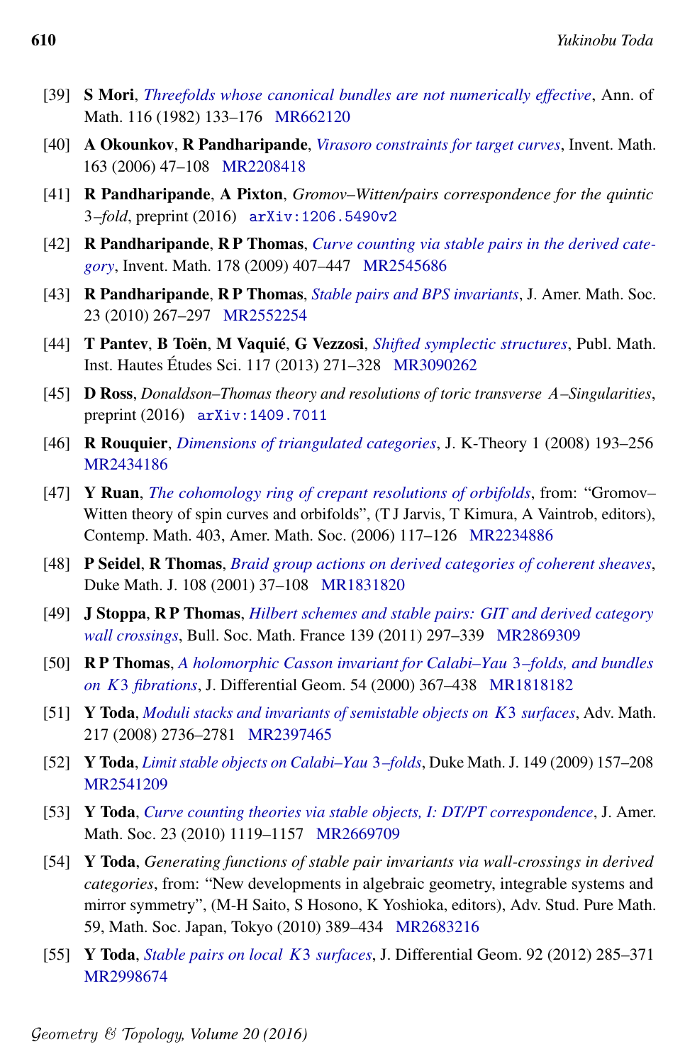[39] **S Mori**, *Threefolds whose canonical bundles are not numerically effective*, Ann. of Math. 116 (1982) 133–176 MR662120

[40] **A Okounkov**, **R Pandharipande**, *Virasoro constraints for target curves*, Invent. Math. 163 (2006) 47–108 MR2208418

[41] **R Pandharipande**, **A Pixton**, *Gromov–Witten/pairs correspondence for the quintic 3–fold*, preprint (2016) arXiv:1206.5490v2

[42] **R Pandharipande**, **R P Thomas**, *Curve counting via stable pairs in the derived category*, Invent. Math. 178 (2009) 407–447 MR2545686

[43] **R Pandharipande**, **R P Thomas**, *Stable pairs and BPS invariants*, J. Amer. Math. Soc. 23 (2010) 267–297 MR2552254

[44] **T Pantev**, **B Toën**, **M Vaquié**, **G Vezzosi**, *Shifted symplectic structures*, Publ. Math. Inst. Hautes Études Sci. 117 (2013) 271–328 MR3090262

[45] **D Ross**, *Donaldson–Thomas theory and resolutions of toric transverse $A$–Singularities*, preprint (2016) arXiv:1409.7011

[46] **R Rouquier**, *Dimensions of triangulated categories*, J. K-Theory 1 (2008) 193–256 MR2434186

[47] **Y Ruan**, *The cohomology ring of crepant resolutions of orbifolds*, from: "Gromov–Witten theory of spin curves and orbifolds", (T J Jarvis, T Kimura, A Vaintrob, editors), Contemp. Math. 403, Amer. Math. Soc. (2006) 117–126 MR2234886

[48] **P Seidel**, **R Thomas**, *Braid group actions on derived categories of coherent sheaves*, Duke Math. J. 108 (2001) 37–108 MR1831820

[49] **J Stoppa**, **R P Thomas**, *Hilbert schemes and stable pairs: GIT and derived category wall crossings*, Bull. Soc. Math. France 139 (2011) 297–339 MR2869309

[50] **R P Thomas**, *A holomorphic Casson invariant for Calabi–Yau 3–folds, and bundles on $K3$ fibrations*, J. Differential Geom. 54 (2000) 367–438 MR1818182

[51] **Y Toda**, *Moduli stacks and invariants of semistable objects on $K3$ surfaces*, Adv. Math. 217 (2008) 2736–2781 MR2397465

[52] **Y Toda**, *Limit stable objects on Calabi–Yau 3–folds*, Duke Math. J. 149 (2009) 157–208 MR2541209

[53] **Y Toda**, *Curve counting theories via stable objects, I: DT/PT correspondence*, J. Amer. Math. Soc. 23 (2010) 1119–1157 MR2669709

[54] **Y Toda**, *Generating functions of stable pair invariants via wall-crossings in derived categories*, from: "New developments in algebraic geometry, integrable systems and mirror symmetry", (M-H Saito, S Hosono, K Yoshioka, editors), Adv. Stud. Pure Math. 59, Math. Soc. Japan, Tokyo (2010) 389–434 MR2683216

[55] **Y Toda**, *Stable pairs on local $K3$ surfaces*, J. Differential Geom. 92 (2012) 285–371 MR2998674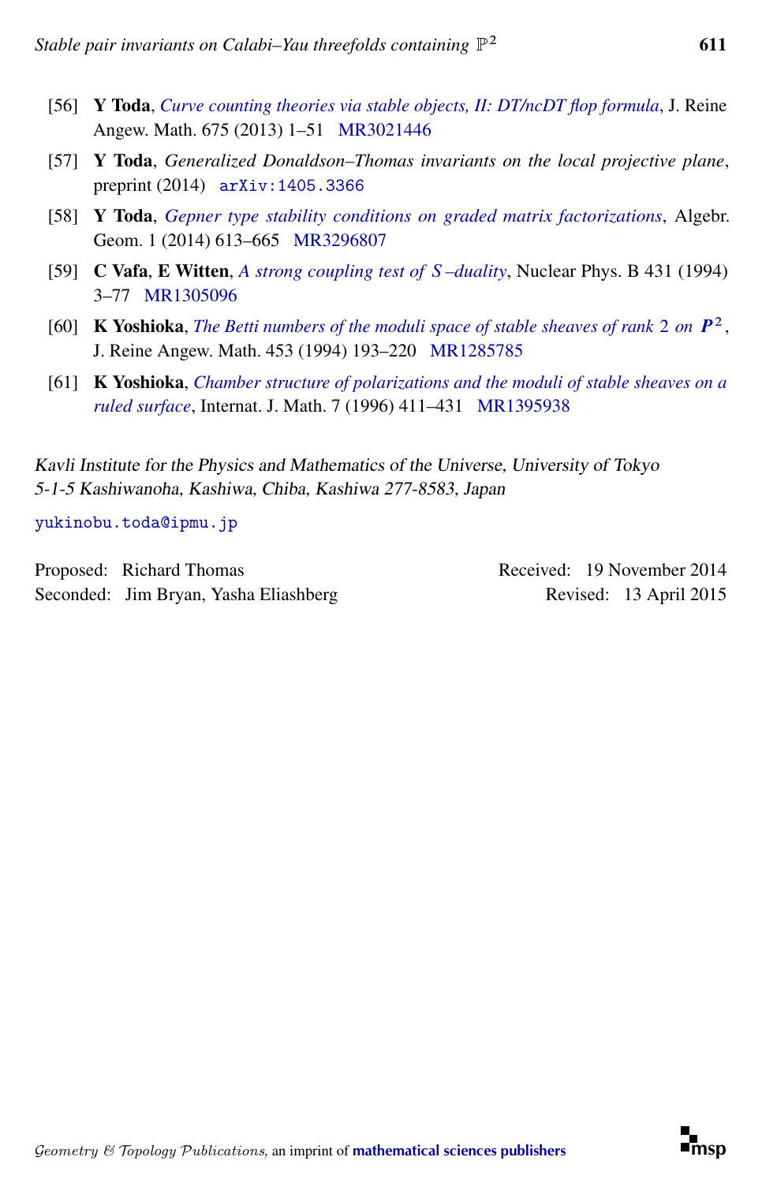[56] **Y Toda**, *Curve counting theories via stable objects, II: DT/ncDT flop formula*, J. Reine Angew. Math. 675 (2013) 1–51 MR3021446

[57] **Y Toda**, *Generalized Donaldson–Thomas invariants on the local projective plane*, preprint (2014) arXiv:1405.3366

[58] **Y Toda**, *Gepner type stability conditions on graded matrix factorizations*, Algebr. Geom. 1 (2014) 613–665 MR3296807

[59] **C Vafa**, **E Witten**, *A strong coupling test of $S$–duality*, Nuclear Phys. B 431 (1994) 3–77 MR1305096

[60] **K Yoshioka**, *The Betti numbers of the moduli space of stable sheaves of rank 2 on $\boldsymbol{P}^2$*, J. Reine Angew. Math. 453 (1994) 193–220 MR1285785

[61] **K Yoshioka**, *Chamber structure of polarizations and the moduli of stable sheaves on a ruled surface*, Internat. J. Math. 7 (1996) 411–431 MR1395938

*Kavli Institute for the Physics and Mathematics of the Universe, University of Tokyo*
*5-1-5 Kashiwanoha, Kashiwa, Chiba, Kashiwa 277-8583, Japan*

yukinobu.toda@ipmu.jp

Proposed: Richard Thomas
Seconded: Jim Bryan, Yasha Eliashberg

Received: 19 November 2014
Revised: 13 April 2015